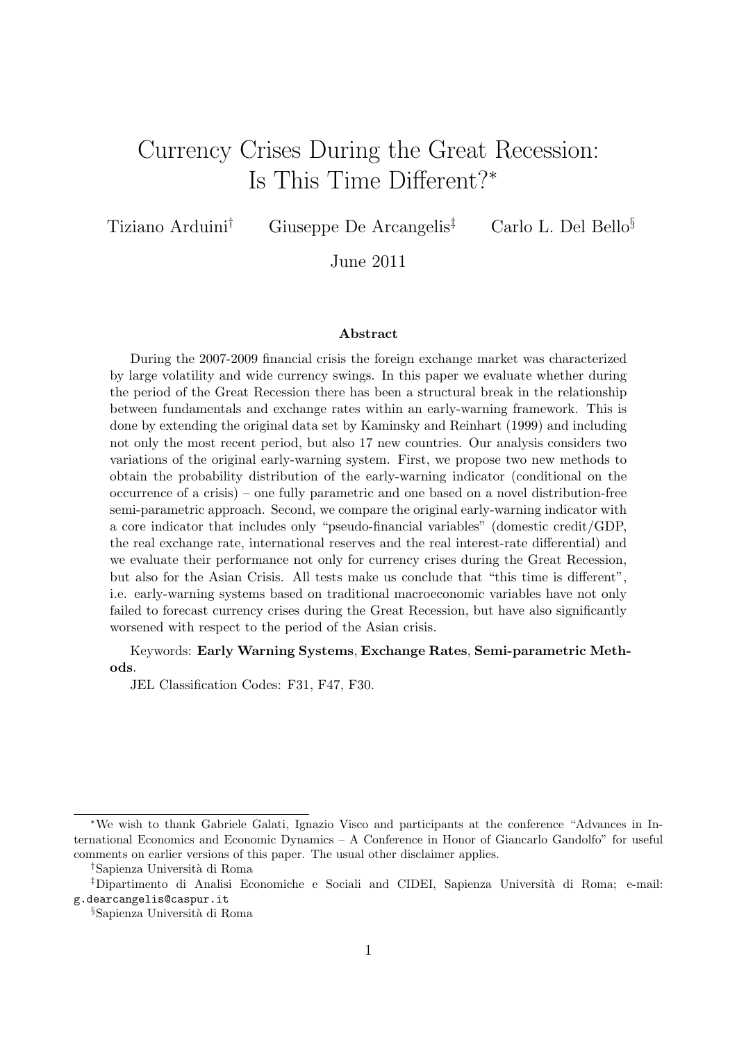# Currency Crises During the Great Recession: Is This Time Different?*

Tiziano Arduini[†] Giuseppe De Arcangelis[‡] Carlo L. Del Bello[§]

June 2011

### Abstract

During the 2007-2009 financial crisis the foreign exchange market was characterized by large volatility and wide currency swings. In this paper we evaluate whether during the period of the Great Recession there has been a structural break in the relationship between fundamentals and exchange rates within an early-warning framework. This is done by extending the original data set by Kaminsky and Reinhart (1999) and including not only the most recent period, but also 17 new countries. Our analysis considers two variations of the original early-warning system. First, we propose two new methods to obtain the probability distribution of the early-warning indicator (conditional on the occurrence of a crisis) – one fully parametric and one based on a novel distribution-free semi-parametric approach. Second, we compare the original early-warning indicator with a core indicator that includes only "pseudo-financial variables" (domestic credit/GDP, the real exchange rate, international reserves and the real interest-rate differential) and we evaluate their performance not only for currency crises during the Great Recession, but also for the Asian Crisis. All tests make us conclude that "this time is different", i.e. early-warning systems based on traditional macroeconomic variables have not only failed to forecast currency crises during the Great Recession, but have also significantly worsened with respect to the period of the Asian crisis.

Keywords: **Early Warning Systems**, **Exchange Rates**, **Semi-parametric Methods**.

JEL Classification Codes: F31, F47, F30.

---

*We wish to thank Gabriele Galati, Ignazio Visco and participants at the conference "Advances in International Economics and Economic Dynamics – A Conference in Honor of Giancarlo Gandolfo" for useful comments on earlier versions of this paper. The usual other disclaimer applies.

[†]Sapienza Università di Roma

[‡]Dipartimento di Analisi Economiche e Sociali and CIDEI, Sapienza Università di Roma; e-mail: `g.dearcangelis@caspur.it`

[§]Sapienza Università di Roma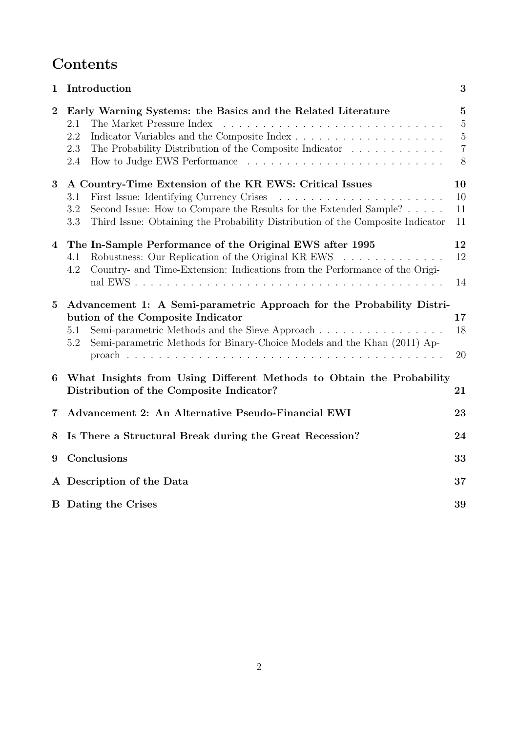# Contents

| | | |
|---|---|---|
| **1** | **Introduction** | **3** |
| **2** | **Early Warning Systems: the Basics and the Related Literature** | **5** |
| | 2.1 The Market Pressure Index | 5 |
| | 2.2 Indicator Variables and the Composite Index | 5 |
| | 2.3 The Probability Distribution of the Composite Indicator | 7 |
| | 2.4 How to Judge EWS Performance | 8 |
| **3** | **A Country-Time Extension of the KR EWS: Critical Issues** | **10** |
| | 3.1 First Issue: Identifying Currency Crises | 10 |
| | 3.2 Second Issue: How to Compare the Results for the Extended Sample? | 11 |
| | 3.3 Third Issue: Obtaining the Probability Distribution of the Composite Indicator | 11 |
| **4** | **The In-Sample Performance of the Original EWS after 1995** | **12** |
| | 4.1 Robustness: Our Replication of the Original KR EWS | 12 |
| | 4.2 Country- and Time-Extension: Indications from the Performance of the Original EWS | 14 |
| **5** | **Advancement 1: A Semi-parametric Approach for the Probability Distribution of the Composite Indicator** | **17** |
| | 5.1 Semi-parametric Methods and the Sieve Approach | 18 |
| | 5.2 Semi-parametric Methods for Binary-Choice Models and the Khan (2011) Approach | 20 |
| **6** | **What Insights from Using Different Methods to Obtain the Probability Distribution of the Composite Indicator?** | **21** |
| **7** | **Advancement 2: An Alternative Pseudo-Financial EWI** | **23** |
| **8** | **Is There a Structural Break during the Great Recession?** | **24** |
| **9** | **Conclusions** | **33** |
| **A** | **Description of the Data** | **37** |
| **B** | **Dating the Crises** | **39** |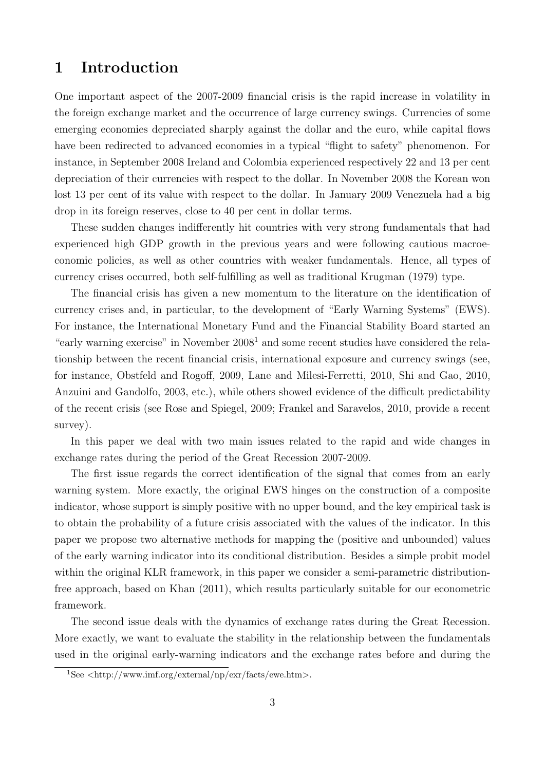# 1 Introduction

One important aspect of the 2007-2009 financial crisis is the rapid increase in volatility in the foreign exchange market and the occurrence of large currency swings. Currencies of some emerging economies depreciated sharply against the dollar and the euro, while capital flows have been redirected to advanced economies in a typical "flight to safety" phenomenon. For instance, in September 2008 Ireland and Colombia experienced respectively 22 and 13 per cent depreciation of their currencies with respect to the dollar. In November 2008 the Korean won lost 13 per cent of its value with respect to the dollar. In January 2009 Venezuela had a big drop in its foreign reserves, close to 40 per cent in dollar terms.

These sudden changes indifferently hit countries with very strong fundamentals that had experienced high GDP growth in the previous years and were following cautious macroeconomic policies, as well as other countries with weaker fundamentals. Hence, all types of currency crises occurred, both self-fulfilling as well as traditional Krugman (1979) type.

The financial crisis has given a new momentum to the literature on the identification of currency crises and, in particular, to the development of "Early Warning Systems" (EWS). For instance, the International Monetary Fund and the Financial Stability Board started an "early warning exercise" in November 2008[1] and some recent studies have considered the relationship between the recent financial crisis, international exposure and currency swings (see, for instance, Obstfeld and Rogoff, 2009, Lane and Milesi-Ferretti, 2010, Shi and Gao, 2010, Anzuini and Gandolfo, 2003, etc.), while others showed evidence of the difficult predictability of the recent crisis (see Rose and Spiegel, 2009; Frankel and Saravelos, 2010, provide a recent survey).

In this paper we deal with two main issues related to the rapid and wide changes in exchange rates during the period of the Great Recession 2007-2009.

The first issue regards the correct identification of the signal that comes from an early warning system. More exactly, the original EWS hinges on the construction of a composite indicator, whose support is simply positive with no upper bound, and the key empirical task is to obtain the probability of a future crisis associated with the values of the indicator. In this paper we propose two alternative methods for mapping the (positive and unbounded) values of the early warning indicator into its conditional distribution. Besides a simple probit model within the original KLR framework, in this paper we consider a semi-parametric distribution-free approach, based on Khan (2011), which results particularly suitable for our econometric framework.

The second issue deals with the dynamics of exchange rates during the Great Recession. More exactly, we want to evaluate the stability in the relationship between the fundamentals used in the original early-warning indicators and the exchange rates before and during the

[1] See <http://www.imf.org/external/np/exr/facts/ewe.htm>.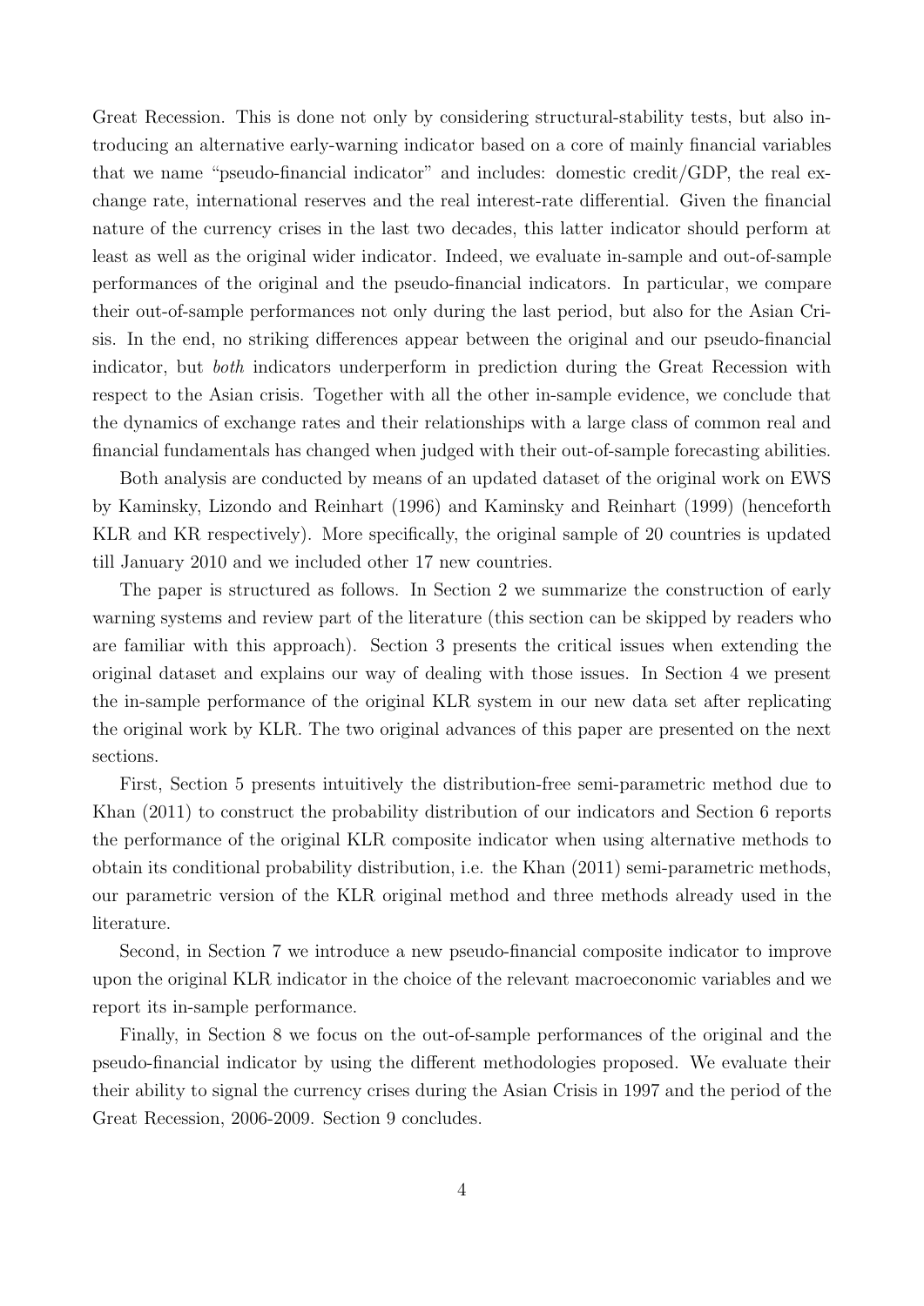Great Recession. This is done not only by considering structural-stability tests, but also introducing an alternative early-warning indicator based on a core of mainly financial variables that we name "pseudo-financial indicator" and includes: domestic credit/GDP, the real exchange rate, international reserves and the real interest-rate differential. Given the financial nature of the currency crises in the last two decades, this latter indicator should perform at least as well as the original wider indicator. Indeed, we evaluate in-sample and out-of-sample performances of the original and the pseudo-financial indicators. In particular, we compare their out-of-sample performances not only during the last period, but also for the Asian Crisis. In the end, no striking differences appear between the original and our pseudo-financial indicator, but *both* indicators underperform in prediction during the Great Recession with respect to the Asian crisis. Together with all the other in-sample evidence, we conclude that the dynamics of exchange rates and their relationships with a large class of common real and financial fundamentals has changed when judged with their out-of-sample forecasting abilities.

Both analysis are conducted by means of an updated dataset of the original work on EWS by Kaminsky, Lizondo and Reinhart (1996) and Kaminsky and Reinhart (1999) (henceforth KLR and KR respectively). More specifically, the original sample of 20 countries is updated till January 2010 and we included other 17 new countries.

The paper is structured as follows. In Section 2 we summarize the construction of early warning systems and review part of the literature (this section can be skipped by readers who are familiar with this approach). Section 3 presents the critical issues when extending the original dataset and explains our way of dealing with those issues. In Section 4 we present the in-sample performance of the original KLR system in our new data set after replicating the original work by KLR. The two original advances of this paper are presented on the next sections.

First, Section 5 presents intuitively the distribution-free semi-parametric method due to Khan (2011) to construct the probability distribution of our indicators and Section 6 reports the performance of the original KLR composite indicator when using alternative methods to obtain its conditional probability distribution, i.e. the Khan (2011) semi-parametric methods, our parametric version of the KLR original method and three methods already used in the literature.

Second, in Section 7 we introduce a new pseudo-financial composite indicator to improve upon the original KLR indicator in the choice of the relevant macroeconomic variables and we report its in-sample performance.

Finally, in Section 8 we focus on the out-of-sample performances of the original and the pseudo-financial indicator by using the different methodologies proposed. We evaluate their their ability to signal the currency crises during the Asian Crisis in 1997 and the period of the Great Recession, 2006-2009. Section 9 concludes.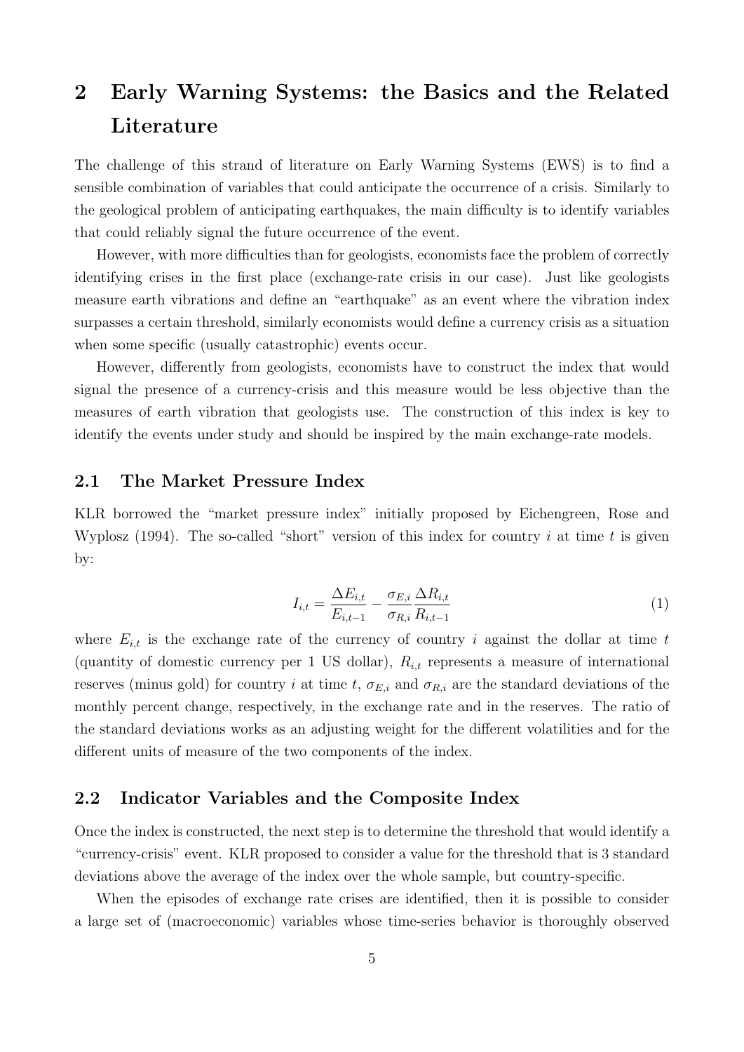# 2 Early Warning Systems: the Basics and the Related Literature

The challenge of this strand of literature on Early Warning Systems (EWS) is to find a sensible combination of variables that could anticipate the occurrence of a crisis. Similarly to the geological problem of anticipating earthquakes, the main difficulty is to identify variables that could reliably signal the future occurrence of the event.

However, with more difficulties than for geologists, economists face the problem of correctly identifying crises in the first place (exchange-rate crisis in our case). Just like geologists measure earth vibrations and define an "earthquake" as an event where the vibration index surpasses a certain threshold, similarly economists would define a currency crisis as a situation when some specific (usually catastrophic) events occur.

However, differently from geologists, economists have to construct the index that would signal the presence of a currency-crisis and this measure would be less objective than the measures of earth vibration that geologists use. The construction of this index is key to identify the events under study and should be inspired by the main exchange-rate models.

## 2.1 The Market Pressure Index

KLR borrowed the "market pressure index" initially proposed by Eichengreen, Rose and Wyplosz (1994). The so-called "short" version of this index for country $i$ at time $t$ is given by:

$$I_{i,t} = \frac{\Delta E_{i,t}}{E_{i,t-1}} - \frac{\sigma_{E,i}}{\sigma_{R,i}} \frac{\Delta R_{i,t}}{R_{i,t-1}} \tag{1}$$

where $E_{i,t}$ is the exchange rate of the currency of country $i$ against the dollar at time $t$ (quantity of domestic currency per 1 US dollar), $R_{i,t}$ represents a measure of international reserves (minus gold) for country $i$ at time $t$, $\sigma_{E,i}$ and $\sigma_{R,i}$ are the standard deviations of the monthly percent change, respectively, in the exchange rate and in the reserves. The ratio of the standard deviations works as an adjusting weight for the different volatilities and for the different units of measure of the two components of the index.

## 2.2 Indicator Variables and the Composite Index

Once the index is constructed, the next step is to determine the threshold that would identify a "currency-crisis" event. KLR proposed to consider a value for the threshold that is 3 standard deviations above the average of the index over the whole sample, but country-specific.

When the episodes of exchange rate crises are identified, then it is possible to consider a large set of (macroeconomic) variables whose time-series behavior is thoroughly observed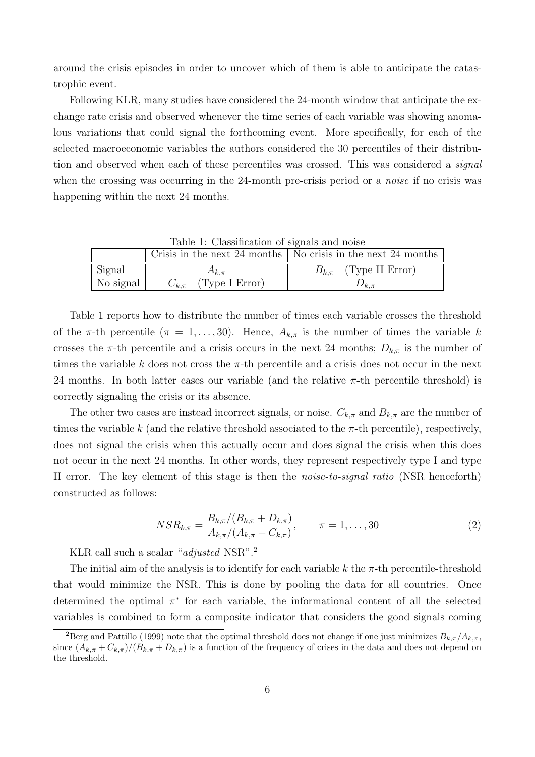around the crisis episodes in order to uncover which of them is able to anticipate the catastrophic event.

Following KLR, many studies have considered the 24-month window that anticipate the exchange rate crisis and observed whenever the time series of each variable was showing anomalous variations that could signal the forthcoming event. More specifically, for each of the selected macroeconomic variables the authors considered the 30 percentiles of their distribution and observed when each of these percentiles was crossed. This was considered a *signal* when the crossing was occurring in the 24-month pre-crisis period or a *noise* if no crisis was happening within the next 24 months.

Table 1: Classification of signals and noise

| | Crisis in the next 24 months | No crisis in the next 24 months |
|---|---|---|
| Signal | $A_{k,\pi}$ | $B_{k,\pi}$ (Type II Error) |
| No signal | $C_{k,\pi}$ (Type I Error) | $D_{k,\pi}$ |

Table 1 reports how to distribute the number of times each variable crosses the threshold of the $\pi$-th percentile ($\pi = 1, \ldots, 30$). Hence, $A_{k,\pi}$ is the number of times the variable $k$ crosses the $\pi$-th percentile and a crisis occurs in the next 24 months; $D_{k,\pi}$ is the number of times the variable $k$ does not cross the $\pi$-th percentile and a crisis does not occur in the next 24 months. In both latter cases our variable (and the relative $\pi$-th percentile threshold) is correctly signaling the crisis or its absence.

The other two cases are instead incorrect signals, or noise. $C_{k,\pi}$ and $B_{k,\pi}$ are the number of times the variable $k$ (and the relative threshold associated to the $\pi$-th percentile), respectively, does not signal the crisis when this actually occur and does signal the crisis when this does not occur in the next 24 months. In other words, they represent respectively type I and type II error. The key element of this stage is then the *noise-to-signal ratio* (NSR henceforth) constructed as follows:

$$NSR_{k,\pi} = \frac{B_{k,\pi}/(B_{k,\pi} + D_{k,\pi})}{A_{k,\pi}/(A_{k,\pi} + C_{k,\pi})}, \qquad \pi = 1, \ldots, 30 \tag{2}$$

KLR call such a scalar "*adjusted* NSR".[2]

The initial aim of the analysis is to identify for each variable $k$ the $\pi$-th percentile-threshold that would minimize the NSR. This is done by pooling the data for all countries. Once determined the optimal $\pi^*$ for each variable, the informational content of all the selected variables is combined to form a composite indicator that considers the good signals coming

[2]Berg and Pattillo (1999) note that the optimal threshold does not change if one just minimizes $B_{k,\pi}/A_{k,\pi}$, since $(A_{k,\pi} + C_{k,\pi})/(B_{k,\pi} + D_{k,\pi})$ is a function of the frequency of crises in the data and does not depend on the threshold.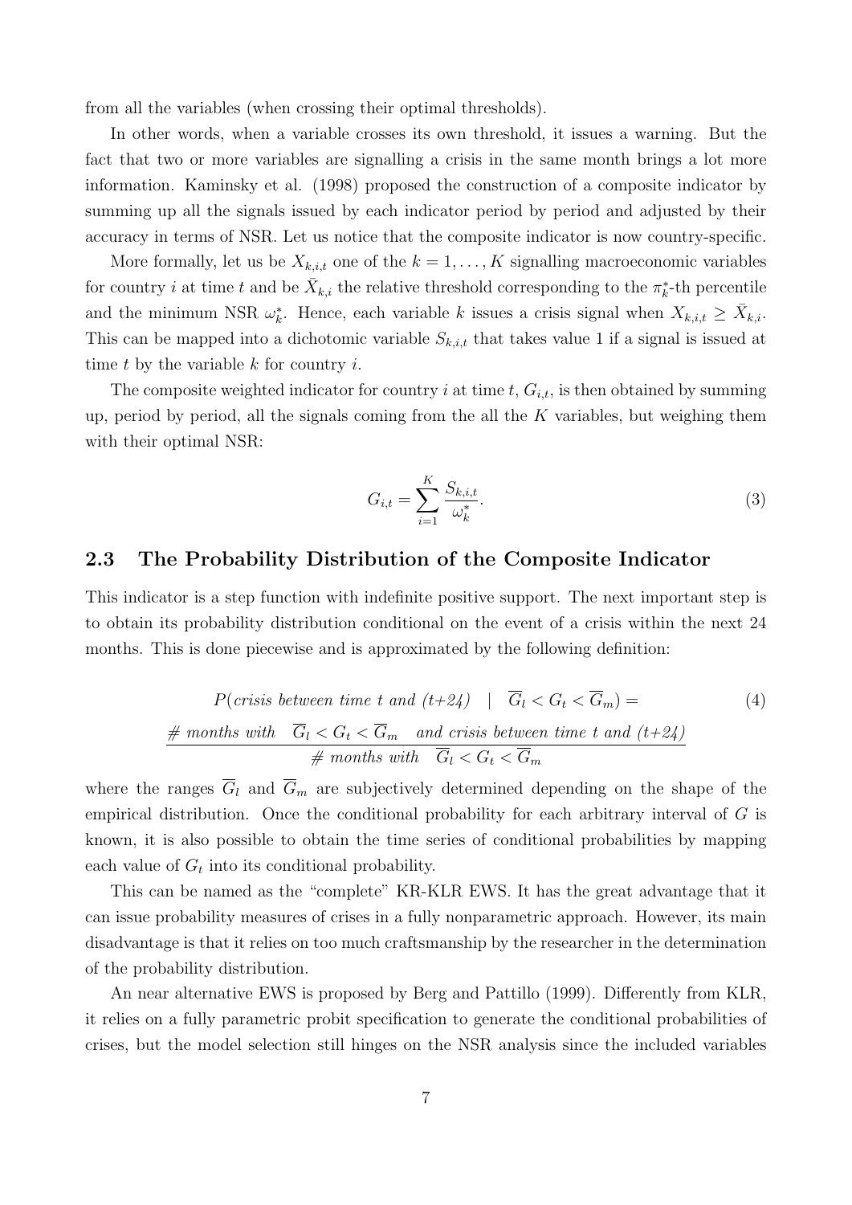from all the variables (when crossing their optimal thresholds).

In other words, when a variable crosses its own threshold, it issues a warning. But the fact that two or more variables are signalling a crisis in the same month brings a lot more information. Kaminsky et al. (1998) proposed the construction of a composite indicator by summing up all the signals issued by each indicator period by period and adjusted by their accuracy in terms of NSR. Let us notice that the composite indicator is now country-specific.

More formally, let us be $X_{k,i,t}$ one of the $k = 1, \ldots, K$ signalling macroeconomic variables for country $i$ at time $t$ and be $\bar{X}_{k,i}$ the relative threshold corresponding to the $\pi_k^*$-th percentile and the minimum NSR $\omega_k^*$. Hence, each variable $k$ issues a crisis signal when $X_{k,i,t} \geq \bar{X}_{k,i}$. This can be mapped into a dichotomic variable $S_{k,i,t}$ that takes value 1 if a signal is issued at time $t$ by the variable $k$ for country $i$.

The composite weighted indicator for country $i$ at time $t$, $G_{i,t}$, is then obtained by summing up, period by period, all the signals coming from the all the $K$ variables, but weighing them with their optimal NSR:

$$G_{i,t} = \sum_{i=1}^{K} \frac{S_{k,i,t}}{\omega_k^*}. \tag{3}$$

## 2.3 The Probability Distribution of the Composite Indicator

This indicator is a step function with indefinite positive support. The next important step is to obtain its probability distribution conditional on the event of a crisis within the next 24 months. This is done piecewise and is approximated by the following definition:

$$P(\textit{crisis between time t and (t+24)} \quad | \quad \overline{G}_l < G_t < \overline{G}_m) = \tag{4}$$
$$\frac{\textit{\# months with} \quad \overline{G}_l < G_t < \overline{G}_m \quad \textit{and crisis between time t and (t+24)}}{\textit{\# months with} \quad \overline{G}_l < G_t < \overline{G}_m}$$

where the ranges $\overline{G}_l$ and $\overline{G}_m$ are subjectively determined depending on the shape of the empirical distribution. Once the conditional probability for each arbitrary interval of $G$ is known, it is also possible to obtain the time series of conditional probabilities by mapping each value of $G_t$ into its conditional probability.

This can be named as the "complete" KR-KLR EWS. It has the great advantage that it can issue probability measures of crises in a fully nonparametric approach. However, its main disadvantage is that it relies on too much craftsmanship by the researcher in the determination of the probability distribution.

An near alternative EWS is proposed by Berg and Pattillo (1999). Differently from KLR, it relies on a fully parametric probit specification to generate the conditional probabilities of crises, but the model selection still hinges on the NSR analysis since the included variables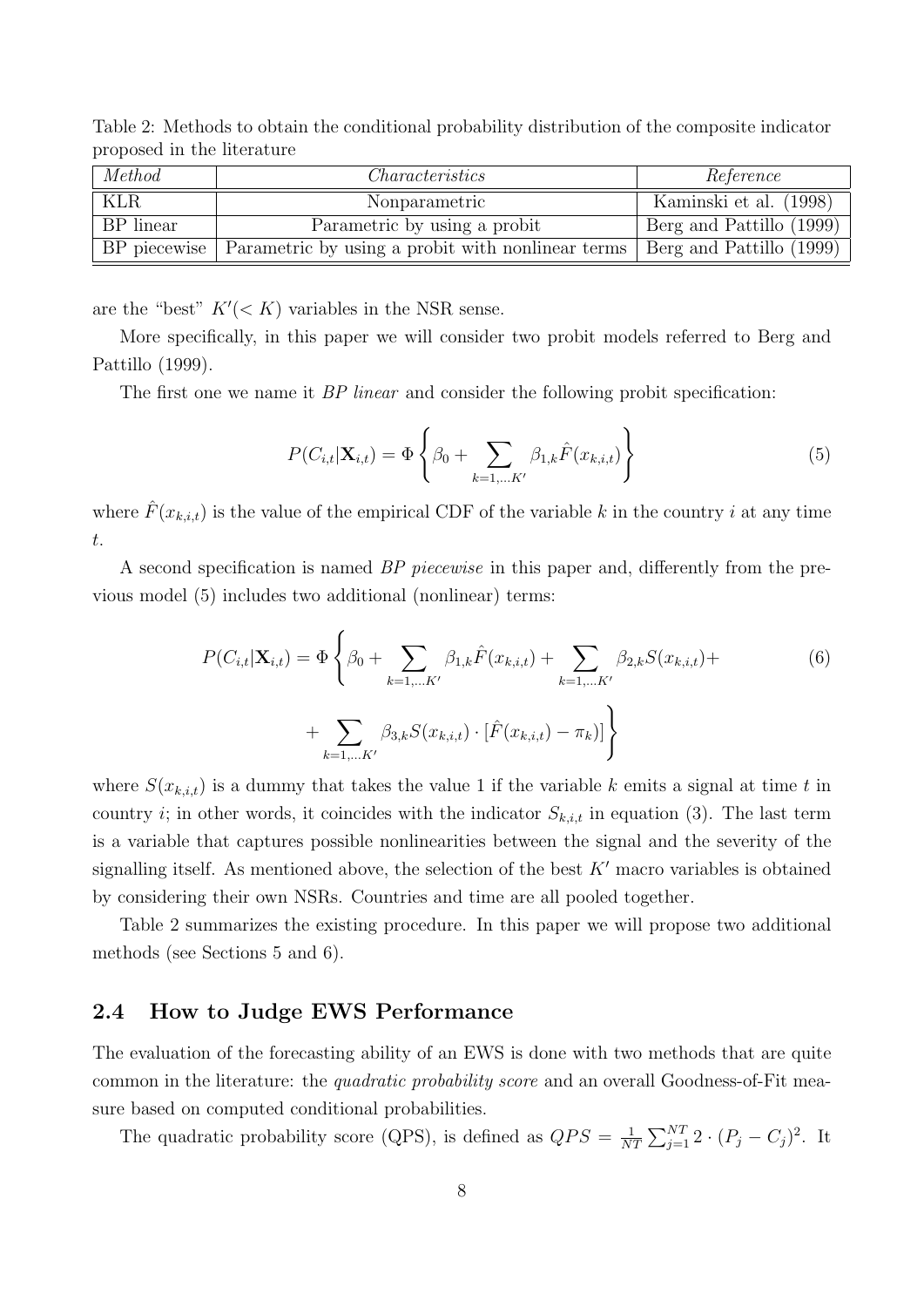Table 2: Methods to obtain the conditional probability distribution of the composite indicator proposed in the literature

| *Method* | *Characteristics* | *Reference* |
|---|---|---|
| KLR | Nonparametric | Kaminski et al. (1998) |
| BP linear | Parametric by using a probit | Berg and Pattillo (1999) |
| BP piecewise | Parametric by using a probit with nonlinear terms | Berg and Pattillo (1999) |

are the "best" $K'(< K)$ variables in the NSR sense.

More specifically, in this paper we will consider two probit models referred to Berg and Pattillo (1999).

The first one we name it *BP linear* and consider the following probit specification:

$$P(C_{i,t}|\mathbf{X}_{i,t}) = \Phi\left\{\beta_0 + \sum_{k=1,\ldots K'} \beta_{1,k}\hat{F}(x_{k,i,t})\right\} \tag{5}$$

where $\hat{F}(x_{k,i,t})$ is the value of the empirical CDF of the variable $k$ in the country $i$ at any time $t$.

A second specification is named *BP piecewise* in this paper and, differently from the previous model (5) includes two additional (nonlinear) terms:

$$P(C_{i,t}|\mathbf{X}_{i,t}) = \Phi\left\{\beta_0 + \sum_{k=1,\ldots K'} \beta_{1,k}\hat{F}(x_{k,i,t}) + \sum_{k=1,\ldots K'} \beta_{2,k}S(x_{k,i,t}) + \right. \tag{6}$$

$$\left. + \sum_{k=1,\ldots K'} \beta_{3,k}S(x_{k,i,t}) \cdot [\hat{F}(x_{k,i,t}) - \pi_k)]\right\}$$

where $S(x_{k,i,t})$ is a dummy that takes the value 1 if the variable $k$ emits a signal at time $t$ in country $i$; in other words, it coincides with the indicator $S_{k,i,t}$ in equation (3). The last term is a variable that captures possible nonlinearities between the signal and the severity of the signalling itself. As mentioned above, the selection of the best $K'$ macro variables is obtained by considering their own NSRs. Countries and time are all pooled together.

Table 2 summarizes the existing procedure. In this paper we will propose two additional methods (see Sections 5 and 6).

## 2.4 How to Judge EWS Performance

The evaluation of the forecasting ability of an EWS is done with two methods that are quite common in the literature: the *quadratic probability score* and an overall Goodness-of-Fit measure based on computed conditional probabilities.

The quadratic probability score (QPS), is defined as $QPS = \frac{1}{NT}\sum_{j=1}^{NT} 2 \cdot (P_j - C_j)^2$. It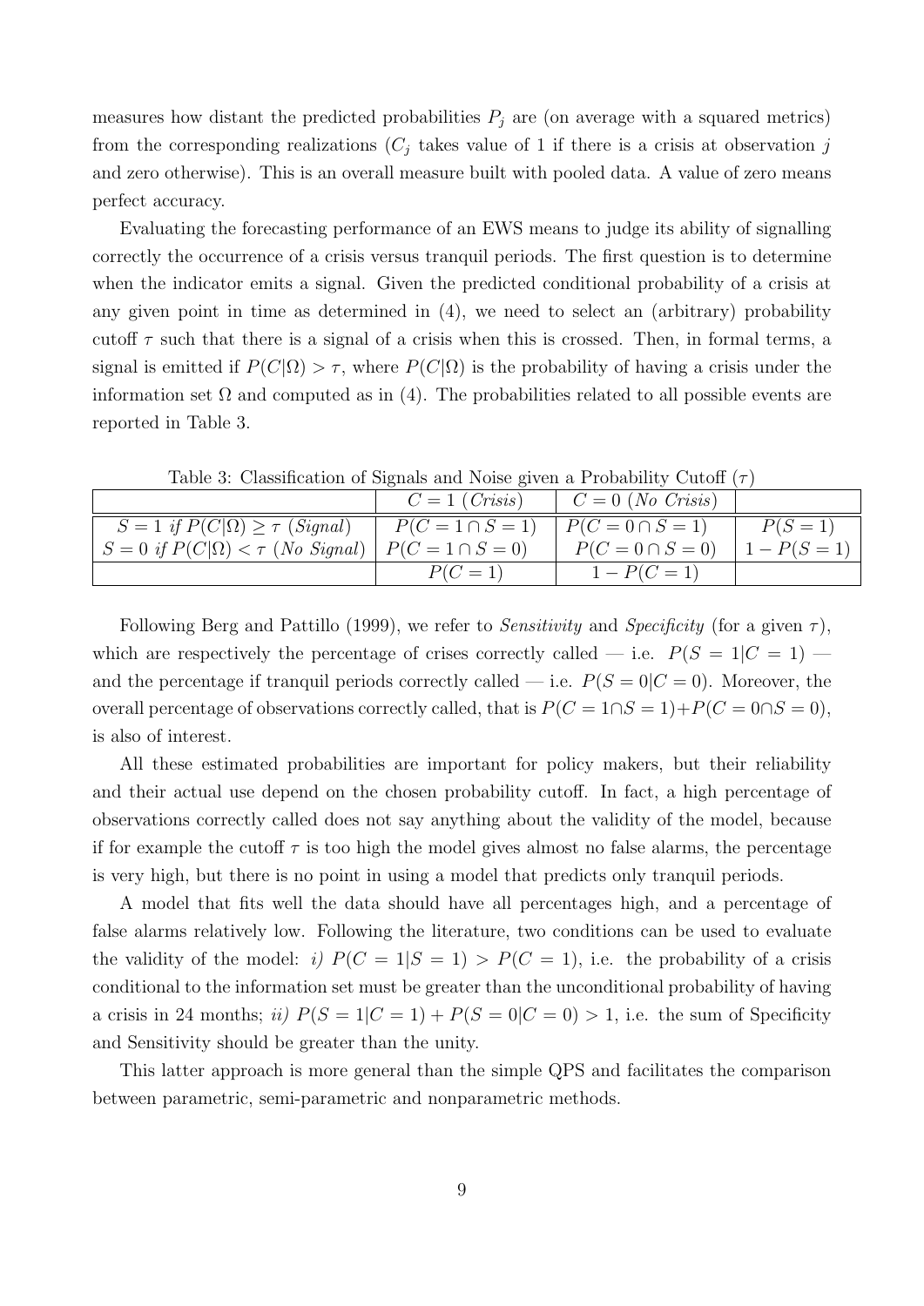measures how distant the predicted probabilities $P_j$ are (on average with a squared metrics) from the corresponding realizations ($C_j$ takes value of 1 if there is a crisis at observation $j$ and zero otherwise). This is an overall measure built with pooled data. A value of zero means perfect accuracy.

Evaluating the forecasting performance of an EWS means to judge its ability of signalling correctly the occurrence of a crisis versus tranquil periods. The first question is to determine when the indicator emits a signal. Given the predicted conditional probability of a crisis at any given point in time as determined in (4), we need to select an (arbitrary) probability cutoff $\tau$ such that there is a signal of a crisis when this is crossed. Then, in formal terms, a signal is emitted if $P(C|\Omega) > \tau$, where $P(C|\Omega)$ is the probability of having a crisis under the information set $\Omega$ and computed as in (4). The probabilities related to all possible events are reported in Table 3.

Table 3: Classification of Signals and Noise given a Probability Cutoff ($\tau$)

| | $C = 1$ (*Crisis*) | $C = 0$ (*No Crisis*) | |
|---|---|---|---|
| $S = 1$ *if* $P(C\vert\Omega) \geq \tau$ (*Signal*) | $P(C = 1 \cap S = 1)$ | $P(C = 0 \cap S = 1)$ | $P(S = 1)$ |
| $S = 0$ *if* $P(C\vert\Omega) < \tau$ (*No Signal*) | $P(C = 1 \cap S = 0)$ | $P(C = 0 \cap S = 0)$ | $1 - P(S = 1)$ |
| | $P(C = 1)$ | $1 - P(C = 1)$ | |

Following Berg and Pattillo (1999), we refer to *Sensitivity* and *Specificity* (for a given $\tau$), which are respectively the percentage of crises correctly called — i.e. $P(S = 1|C = 1)$ — and the percentage if tranquil periods correctly called — i.e. $P(S = 0|C = 0)$. Moreover, the overall percentage of observations correctly called, that is $P(C = 1 \cap S = 1) + P(C = 0 \cap S = 0)$, is also of interest.

All these estimated probabilities are important for policy makers, but their reliability and their actual use depend on the chosen probability cutoff. In fact, a high percentage of observations correctly called does not say anything about the validity of the model, because if for example the cutoff $\tau$ is too high the model gives almost no false alarms, the percentage is very high, but there is no point in using a model that predicts only tranquil periods.

A model that fits well the data should have all percentages high, and a percentage of false alarms relatively low. Following the literature, two conditions can be used to evaluate the validity of the model: *i)* $P(C = 1|S = 1) > P(C = 1)$, i.e. the probability of a crisis conditional to the information set must be greater than the unconditional probability of having a crisis in 24 months; *ii)* $P(S = 1|C = 1) + P(S = 0|C = 0) > 1$, i.e. the sum of Specificity and Sensitivity should be greater than the unity.

This latter approach is more general than the simple QPS and facilitates the comparison between parametric, semi-parametric and nonparametric methods.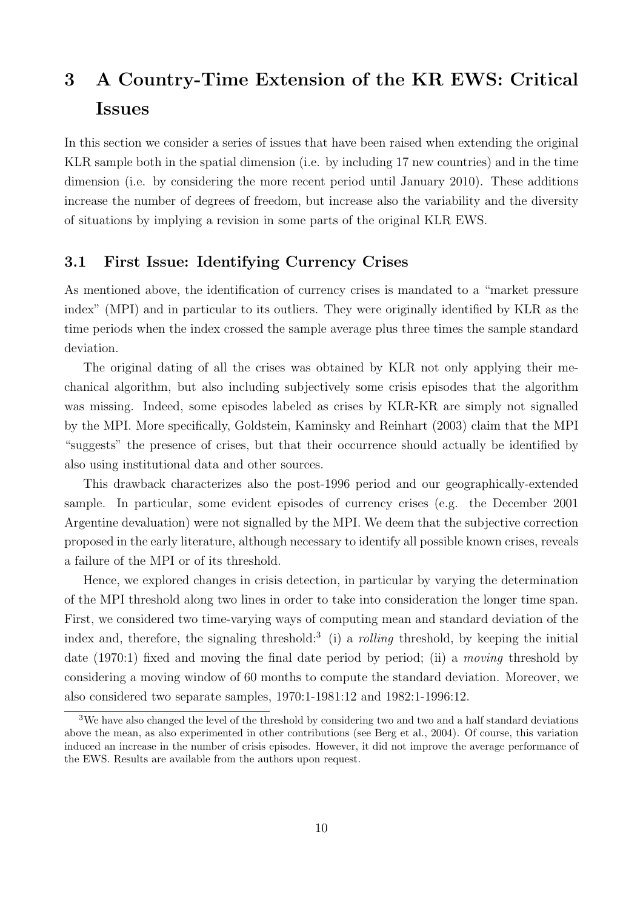# 3 A Country-Time Extension of the KR EWS: Critical Issues

In this section we consider a series of issues that have been raised when extending the original KLR sample both in the spatial dimension (i.e. by including 17 new countries) and in the time dimension (i.e. by considering the more recent period until January 2010). These additions increase the number of degrees of freedom, but increase also the variability and the diversity of situations by implying a revision in some parts of the original KLR EWS.

## 3.1 First Issue: Identifying Currency Crises

As mentioned above, the identification of currency crises is mandated to a "market pressure index" (MPI) and in particular to its outliers. They were originally identified by KLR as the time periods when the index crossed the sample average plus three times the sample standard deviation.

The original dating of all the crises was obtained by KLR not only applying their mechanical algorithm, but also including subjectively some crisis episodes that the algorithm was missing. Indeed, some episodes labeled as crises by KLR-KR are simply not signalled by the MPI. More specifically, Goldstein, Kaminsky and Reinhart (2003) claim that the MPI "suggests" the presence of crises, but that their occurrence should actually be identified by also using institutional data and other sources.

This drawback characterizes also the post-1996 period and our geographically-extended sample. In particular, some evident episodes of currency crises (e.g. the December 2001 Argentine devaluation) were not signalled by the MPI. We deem that the subjective correction proposed in the early literature, although necessary to identify all possible known crises, reveals a failure of the MPI or of its threshold.

Hence, we explored changes in crisis detection, in particular by varying the determination of the MPI threshold along two lines in order to take into consideration the longer time span. First, we considered two time-varying ways of computing mean and standard deviation of the index and, therefore, the signaling threshold:[3] (i) a *rolling* threshold, by keeping the initial date (1970:1) fixed and moving the final date period by period; (ii) a *moving* threshold by considering a moving window of 60 months to compute the standard deviation. Moreover, we also considered two separate samples, 1970:1-1981:12 and 1982:1-1996:12.

[3] We have also changed the level of the threshold by considering two and two and a half standard deviations above the mean, as also experimented in other contributions (see Berg et al., 2004). Of course, this variation induced an increase in the number of crisis episodes. However, it did not improve the average performance of the EWS. Results are available from the authors upon request.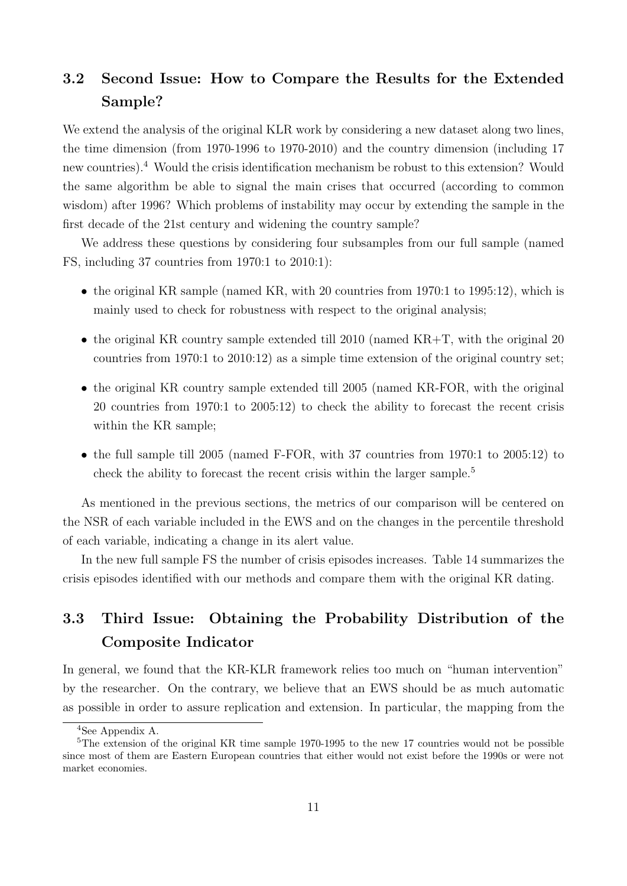## 3.2 Second Issue: How to Compare the Results for the Extended Sample?

We extend the analysis of the original KLR work by considering a new dataset along two lines, the time dimension (from 1970-1996 to 1970-2010) and the country dimension (including 17 new countries).[4] Would the crisis identification mechanism be robust to this extension? Would the same algorithm be able to signal the main crises that occurred (according to common wisdom) after 1996? Which problems of instability may occur by extending the sample in the first decade of the 21st century and widening the country sample?

We address these questions by considering four subsamples from our full sample (named FS, including 37 countries from 1970:1 to 2010:1):

- the original KR sample (named KR, with 20 countries from 1970:1 to 1995:12), which is mainly used to check for robustness with respect to the original analysis;
- the original KR country sample extended till 2010 (named KR+T, with the original 20 countries from 1970:1 to 2010:12) as a simple time extension of the original country set;
- the original KR country sample extended till 2005 (named KR-FOR, with the original 20 countries from 1970:1 to 2005:12) to check the ability to forecast the recent crisis within the KR sample;
- the full sample till 2005 (named F-FOR, with 37 countries from 1970:1 to 2005:12) to check the ability to forecast the recent crisis within the larger sample.[5]

As mentioned in the previous sections, the metrics of our comparison will be centered on the NSR of each variable included in the EWS and on the changes in the percentile threshold of each variable, indicating a change in its alert value.

In the new full sample FS the number of crisis episodes increases. Table 14 summarizes the crisis episodes identified with our methods and compare them with the original KR dating.

## 3.3 Third Issue: Obtaining the Probability Distribution of the Composite Indicator

In general, we found that the KR-KLR framework relies too much on "human intervention" by the researcher. On the contrary, we believe that an EWS should be as much automatic as possible in order to assure replication and extension. In particular, the mapping from the

---

[4] See Appendix A.

[5] The extension of the original KR time sample 1970-1995 to the new 17 countries would not be possible since most of them are Eastern European countries that either would not exist before the 1990s or were not market economies.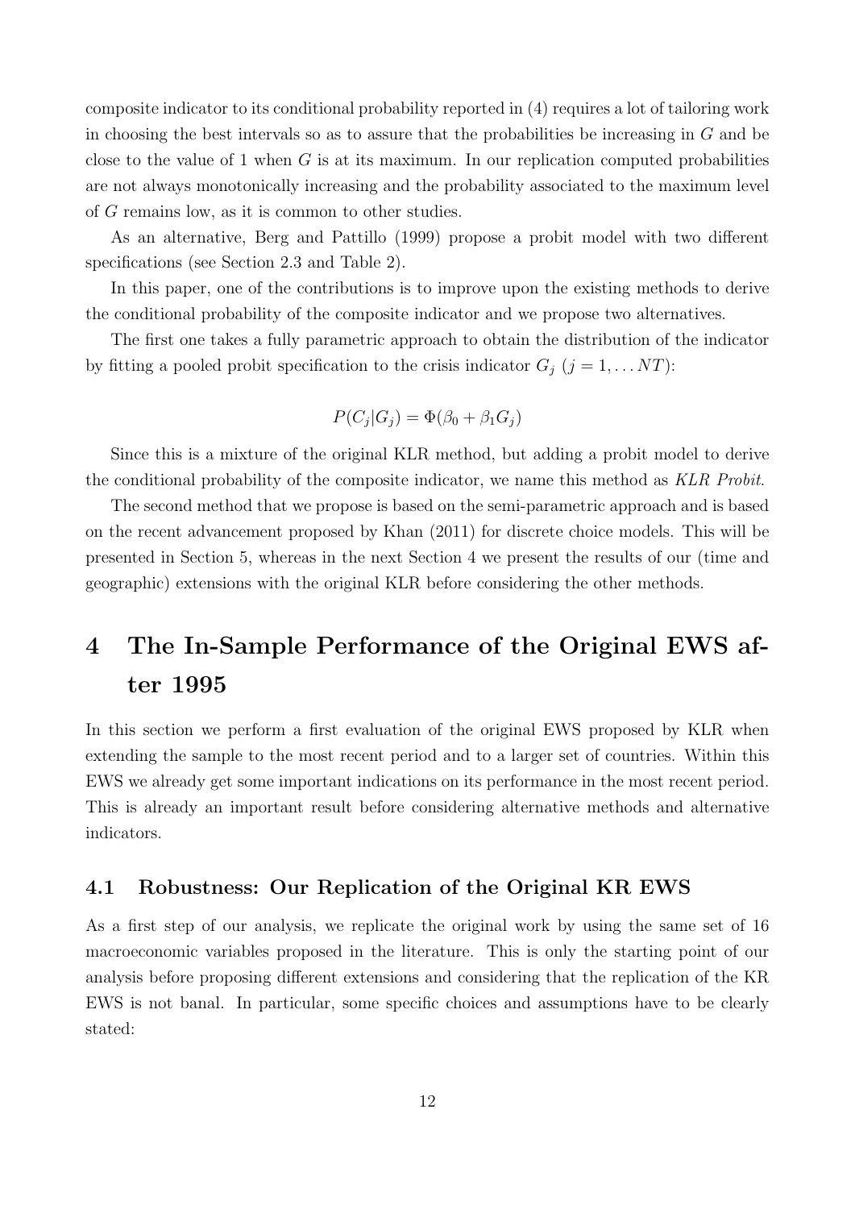composite indicator to its conditional probability reported in (4) requires a lot of tailoring work in choosing the best intervals so as to assure that the probabilities be increasing in $G$ and be close to the value of 1 when $G$ is at its maximum. In our replication computed probabilities are not always monotonically increasing and the probability associated to the maximum level of $G$ remains low, as it is common to other studies.

As an alternative, Berg and Pattillo (1999) propose a probit model with two different specifications (see Section 2.3 and Table 2).

In this paper, one of the contributions is to improve upon the existing methods to derive the conditional probability of the composite indicator and we propose two alternatives.

The first one takes a fully parametric approach to obtain the distribution of the indicator by fitting a pooled probit specification to the crisis indicator $G_j$ $(j = 1, \ldots NT)$:

$$P(C_j|G_j) = \Phi(\beta_0 + \beta_1 G_j)$$

Since this is a mixture of the original KLR method, but adding a probit model to derive the conditional probability of the composite indicator, we name this method as *KLR Probit*.

The second method that we propose is based on the semi-parametric approach and is based on the recent advancement proposed by Khan (2011) for discrete choice models. This will be presented in Section 5, whereas in the next Section 4 we present the results of our (time and geographic) extensions with the original KLR before considering the other methods.

# 4 The In-Sample Performance of the Original EWS after 1995

In this section we perform a first evaluation of the original EWS proposed by KLR when extending the sample to the most recent period and to a larger set of countries. Within this EWS we already get some important indications on its performance in the most recent period. This is already an important result before considering alternative methods and alternative indicators.

## 4.1 Robustness: Our Replication of the Original KR EWS

As a first step of our analysis, we replicate the original work by using the same set of 16 macroeconomic variables proposed in the literature. This is only the starting point of our analysis before proposing different extensions and considering that the replication of the KR EWS is not banal. In particular, some specific choices and assumptions have to be clearly stated: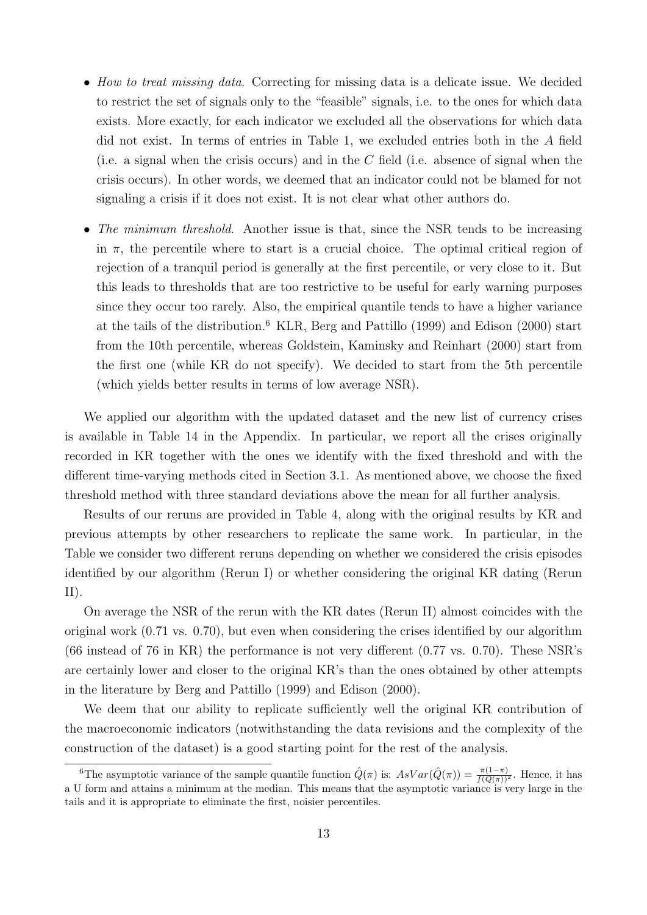- *How to treat missing data*. Correcting for missing data is a delicate issue. We decided to restrict the set of signals only to the "feasible" signals, i.e. to the ones for which data exists. More exactly, for each indicator we excluded all the observations for which data did not exist. In terms of entries in Table 1, we excluded entries both in the $A$ field (i.e. a signal when the crisis occurs) and in the $C$ field (i.e. absence of signal when the crisis occurs). In other words, we deemed that an indicator could not be blamed for not signaling a crisis if it does not exist. It is not clear what other authors do.

- *The minimum threshold*. Another issue is that, since the NSR tends to be increasing in $\pi$, the percentile where to start is a crucial choice. The optimal critical region of rejection of a tranquil period is generally at the first percentile, or very close to it. But this leads to thresholds that are too restrictive to be useful for early warning purposes since they occur too rarely. Also, the empirical quantile tends to have a higher variance at the tails of the distribution.[6] KLR, Berg and Pattillo (1999) and Edison (2000) start from the 10th percentile, whereas Goldstein, Kaminsky and Reinhart (2000) start from the first one (while KR do not specify). We decided to start from the 5th percentile (which yields better results in terms of low average NSR).

We applied our algorithm with the updated dataset and the new list of currency crises is available in Table 14 in the Appendix. In particular, we report all the crises originally recorded in KR together with the ones we identify with the fixed threshold and with the different time-varying methods cited in Section 3.1. As mentioned above, we choose the fixed threshold method with three standard deviations above the mean for all further analysis.

Results of our reruns are provided in Table 4, along with the original results by KR and previous attempts by other researchers to replicate the same work. In particular, in the Table we consider two different reruns depending on whether we considered the crisis episodes identified by our algorithm (Rerun I) or whether considering the original KR dating (Rerun II).

On average the NSR of the rerun with the KR dates (Rerun II) almost coincides with the original work (0.71 vs. 0.70), but even when considering the crises identified by our algorithm (66 instead of 76 in KR) the performance is not very different (0.77 vs. 0.70). These NSR's are certainly lower and closer to the original KR's than the ones obtained by other attempts in the literature by Berg and Pattillo (1999) and Edison (2000).

We deem that our ability to replicate sufficiently well the original KR contribution of the macroeconomic indicators (notwithstanding the data revisions and the complexity of the construction of the dataset) is a good starting point for the rest of the analysis.

---

[6] The asymptotic variance of the sample quantile function $\hat{Q}(\pi)$ is: $AsVar(\hat{Q}(\pi)) = \frac{\pi(1-\pi)}{f(Q(\pi))^2}$. Hence, it has a U form and attains a minimum at the median. This means that the asymptotic variance is very large in the tails and it is appropriate to eliminate the first, noisier percentiles.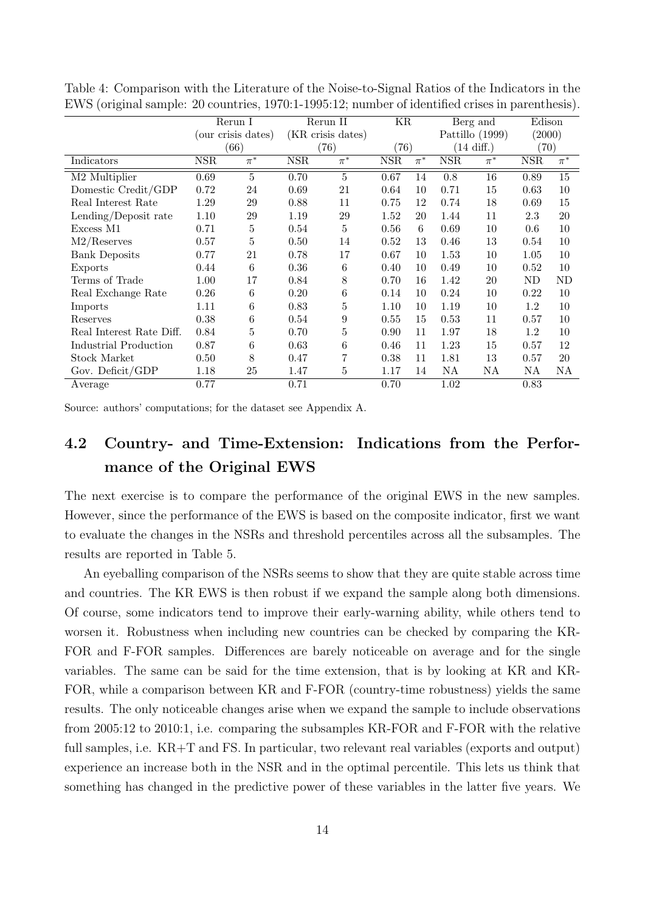Table 4: Comparison with the Literature of the Noise-to-Signal Ratios of the Indicators in the EWS (original sample: 20 countries, 1970:1-1995:12; number of identified crises in parenthesis).

| | Rerun I (our crisis dates) (66) | | Rerun II (KR crisis dates) (76) | | KR (76) | | Berg and Pattillo (1999) (14 diff.) | | Edison (2000) (70) | |
|---|---|---|---|---|---|---|---|---|---|---|
| Indicators | NSR | $\pi^*$ | NSR | $\pi^*$ | NSR | $\pi^*$ | NSR | $\pi^*$ | NSR | $\pi^*$ |
| M2 Multiplier | 0.69 | 5 | 0.70 | 5 | 0.67 | 14 | 0.8 | 16 | 0.89 | 15 |
| Domestic Credit/GDP | 0.72 | 24 | 0.69 | 21 | 0.64 | 10 | 0.71 | 15 | 0.63 | 10 |
| Real Interest Rate | 1.29 | 29 | 0.88 | 11 | 0.75 | 12 | 0.74 | 18 | 0.69 | 15 |
| Lending/Deposit rate | 1.10 | 29 | 1.19 | 29 | 1.52 | 20 | 1.44 | 11 | 2.3 | 20 |
| Excess M1 | 0.71 | 5 | 0.54 | 5 | 0.56 | 6 | 0.69 | 10 | 0.6 | 10 |
| M2/Reserves | 0.57 | 5 | 0.50 | 14 | 0.52 | 13 | 0.46 | 13 | 0.54 | 10 |
| Bank Deposits | 0.77 | 21 | 0.78 | 17 | 0.67 | 10 | 1.53 | 10 | 1.05 | 10 |
| Exports | 0.44 | 6 | 0.36 | 6 | 0.40 | 10 | 0.49 | 10 | 0.52 | 10 |
| Terms of Trade | 1.00 | 17 | 0.84 | 8 | 0.70 | 16 | 1.42 | 20 | ND | ND |
| Real Exchange Rate | 0.26 | 6 | 0.20 | 6 | 0.14 | 10 | 0.24 | 10 | 0.22 | 10 |
| Imports | 1.11 | 6 | 0.83 | 5 | 1.10 | 10 | 1.19 | 10 | 1.2 | 10 |
| Reserves | 0.38 | 6 | 0.54 | 9 | 0.55 | 15 | 0.53 | 11 | 0.57 | 10 |
| Real Interest Rate Diff. | 0.84 | 5 | 0.70 | 5 | 0.90 | 11 | 1.97 | 18 | 1.2 | 10 |
| Industrial Production | 0.87 | 6 | 0.63 | 6 | 0.46 | 11 | 1.23 | 15 | 0.57 | 12 |
| Stock Market | 0.50 | 8 | 0.47 | 7 | 0.38 | 11 | 1.81 | 13 | 0.57 | 20 |
| Gov. Deficit/GDP | 1.18 | 25 | 1.47 | 5 | 1.17 | 14 | NA | NA | NA | NA |
| Average | 0.77 | | 0.71 | | 0.70 | | 1.02 | | 0.83 | |

Source: authors' computations; for the dataset see Appendix A.

## 4.2 Country- and Time-Extension: Indications from the Performance of the Original EWS

The next exercise is to compare the performance of the original EWS in the new samples. However, since the performance of the EWS is based on the composite indicator, first we want to evaluate the changes in the NSRs and threshold percentiles across all the subsamples. The results are reported in Table 5.

An eyeballing comparison of the NSRs seems to show that they are quite stable across time and countries. The KR EWS is then robust if we expand the sample along both dimensions. Of course, some indicators tend to improve their early-warning ability, while others tend to worsen it. Robustness when including new countries can be checked by comparing the KR-FOR and F-FOR samples. Differences are barely noticeable on average and for the single variables. The same can be said for the time extension, that is by looking at KR and KR-FOR, while a comparison between KR and F-FOR (country-time robustness) yields the same results. The only noticeable changes arise when we expand the sample to include observations from 2005:12 to 2010:1, i.e. comparing the subsamples KR-FOR and F-FOR with the relative full samples, i.e. KR+T and FS. In particular, two relevant real variables (exports and output) experience an increase both in the NSR and in the optimal percentile. This lets us think that something has changed in the predictive power of these variables in the latter five years. We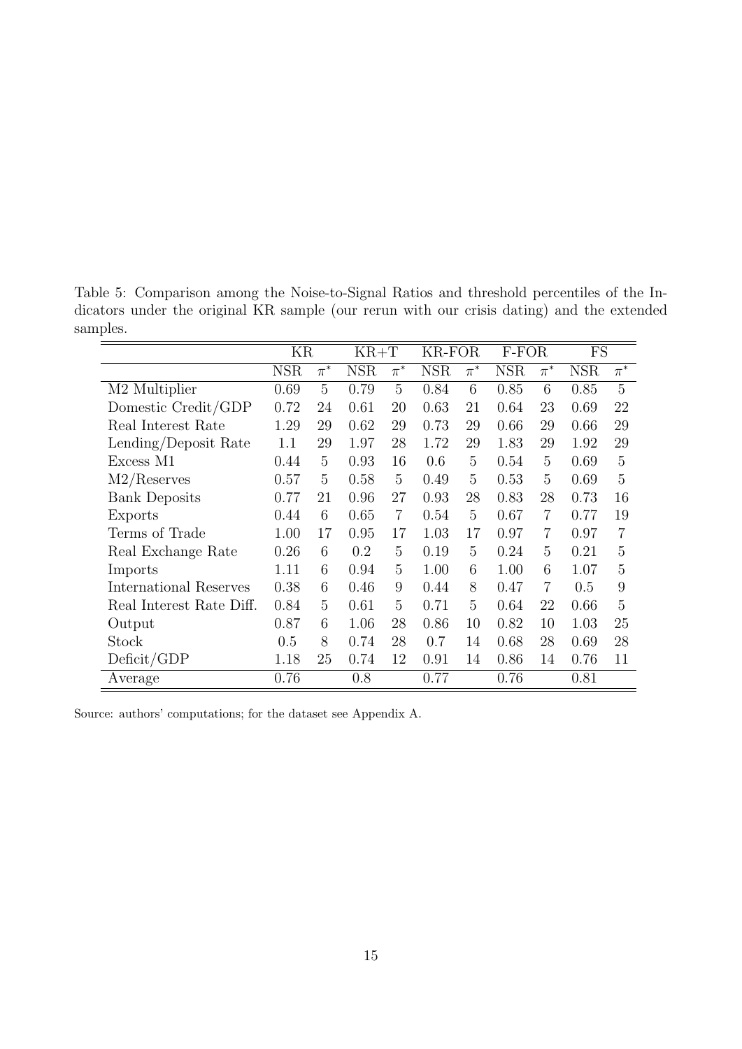Table 5: Comparison among the Noise-to-Signal Ratios and threshold percentiles of the Indicators under the original KR sample (our rerun with our crisis dating) and the extended samples.

| | KR | | KR+T | | KR-FOR | | F-FOR | | FS | |
|---|---|---|---|---|---|---|---|---|---|---|
| | NSR | $\pi^*$ | NSR | $\pi^*$ | NSR | $\pi^*$ | NSR | $\pi^*$ | NSR | $\pi^*$ |
| M2 Multiplier | 0.69 | 5 | 0.79 | 5 | 0.84 | 6 | 0.85 | 6 | 0.85 | 5 |
| Domestic Credit/GDP | 0.72 | 24 | 0.61 | 20 | 0.63 | 21 | 0.64 | 23 | 0.69 | 22 |
| Real Interest Rate | 1.29 | 29 | 0.62 | 29 | 0.73 | 29 | 0.66 | 29 | 0.66 | 29 |
| Lending/Deposit Rate | 1.1 | 29 | 1.97 | 28 | 1.72 | 29 | 1.83 | 29 | 1.92 | 29 |
| Excess M1 | 0.44 | 5 | 0.93 | 16 | 0.6 | 5 | 0.54 | 5 | 0.69 | 5 |
| M2/Reserves | 0.57 | 5 | 0.58 | 5 | 0.49 | 5 | 0.53 | 5 | 0.69 | 5 |
| Bank Deposits | 0.77 | 21 | 0.96 | 27 | 0.93 | 28 | 0.83 | 28 | 0.73 | 16 |
| Exports | 0.44 | 6 | 0.65 | 7 | 0.54 | 5 | 0.67 | 7 | 0.77 | 19 |
| Terms of Trade | 1.00 | 17 | 0.95 | 17 | 1.03 | 17 | 0.97 | 7 | 0.97 | 7 |
| Real Exchange Rate | 0.26 | 6 | 0.2 | 5 | 0.19 | 5 | 0.24 | 5 | 0.21 | 5 |
| Imports | 1.11 | 6 | 0.94 | 5 | 1.00 | 6 | 1.00 | 6 | 1.07 | 5 |
| International Reserves | 0.38 | 6 | 0.46 | 9 | 0.44 | 8 | 0.47 | 7 | 0.5 | 9 |
| Real Interest Rate Diff. | 0.84 | 5 | 0.61 | 5 | 0.71 | 5 | 0.64 | 22 | 0.66 | 5 |
| Output | 0.87 | 6 | 1.06 | 28 | 0.86 | 10 | 0.82 | 10 | 1.03 | 25 |
| Stock | 0.5 | 8 | 0.74 | 28 | 0.7 | 14 | 0.68 | 28 | 0.69 | 28 |
| Deficit/GDP | 1.18 | 25 | 0.74 | 12 | 0.91 | 14 | 0.86 | 14 | 0.76 | 11 |
| Average | 0.76 | | 0.8 | | 0.77 | | 0.76 | | 0.81 | |

Source: authors' computations; for the dataset see Appendix A.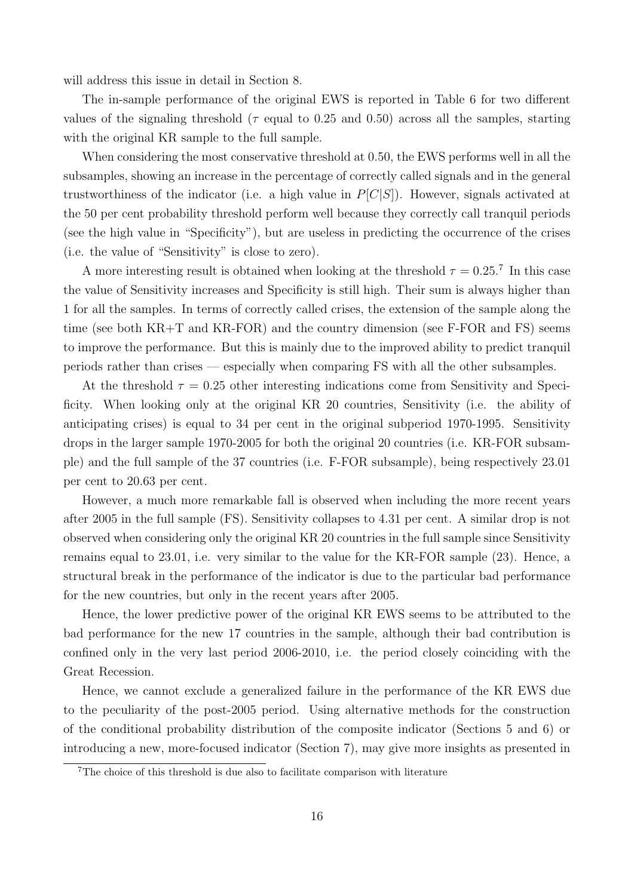will address this issue in detail in Section 8.

The in-sample performance of the original EWS is reported in Table 6 for two different values of the signaling threshold ($\tau$ equal to 0.25 and 0.50) across all the samples, starting with the original KR sample to the full sample.

When considering the most conservative threshold at 0.50, the EWS performs well in all the subsamples, showing an increase in the percentage of correctly called signals and in the general trustworthiness of the indicator (i.e. a high value in $P[C|S]$). However, signals activated at the 50 per cent probability threshold perform well because they correctly call tranquil periods (see the high value in "Specificity"), but are useless in predicting the occurrence of the crises (i.e. the value of "Sensitivity" is close to zero).

A more interesting result is obtained when looking at the threshold $\tau = 0.25$.[7] In this case the value of Sensitivity increases and Specificity is still high. Their sum is always higher than 1 for all the samples. In terms of correctly called crises, the extension of the sample along the time (see both KR+T and KR-FOR) and the country dimension (see F-FOR and FS) seems to improve the performance. But this is mainly due to the improved ability to predict tranquil periods rather than crises — especially when comparing FS with all the other subsamples.

At the threshold $\tau = 0.25$ other interesting indications come from Sensitivity and Specificity. When looking only at the original KR 20 countries, Sensitivity (i.e. the ability of anticipating crises) is equal to 34 per cent in the original subperiod 1970-1995. Sensitivity drops in the larger sample 1970-2005 for both the original 20 countries (i.e. KR-FOR subsample) and the full sample of the 37 countries (i.e. F-FOR subsample), being respectively 23.01 per cent to 20.63 per cent.

However, a much more remarkable fall is observed when including the more recent years after 2005 in the full sample (FS). Sensitivity collapses to 4.31 per cent. A similar drop is not observed when considering only the original KR 20 countries in the full sample since Sensitivity remains equal to 23.01, i.e. very similar to the value for the KR-FOR sample (23). Hence, a structural break in the performance of the indicator is due to the particular bad performance for the new countries, but only in the recent years after 2005.

Hence, the lower predictive power of the original KR EWS seems to be attributed to the bad performance for the new 17 countries in the sample, although their bad contribution is confined only in the very last period 2006-2010, i.e. the period closely coinciding with the Great Recession.

Hence, we cannot exclude a generalized failure in the performance of the KR EWS due to the peculiarity of the post-2005 period. Using alternative methods for the construction of the conditional probability distribution of the composite indicator (Sections 5 and 6) or introducing a new, more-focused indicator (Section 7), may give more insights as presented in

[7] The choice of this threshold is due also to facilitate comparison with literature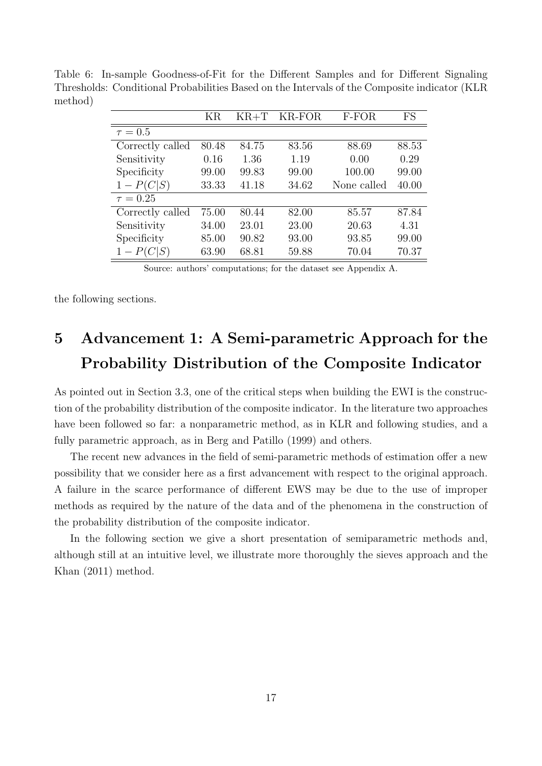Table 6: In-sample Goodness-of-Fit for the Different Samples and for Different Signaling Thresholds: Conditional Probabilities Based on the Intervals of the Composite indicator (KLR method)

| | KR | KR+T | KR-FOR | F-FOR | FS |
|---|---|---|---|---|---|
| $\tau = 0.5$ | | | | | |
| Correctly called | 80.48 | 84.75 | 83.56 | 88.69 | 88.53 |
| Sensitivity | 0.16 | 1.36 | 1.19 | 0.00 | 0.29 |
| Specificity | 99.00 | 99.83 | 99.00 | 100.00 | 99.00 |
| $1 - P(C\|S)$ | 33.33 | 41.18 | 34.62 | None called | 40.00 |
| $\tau = 0.25$ | | | | | |
| Correctly called | 75.00 | 80.44 | 82.00 | 85.57 | 87.84 |
| Sensitivity | 34.00 | 23.01 | 23.00 | 20.63 | 4.31 |
| Specificity | 85.00 | 90.82 | 93.00 | 93.85 | 99.00 |
| $1 - P(C\|S)$ | 63.90 | 68.81 | 59.88 | 70.04 | 70.37 |

Source: authors' computations; for the dataset see Appendix A.

the following sections.

# 5 Advancement 1: A Semi-parametric Approach for the Probability Distribution of the Composite Indicator

As pointed out in Section 3.3, one of the critical steps when building the EWI is the construction of the probability distribution of the composite indicator. In the literature two approaches have been followed so far: a nonparametric method, as in KLR and following studies, and a fully parametric approach, as in Berg and Patillo (1999) and others.

The recent new advances in the field of semi-parametric methods of estimation offer a new possibility that we consider here as a first advancement with respect to the original approach. A failure in the scarce performance of different EWS may be due to the use of improper methods as required by the nature of the data and of the phenomena in the construction of the probability distribution of the composite indicator.

In the following section we give a short presentation of semiparametric methods and, although still at an intuitive level, we illustrate more thoroughly the sieves approach and the Khan (2011) method.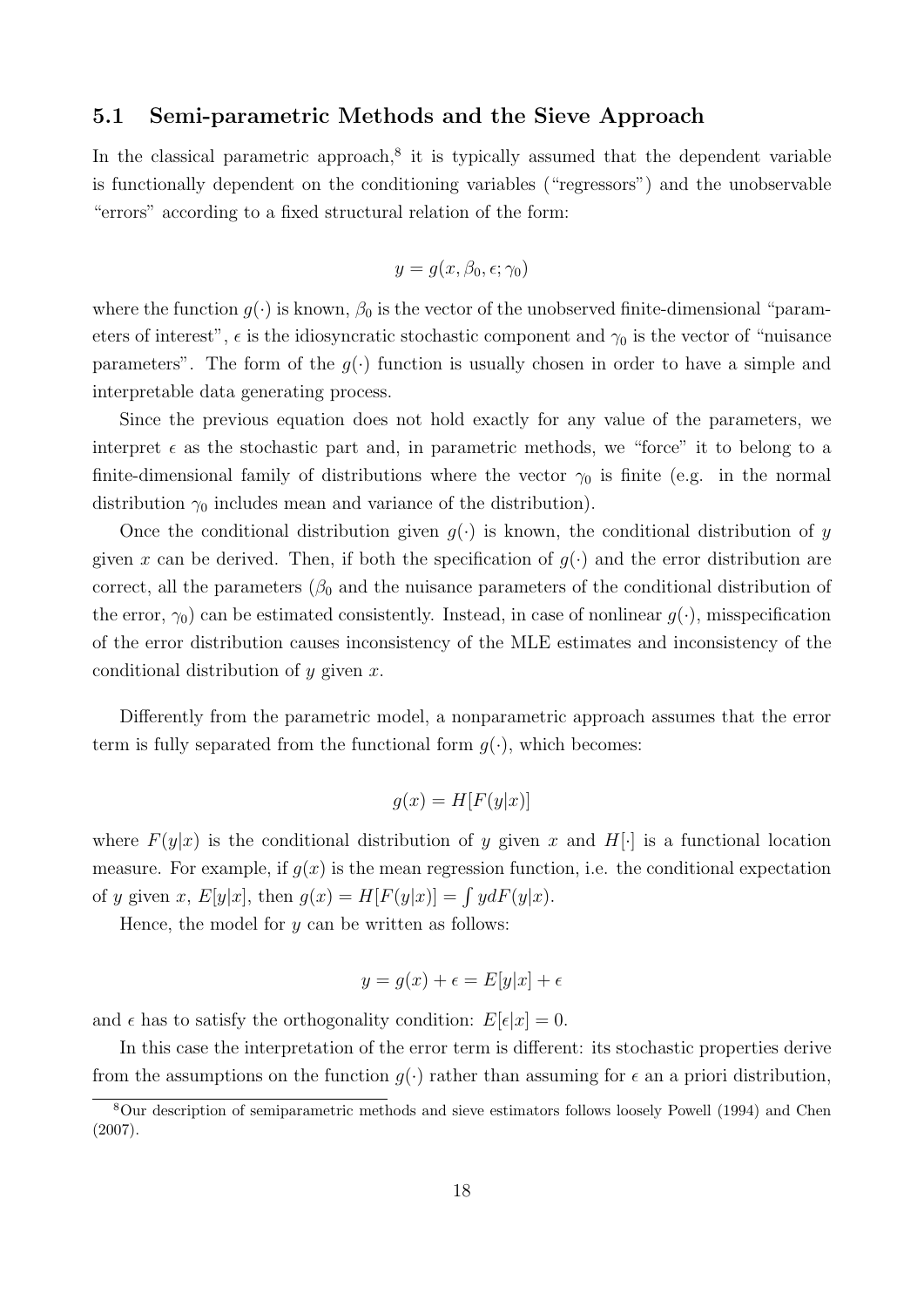### 5.1 Semi-parametric Methods and the Sieve Approach

In the classical parametric approach,[8] it is typically assumed that the dependent variable is functionally dependent on the conditioning variables ("regressors") and the unobservable "errors" according to a fixed structural relation of the form:

$$y = g(x, \beta_0, \epsilon; \gamma_0)$$

where the function $g(\cdot)$ is known, $\beta_0$ is the vector of the unobserved finite-dimensional "parameters of interest", $\epsilon$ is the idiosyncratic stochastic component and $\gamma_0$ is the vector of "nuisance parameters". The form of the $g(\cdot)$ function is usually chosen in order to have a simple and interpretable data generating process.

Since the previous equation does not hold exactly for any value of the parameters, we interpret $\epsilon$ as the stochastic part and, in parametric methods, we "force" it to belong to a finite-dimensional family of distributions where the vector $\gamma_0$ is finite (e.g. in the normal distribution $\gamma_0$ includes mean and variance of the distribution).

Once the conditional distribution given $g(\cdot)$ is known, the conditional distribution of $y$ given $x$ can be derived. Then, if both the specification of $g(\cdot)$ and the error distribution are correct, all the parameters ($\beta_0$ and the nuisance parameters of the conditional distribution of the error, $\gamma_0$) can be estimated consistently. Instead, in case of nonlinear $g(\cdot)$, misspecification of the error distribution causes inconsistency of the MLE estimates and inconsistency of the conditional distribution of $y$ given $x$.

Differently from the parametric model, a nonparametric approach assumes that the error term is fully separated from the functional form $g(\cdot)$, which becomes:

$$g(x) = H[F(y|x)]$$

where $F(y|x)$ is the conditional distribution of $y$ given $x$ and $H[\cdot]$ is a functional location measure. For example, if $g(x)$ is the mean regression function, i.e. the conditional expectation of $y$ given $x$, $E[y|x]$, then $g(x) = H[F(y|x)] = \int y dF(y|x)$.

Hence, the model for $y$ can be written as follows:

$$y = g(x) + \epsilon = E[y|x] + \epsilon$$

and $\epsilon$ has to satisfy the orthogonality condition: $E[\epsilon|x] = 0$.

In this case the interpretation of the error term is different: its stochastic properties derive from the assumptions on the function $g(\cdot)$ rather than assuming for $\epsilon$ an a priori distribution,

[8] Our description of semiparametric methods and sieve estimators follows loosely Powell (1994) and Chen (2007).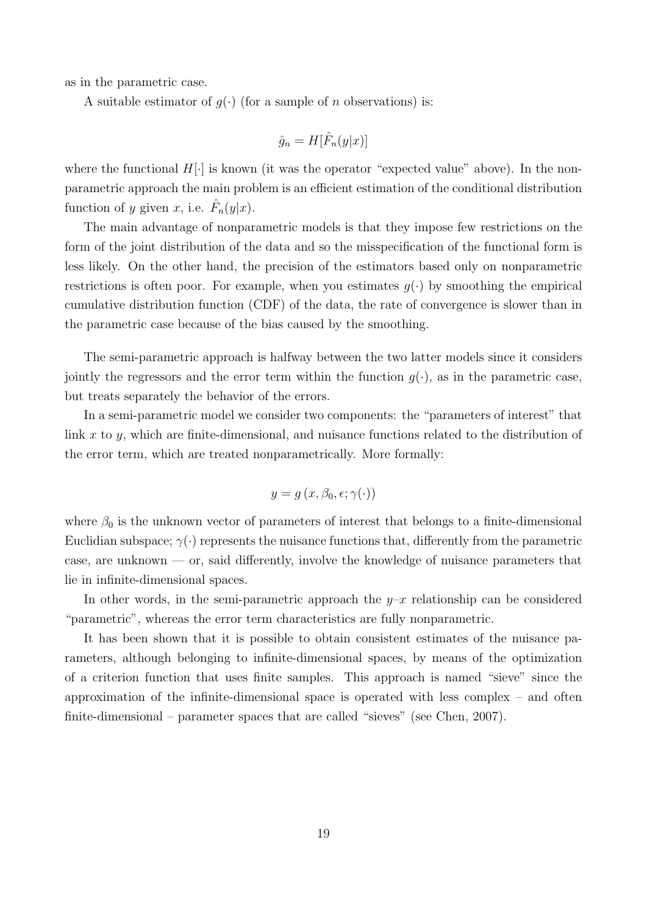as in the parametric case.

A suitable estimator of $g(\cdot)$ (for a sample of $n$ observations) is:

$$\hat{g}_n = H[\hat{F}_n(y|x)]$$

where the functional $H[\cdot]$ is known (it was the operator "expected value" above). In the nonparametric approach the main problem is an efficient estimation of the conditional distribution function of $y$ given $x$, i.e. $\hat{F}_n(y|x)$.

The main advantage of nonparametric models is that they impose few restrictions on the form of the joint distribution of the data and so the misspecification of the functional form is less likely. On the other hand, the precision of the estimators based only on nonparametric restrictions is often poor. For example, when you estimates $g(\cdot)$ by smoothing the empirical cumulative distribution function (CDF) of the data, the rate of convergence is slower than in the parametric case because of the bias caused by the smoothing.

The semi-parametric approach is halfway between the two latter models since it considers jointly the regressors and the error term within the function $g(\cdot)$, as in the parametric case, but treats separately the behavior of the errors.

In a semi-parametric model we consider two components: the "parameters of interest" that link $x$ to $y$, which are finite-dimensional, and nuisance functions related to the distribution of the error term, which are treated nonparametrically. More formally:

$$y = g\left(x, \beta_0, \epsilon; \gamma(\cdot)\right)$$

where $\beta_0$ is the unknown vector of parameters of interest that belongs to a finite-dimensional Euclidian subspace; $\gamma(\cdot)$ represents the nuisance functions that, differently from the parametric case, are unknown — or, said differently, involve the knowledge of nuisance parameters that lie in infinite-dimensional spaces.

In other words, in the semi-parametric approach the $y$–$x$ relationship can be considered "parametric", whereas the error term characteristics are fully nonparametric.

It has been shown that it is possible to obtain consistent estimates of the nuisance parameters, although belonging to infinite-dimensional spaces, by means of the optimization of a criterion function that uses finite samples. This approach is named "sieve" since the approximation of the infinite-dimensional space is operated with less complex – and often finite-dimensional – parameter spaces that are called "sieves" (see Chen, 2007).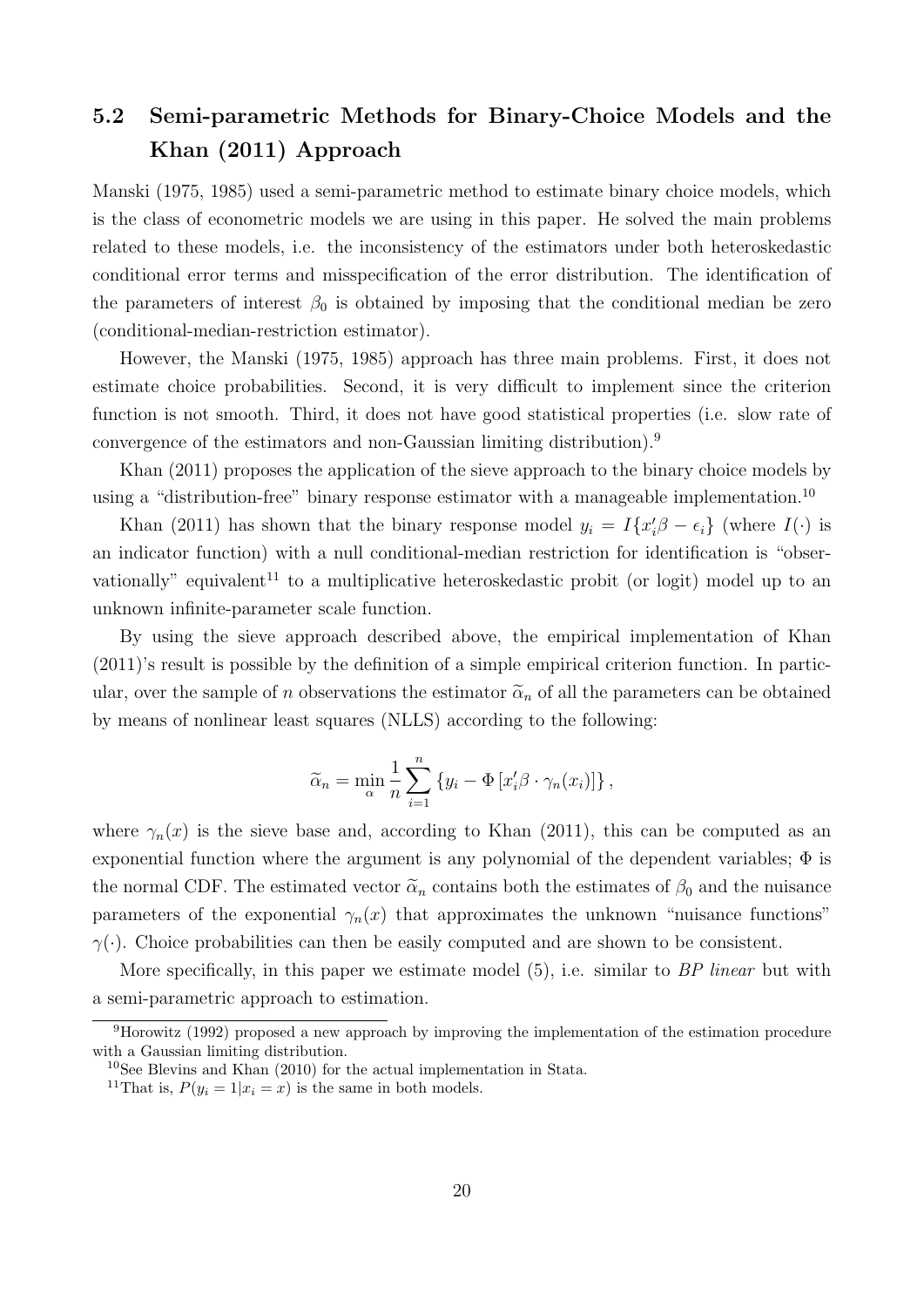## 5.2 Semi-parametric Methods for Binary-Choice Models and the Khan (2011) Approach

Manski (1975, 1985) used a semi-parametric method to estimate binary choice models, which is the class of econometric models we are using in this paper. He solved the main problems related to these models, i.e. the inconsistency of the estimators under both heteroskedastic conditional error terms and misspecification of the error distribution. The identification of the parameters of interest $\beta_0$ is obtained by imposing that the conditional median be zero (conditional-median-restriction estimator).

However, the Manski (1975, 1985) approach has three main problems. First, it does not estimate choice probabilities. Second, it is very difficult to implement since the criterion function is not smooth. Third, it does not have good statistical properties (i.e. slow rate of convergence of the estimators and non-Gaussian limiting distribution).[9]

Khan (2011) proposes the application of the sieve approach to the binary choice models by using a "distribution-free" binary response estimator with a manageable implementation.[10]

Khan (2011) has shown that the binary response model $y_i = I\{x_i'\beta - \epsilon_i\}$ (where $I(\cdot)$ is an indicator function) with a null conditional-median restriction for identification is "observationally" equivalent[11] to a multiplicative heteroskedastic probit (or logit) model up to an unknown infinite-parameter scale function.

By using the sieve approach described above, the empirical implementation of Khan (2011)'s result is possible by the definition of a simple empirical criterion function. In particular, over the sample of $n$ observations the estimator $\widetilde{\alpha}_n$ of all the parameters can be obtained by means of nonlinear least squares (NLLS) according to the following:

$$\widetilde{\alpha}_n = \min_{\alpha} \frac{1}{n} \sum_{i=1}^{n} \left\{ y_i - \Phi\left[x_i'\beta \cdot \gamma_n(x_i)\right] \right\},$$

where $\gamma_n(x)$ is the sieve base and, according to Khan (2011), this can be computed as an exponential function where the argument is any polynomial of the dependent variables; $\Phi$ is the normal CDF. The estimated vector $\widetilde{\alpha}_n$ contains both the estimates of $\beta_0$ and the nuisance parameters of the exponential $\gamma_n(x)$ that approximates the unknown "nuisance functions" $\gamma(\cdot)$. Choice probabilities can then be easily computed and are shown to be consistent.

More specifically, in this paper we estimate model (5), i.e. similar to *BP linear* but with a semi-parametric approach to estimation.

---

[9] Horowitz (1992) proposed a new approach by improving the implementation of the estimation procedure with a Gaussian limiting distribution.

[10] See Blevins and Khan (2010) for the actual implementation in Stata.

[11] That is, $P(y_i = 1|x_i = x)$ is the same in both models.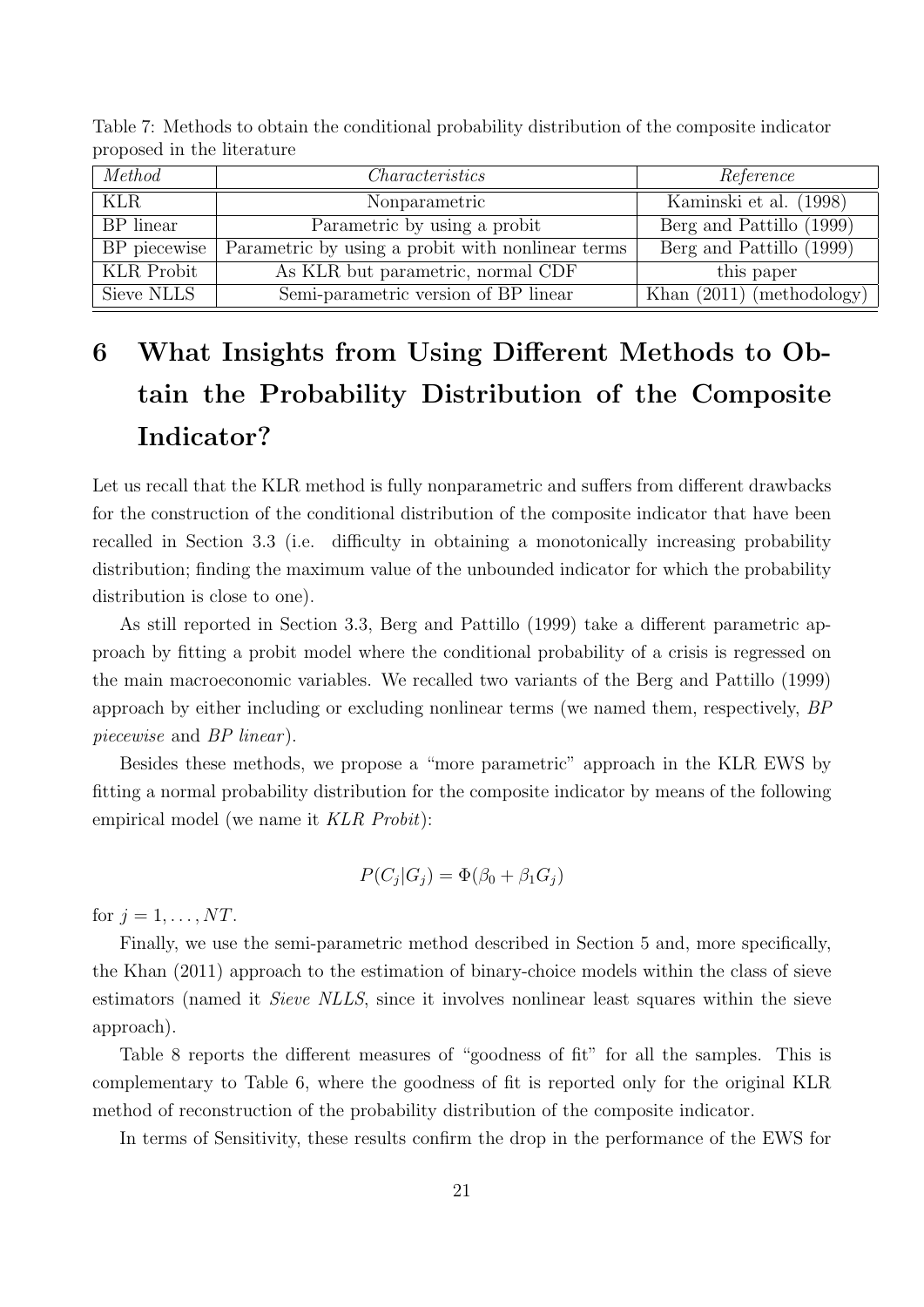Table 7: Methods to obtain the conditional probability distribution of the composite indicator proposed in the literature

| *Method* | *Characteristics* | *Reference* |
|---|---|---|
| KLR | Nonparametric | Kaminski et al. (1998) |
| BP linear | Parametric by using a probit | Berg and Pattillo (1999) |
| BP piecewise | Parametric by using a probit with nonlinear terms | Berg and Pattillo (1999) |
| KLR Probit | As KLR but parametric, normal CDF | this paper |
| Sieve NLLS | Semi-parametric version of BP linear | Khan (2011) (methodology) |

# 6 What Insights from Using Different Methods to Obtain the Probability Distribution of the Composite Indicator?

Let us recall that the KLR method is fully nonparametric and suffers from different drawbacks for the construction of the conditional distribution of the composite indicator that have been recalled in Section 3.3 (i.e. difficulty in obtaining a monotonically increasing probability distribution; finding the maximum value of the unbounded indicator for which the probability distribution is close to one).

As still reported in Section 3.3, Berg and Pattillo (1999) take a different parametric approach by fitting a probit model where the conditional probability of a crisis is regressed on the main macroeconomic variables. We recalled two variants of the Berg and Pattillo (1999) approach by either including or excluding nonlinear terms (we named them, respectively, *BP piecewise* and *BP linear*).

Besides these methods, we propose a "more parametric" approach in the KLR EWS by fitting a normal probability distribution for the composite indicator by means of the following empirical model (we name it *KLR Probit*):

$$P(C_j|G_j) = \Phi(\beta_0 + \beta_1 G_j)$$

for $j = 1, \ldots, NT$.

Finally, we use the semi-parametric method described in Section 5 and, more specifically, the Khan (2011) approach to the estimation of binary-choice models within the class of sieve estimators (named it *Sieve NLLS*, since it involves nonlinear least squares within the sieve approach).

Table 8 reports the different measures of "goodness of fit" for all the samples. This is complementary to Table 6, where the goodness of fit is reported only for the original KLR method of reconstruction of the probability distribution of the composite indicator.

In terms of Sensitivity, these results confirm the drop in the performance of the EWS for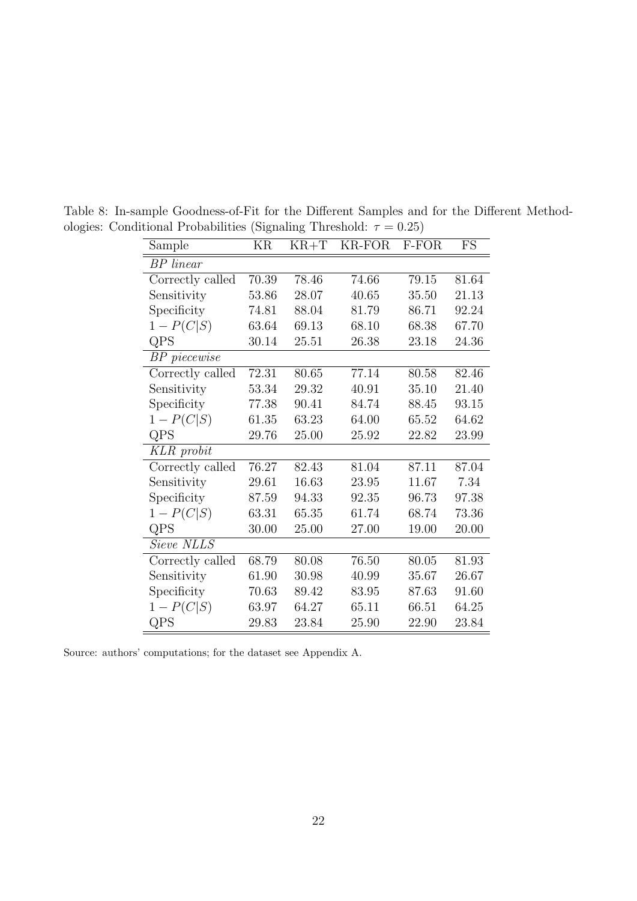Table 8: In-sample Goodness-of-Fit for the Different Samples and for the Different Methodologies: Conditional Probabilities (Signaling Threshold: $\tau = 0.25$)

| Sample | KR | KR+T | KR-FOR | F-FOR | FS |
|---|---|---|---|---|---|
| *BP linear* | | | | | |
| Correctly called | 70.39 | 78.46 | 74.66 | 79.15 | 81.64 |
| Sensitivity | 53.86 | 28.07 | 40.65 | 35.50 | 21.13 |
| Specificity | 74.81 | 88.04 | 81.79 | 86.71 | 92.24 |
| $1 - P(C\|S)$ | 63.64 | 69.13 | 68.10 | 68.38 | 67.70 |
| QPS | 30.14 | 25.51 | 26.38 | 23.18 | 24.36 |
| *BP piecewise* | | | | | |
| Correctly called | 72.31 | 80.65 | 77.14 | 80.58 | 82.46 |
| Sensitivity | 53.34 | 29.32 | 40.91 | 35.10 | 21.40 |
| Specificity | 77.38 | 90.41 | 84.74 | 88.45 | 93.15 |
| $1 - P(C\|S)$ | 61.35 | 63.23 | 64.00 | 65.52 | 64.62 |
| QPS | 29.76 | 25.00 | 25.92 | 22.82 | 23.99 |
| *KLR probit* | | | | | |
| Correctly called | 76.27 | 82.43 | 81.04 | 87.11 | 87.04 |
| Sensitivity | 29.61 | 16.63 | 23.95 | 11.67 | 7.34 |
| Specificity | 87.59 | 94.33 | 92.35 | 96.73 | 97.38 |
| $1 - P(C\|S)$ | 63.31 | 65.35 | 61.74 | 68.74 | 73.36 |
| QPS | 30.00 | 25.00 | 27.00 | 19.00 | 20.00 |
| *Sieve NLLS* | | | | | |
| Correctly called | 68.79 | 80.08 | 76.50 | 80.05 | 81.93 |
| Sensitivity | 61.90 | 30.98 | 40.99 | 35.67 | 26.67 |
| Specificity | 70.63 | 89.42 | 83.95 | 87.63 | 91.60 |
| $1 - P(C\|S)$ | 63.97 | 64.27 | 65.11 | 66.51 | 64.25 |
| QPS | 29.83 | 23.84 | 25.90 | 22.90 | 23.84 |

Source: authors' computations; for the dataset see Appendix A.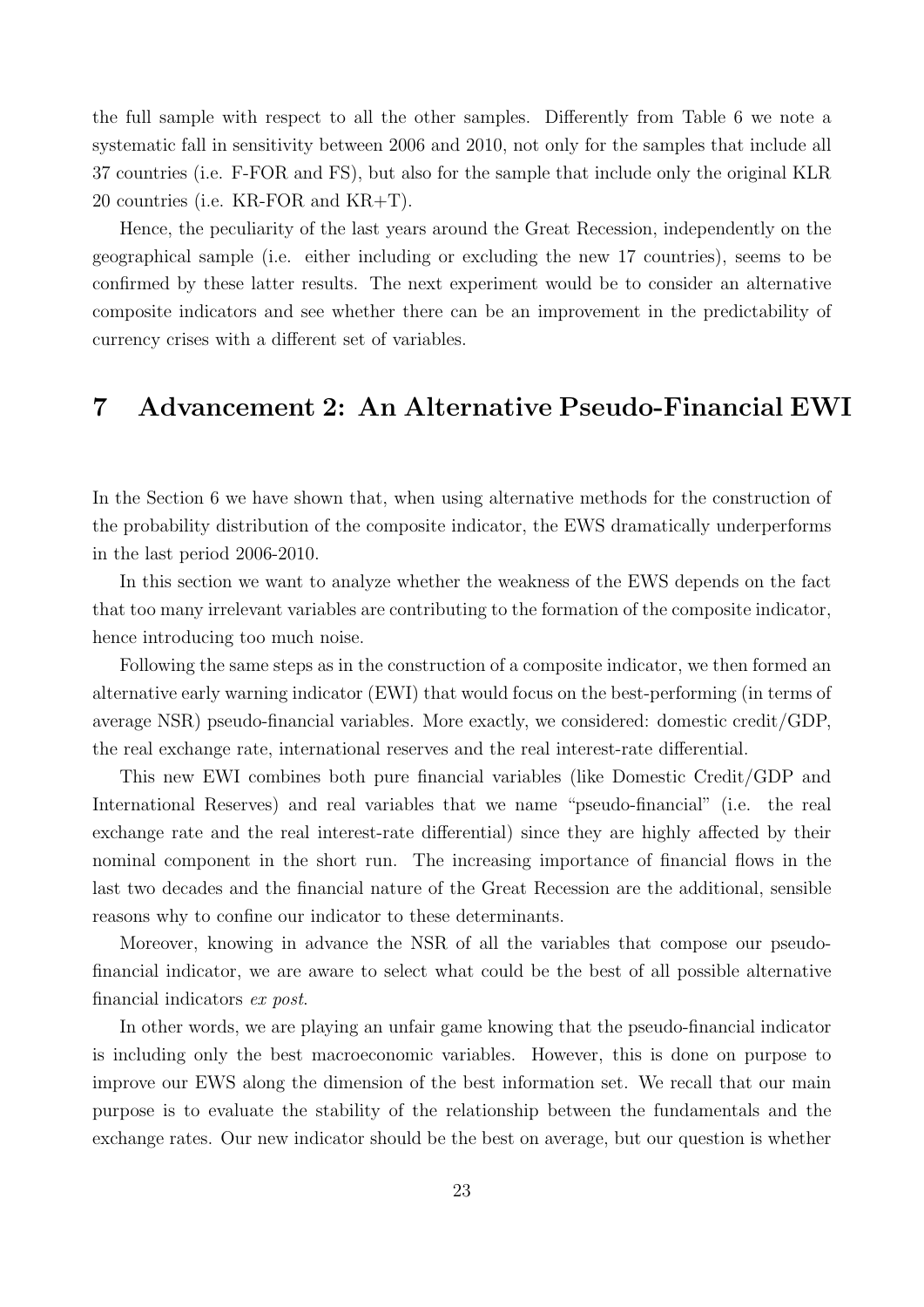the full sample with respect to all the other samples. Differently from Table 6 we note a systematic fall in sensitivity between 2006 and 2010, not only for the samples that include all 37 countries (i.e. F-FOR and FS), but also for the sample that include only the original KLR 20 countries (i.e. KR-FOR and KR+T).

Hence, the peculiarity of the last years around the Great Recession, independently on the geographical sample (i.e. either including or excluding the new 17 countries), seems to be confirmed by these latter results. The next experiment would be to consider an alternative composite indicators and see whether there can be an improvement in the predictability of currency crises with a different set of variables.

# 7 Advancement 2: An Alternative Pseudo-Financial EWI

In the Section 6 we have shown that, when using alternative methods for the construction of the probability distribution of the composite indicator, the EWS dramatically underperforms in the last period 2006-2010.

In this section we want to analyze whether the weakness of the EWS depends on the fact that too many irrelevant variables are contributing to the formation of the composite indicator, hence introducing too much noise.

Following the same steps as in the construction of a composite indicator, we then formed an alternative early warning indicator (EWI) that would focus on the best-performing (in terms of average NSR) pseudo-financial variables. More exactly, we considered: domestic credit/GDP, the real exchange rate, international reserves and the real interest-rate differential.

This new EWI combines both pure financial variables (like Domestic Credit/GDP and International Reserves) and real variables that we name "pseudo-financial" (i.e. the real exchange rate and the real interest-rate differential) since they are highly affected by their nominal component in the short run. The increasing importance of financial flows in the last two decades and the financial nature of the Great Recession are the additional, sensible reasons why to confine our indicator to these determinants.

Moreover, knowing in advance the NSR of all the variables that compose our pseudo-financial indicator, we are aware to select what could be the best of all possible alternative financial indicators *ex post*.

In other words, we are playing an unfair game knowing that the pseudo-financial indicator is including only the best macroeconomic variables. However, this is done on purpose to improve our EWS along the dimension of the best information set. We recall that our main purpose is to evaluate the stability of the relationship between the fundamentals and the exchange rates. Our new indicator should be the best on average, but our question is whether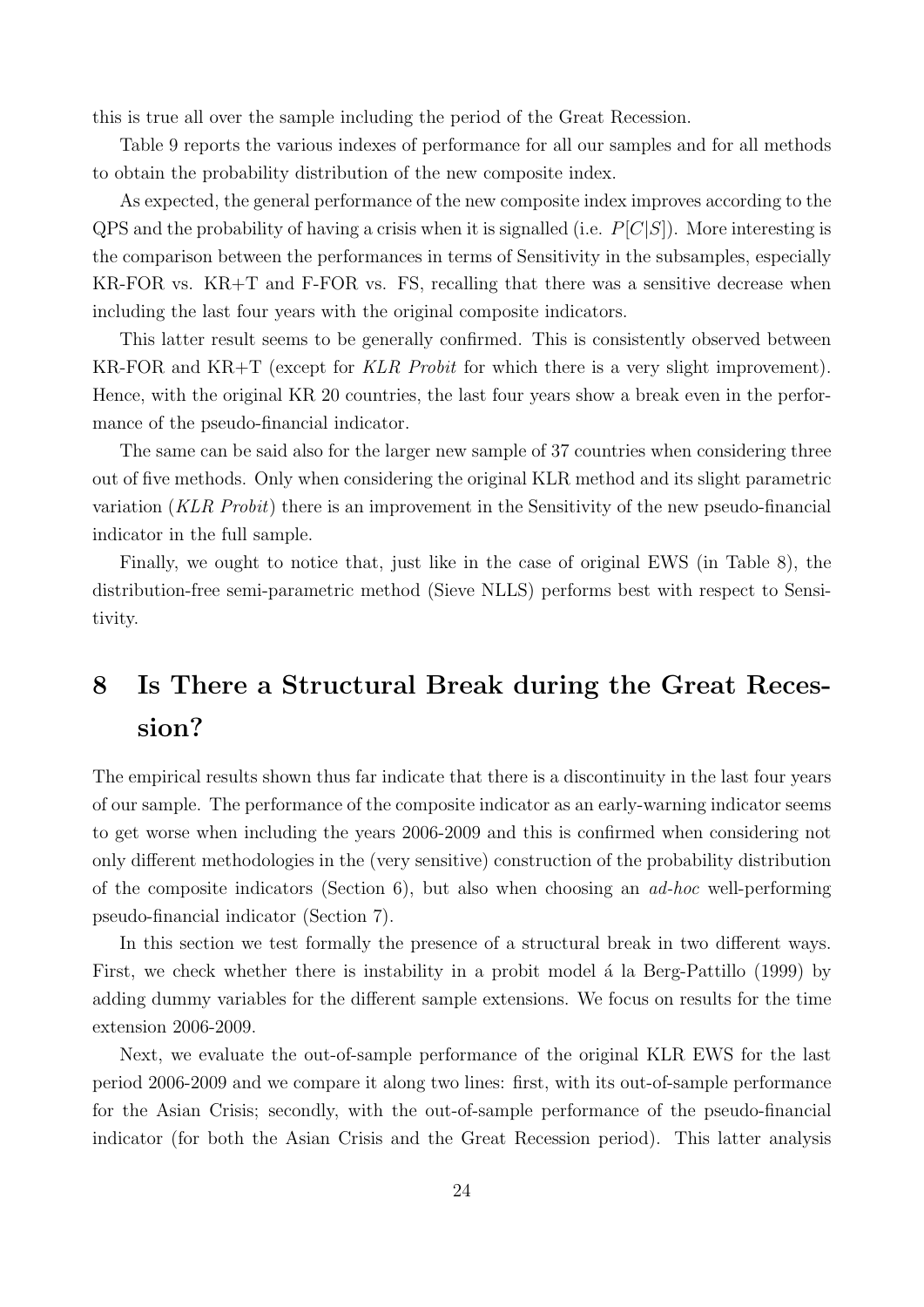this is true all over the sample including the period of the Great Recession.

Table 9 reports the various indexes of performance for all our samples and for all methods to obtain the probability distribution of the new composite index.

As expected, the general performance of the new composite index improves according to the QPS and the probability of having a crisis when it is signalled (i.e. $P[C|S]$). More interesting is the comparison between the performances in terms of Sensitivity in the subsamples, especially KR-FOR vs. KR+T and F-FOR vs. FS, recalling that there was a sensitive decrease when including the last four years with the original composite indicators.

This latter result seems to be generally confirmed. This is consistently observed between KR-FOR and KR+T (except for *KLR Probit* for which there is a very slight improvement). Hence, with the original KR 20 countries, the last four years show a break even in the performance of the pseudo-financial indicator.

The same can be said also for the larger new sample of 37 countries when considering three out of five methods. Only when considering the original KLR method and its slight parametric variation (*KLR Probit*) there is an improvement in the Sensitivity of the new pseudo-financial indicator in the full sample.

Finally, we ought to notice that, just like in the case of original EWS (in Table 8), the distribution-free semi-parametric method (Sieve NLLS) performs best with respect to Sensitivity.

# 8 Is There a Structural Break during the Great Recession?

The empirical results shown thus far indicate that there is a discontinuity in the last four years of our sample. The performance of the composite indicator as an early-warning indicator seems to get worse when including the years 2006-2009 and this is confirmed when considering not only different methodologies in the (very sensitive) construction of the probability distribution of the composite indicators (Section 6), but also when choosing an *ad-hoc* well-performing pseudo-financial indicator (Section 7).

In this section we test formally the presence of a structural break in two different ways. First, we check whether there is instability in a probit model á la Berg-Pattillo (1999) by adding dummy variables for the different sample extensions. We focus on results for the time extension 2006-2009.

Next, we evaluate the out-of-sample performance of the original KLR EWS for the last period 2006-2009 and we compare it along two lines: first, with its out-of-sample performance for the Asian Crisis; secondly, with the out-of-sample performance of the pseudo-financial indicator (for both the Asian Crisis and the Great Recession period). This latter analysis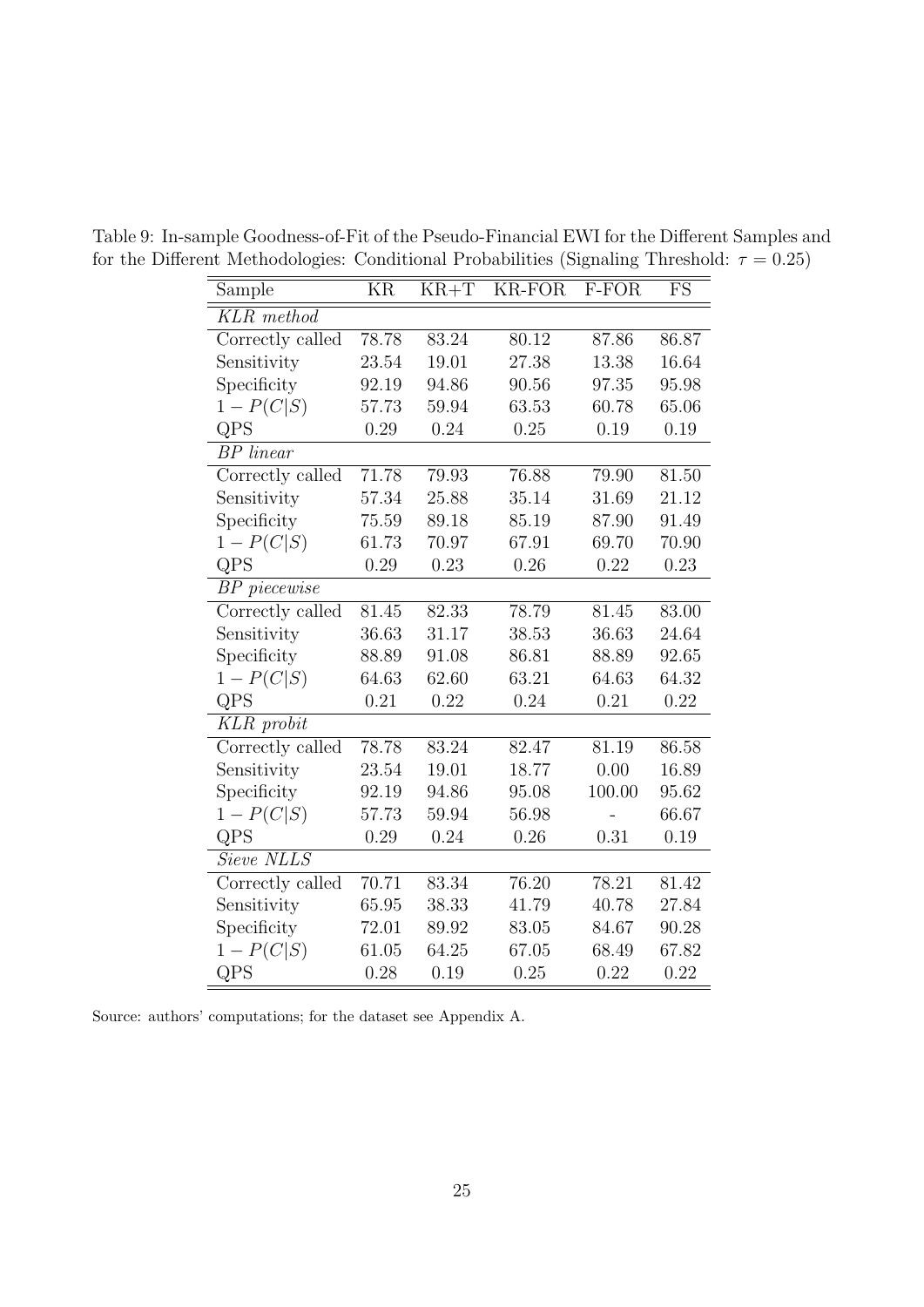Table 9: In-sample Goodness-of-Fit of the Pseudo-Financial EWI for the Different Samples and for the Different Methodologies: Conditional Probabilities (Signaling Threshold: $\tau = 0.25$)

| Sample | KR | KR+T | KR-FOR | F-FOR | FS |
|---|---|---|---|---|---|
| *KLR method* | | | | | |
| Correctly called | 78.78 | 83.24 | 80.12 | 87.86 | 86.87 |
| Sensitivity | 23.54 | 19.01 | 27.38 | 13.38 | 16.64 |
| Specificity | 92.19 | 94.86 | 90.56 | 97.35 | 95.98 |
| $1 - P(C\|S)$ | 57.73 | 59.94 | 63.53 | 60.78 | 65.06 |
| QPS | 0.29 | 0.24 | 0.25 | 0.19 | 0.19 |
| *BP linear* | | | | | |
| Correctly called | 71.78 | 79.93 | 76.88 | 79.90 | 81.50 |
| Sensitivity | 57.34 | 25.88 | 35.14 | 31.69 | 21.12 |
| Specificity | 75.59 | 89.18 | 85.19 | 87.90 | 91.49 |
| $1 - P(C\|S)$ | 61.73 | 70.97 | 67.91 | 69.70 | 70.90 |
| QPS | 0.29 | 0.23 | 0.26 | 0.22 | 0.23 |
| *BP piecewise* | | | | | |
| Correctly called | 81.45 | 82.33 | 78.79 | 81.45 | 83.00 |
| Sensitivity | 36.63 | 31.17 | 38.53 | 36.63 | 24.64 |
| Specificity | 88.89 | 91.08 | 86.81 | 88.89 | 92.65 |
| $1 - P(C\|S)$ | 64.63 | 62.60 | 63.21 | 64.63 | 64.32 |
| QPS | 0.21 | 0.22 | 0.24 | 0.21 | 0.22 |
| *KLR probit* | | | | | |
| Correctly called | 78.78 | 83.24 | 82.47 | 81.19 | 86.58 |
| Sensitivity | 23.54 | 19.01 | 18.77 | 0.00 | 16.89 |
| Specificity | 92.19 | 94.86 | 95.08 | 100.00 | 95.62 |
| $1 - P(C\|S)$ | 57.73 | 59.94 | 56.98 | - | 66.67 |
| QPS | 0.29 | 0.24 | 0.26 | 0.31 | 0.19 |
| *Sieve NLLS* | | | | | |
| Correctly called | 70.71 | 83.34 | 76.20 | 78.21 | 81.42 |
| Sensitivity | 65.95 | 38.33 | 41.79 | 40.78 | 27.84 |
| Specificity | 72.01 | 89.92 | 83.05 | 84.67 | 90.28 |
| $1 - P(C\|S)$ | 61.05 | 64.25 | 67.05 | 68.49 | 67.82 |
| QPS | 0.28 | 0.19 | 0.25 | 0.22 | 0.22 |

Source: authors' computations; for the dataset see Appendix A.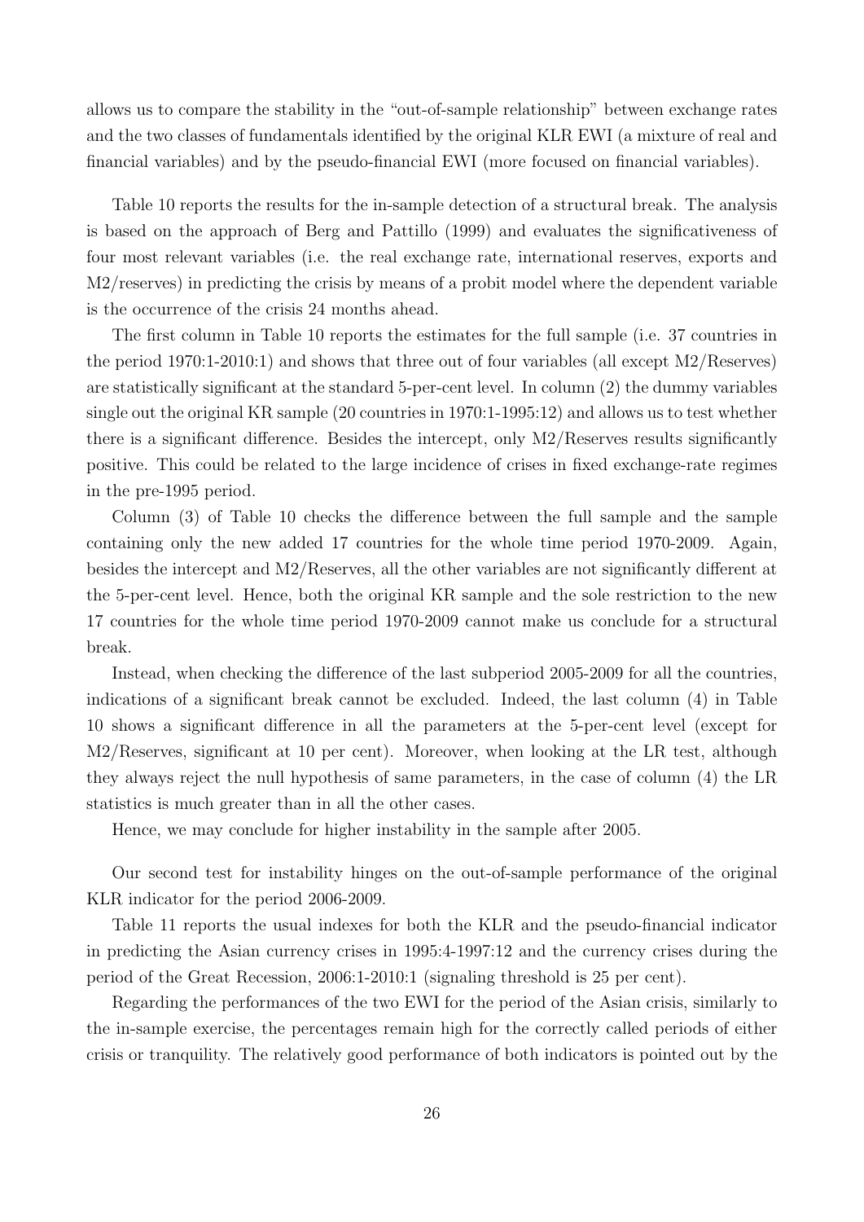allows us to compare the stability in the "out-of-sample relationship" between exchange rates and the two classes of fundamentals identified by the original KLR EWI (a mixture of real and financial variables) and by the pseudo-financial EWI (more focused on financial variables).

Table 10 reports the results for the in-sample detection of a structural break. The analysis is based on the approach of Berg and Pattillo (1999) and evaluates the significativeness of four most relevant variables (i.e. the real exchange rate, international reserves, exports and M2/reserves) in predicting the crisis by means of a probit model where the dependent variable is the occurrence of the crisis 24 months ahead.

The first column in Table 10 reports the estimates for the full sample (i.e. 37 countries in the period 1970:1-2010:1) and shows that three out of four variables (all except M2/Reserves) are statistically significant at the standard 5-per-cent level. In column (2) the dummy variables single out the original KR sample (20 countries in 1970:1-1995:12) and allows us to test whether there is a significant difference. Besides the intercept, only M2/Reserves results significantly positive. This could be related to the large incidence of crises in fixed exchange-rate regimes in the pre-1995 period.

Column (3) of Table 10 checks the difference between the full sample and the sample containing only the new added 17 countries for the whole time period 1970-2009. Again, besides the intercept and M2/Reserves, all the other variables are not significantly different at the 5-per-cent level. Hence, both the original KR sample and the sole restriction to the new 17 countries for the whole time period 1970-2009 cannot make us conclude for a structural break.

Instead, when checking the difference of the last subperiod 2005-2009 for all the countries, indications of a significant break cannot be excluded. Indeed, the last column (4) in Table 10 shows a significant difference in all the parameters at the 5-per-cent level (except for M2/Reserves, significant at 10 per cent). Moreover, when looking at the LR test, although they always reject the null hypothesis of same parameters, in the case of column (4) the LR statistics is much greater than in all the other cases.

Hence, we may conclude for higher instability in the sample after 2005.

Our second test for instability hinges on the out-of-sample performance of the original KLR indicator for the period 2006-2009.

Table 11 reports the usual indexes for both the KLR and the pseudo-financial indicator in predicting the Asian currency crises in 1995:4-1997:12 and the currency crises during the period of the Great Recession, 2006:1-2010:1 (signaling threshold is 25 per cent).

Regarding the performances of the two EWI for the period of the Asian crisis, similarly to the in-sample exercise, the percentages remain high for the correctly called periods of either crisis or tranquility. The relatively good performance of both indicators is pointed out by the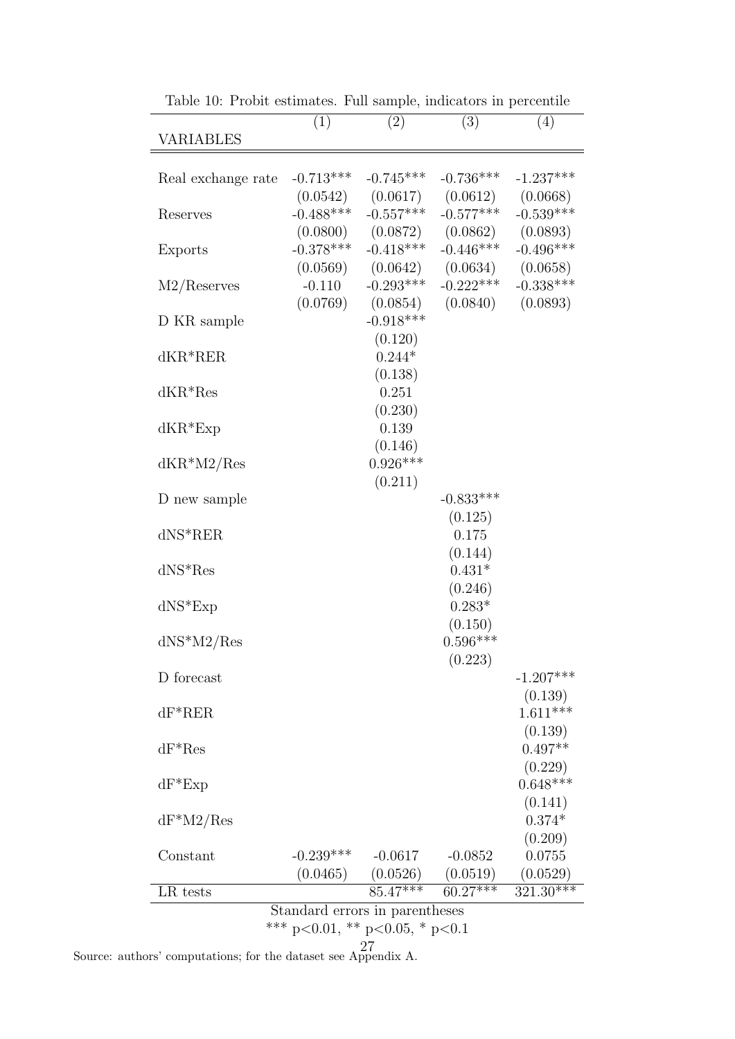Table 10: Probit estimates. Full sample, indicators in percentile

| VARIABLES | (1) | (2) | (3) | (4) |
|---|---|---|---|---|
| Real exchange rate | -0.713*** | -0.745*** | -0.736*** | -1.237*** |
| | (0.0542) | (0.0617) | (0.0612) | (0.0668) |
| Reserves | -0.488*** | -0.557*** | -0.577*** | -0.539*** |
| | (0.0800) | (0.0872) | (0.0862) | (0.0893) |
| Exports | -0.378*** | -0.418*** | -0.446*** | -0.496*** |
| | (0.0569) | (0.0642) | (0.0634) | (0.0658) |
| M2/Reserves | -0.110 | -0.293*** | -0.222*** | -0.338*** |
| | (0.0769) | (0.0854) | (0.0840) | (0.0893) |
| D KR sample | | -0.918*** | | |
| | | (0.120) | | |
| dKR*RER | | 0.244* | | |
| | | (0.138) | | |
| dKR*Res | | 0.251 | | |
| | | (0.230) | | |
| dKR*Exp | | 0.139 | | |
| | | (0.146) | | |
| dKR*M2/Res | | 0.926*** | | |
| | | (0.211) | | |
| D new sample | | | -0.833*** | |
| | | | (0.125) | |
| dNS*RER | | | 0.175 | |
| | | | (0.144) | |
| dNS*Res | | | 0.431* | |
| | | | (0.246) | |
| dNS*Exp | | | 0.283* | |
| | | | (0.150) | |
| dNS*M2/Res | | | 0.596*** | |
| | | | (0.223) | |
| D forecast | | | | -1.207*** |
| | | | | (0.139) |
| dF*RER | | | | 1.611*** |
| | | | | (0.139) |
| dF*Res | | | | 0.497** |
| | | | | (0.229) |
| dF*Exp | | | | 0.648*** |
| | | | | (0.141) |
| dF*M2/Res | | | | 0.374* |
| | | | | (0.209) |
| Constant | -0.239*** | -0.0617 | -0.0852 | 0.0755 |
| | (0.0465) | (0.0526) | (0.0519) | (0.0529) |
| LR tests | | 85.47*** | 60.27*** | 321.30*** |

Standard errors in parentheses

*** p<0.01, ** p<0.05, * p<0.1

Source: authors' computations; for the dataset see Appendix A.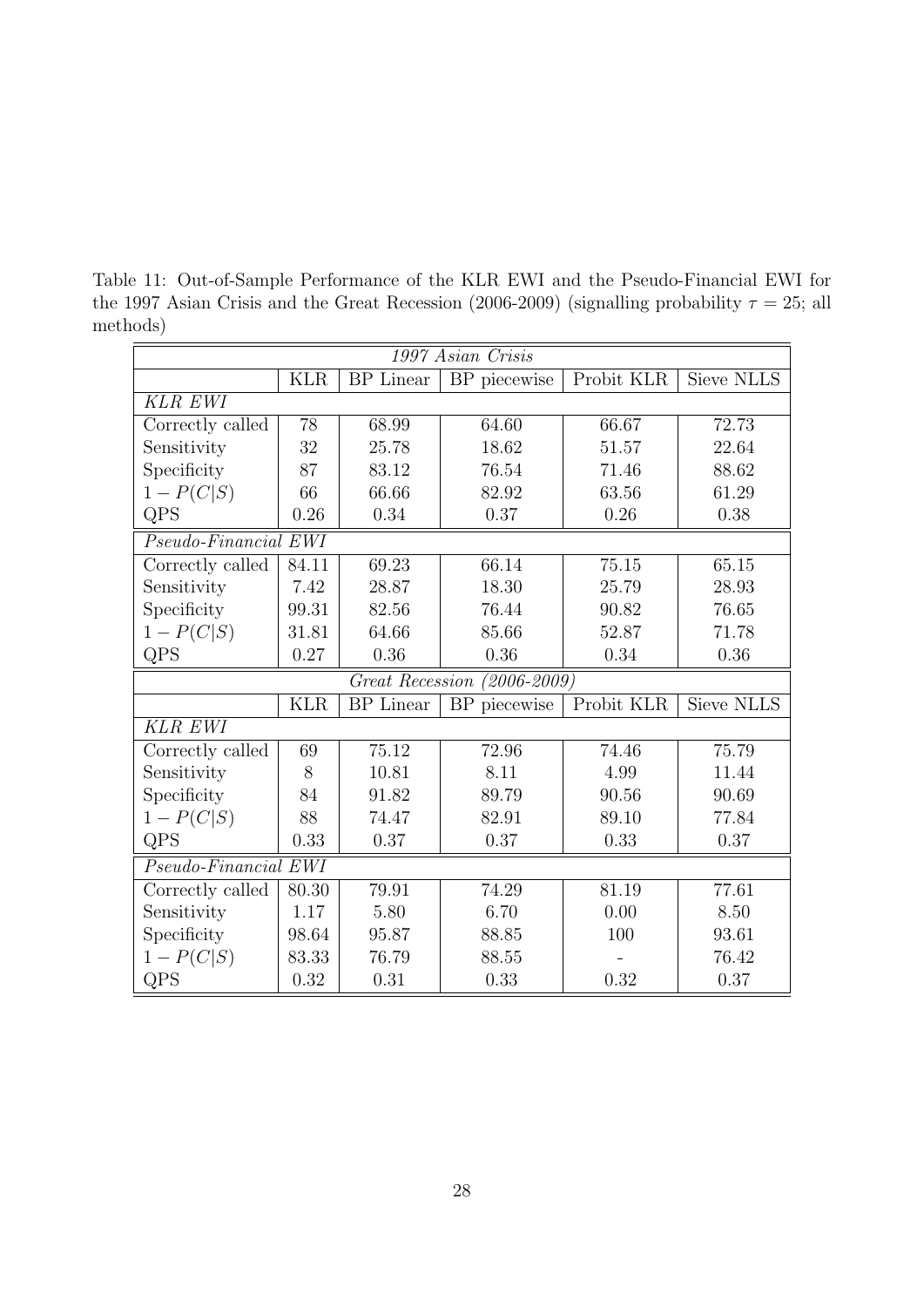Table 11: Out-of-Sample Performance of the KLR EWI and the Pseudo-Financial EWI for the 1997 Asian Crisis and the Great Recession (2006-2009) (signalling probability $\tau = 25$; all methods)

| *1997 Asian Crisis* | | | | | |
|---|---|---|---|---|---|
| | KLR | BP Linear | BP piecewise | Probit KLR | Sieve NLLS |
| *KLR EWI* | | | | | |
| Correctly called | 78 | 68.99 | 64.60 | 66.67 | 72.73 |
| Sensitivity | 32 | 25.78 | 18.62 | 51.57 | 22.64 |
| Specificity | 87 | 83.12 | 76.54 | 71.46 | 88.62 |
| $1 - P(C\|S)$ | 66 | 66.66 | 82.92 | 63.56 | 61.29 |
| QPS | 0.26 | 0.34 | 0.37 | 0.26 | 0.38 |
| *Pseudo-Financial EWI* | | | | | |
| Correctly called | 84.11 | 69.23 | 66.14 | 75.15 | 65.15 |
| Sensitivity | 7.42 | 28.87 | 18.30 | 25.79 | 28.93 |
| Specificity | 99.31 | 82.56 | 76.44 | 90.82 | 76.65 |
| $1 - P(C\|S)$ | 31.81 | 64.66 | 85.66 | 52.87 | 71.78 |
| QPS | 0.27 | 0.36 | 0.36 | 0.34 | 0.36 |
| *Great Recession (2006-2009)* | | | | | |
| | KLR | BP Linear | BP piecewise | Probit KLR | Sieve NLLS |
| *KLR EWI* | | | | | |
| Correctly called | 69 | 75.12 | 72.96 | 74.46 | 75.79 |
| Sensitivity | 8 | 10.81 | 8.11 | 4.99 | 11.44 |
| Specificity | 84 | 91.82 | 89.79 | 90.56 | 90.69 |
| $1 - P(C\|S)$ | 88 | 74.47 | 82.91 | 89.10 | 77.84 |
| QPS | 0.33 | 0.37 | 0.37 | 0.33 | 0.37 |
| *Pseudo-Financial EWI* | | | | | |
| Correctly called | 80.30 | 79.91 | 74.29 | 81.19 | 77.61 |
| Sensitivity | 1.17 | 5.80 | 6.70 | 0.00 | 8.50 |
| Specificity | 98.64 | 95.87 | 88.85 | 100 | 93.61 |
| $1 - P(C\|S)$ | 83.33 | 76.79 | 88.55 | - | 76.42 |
| QPS | 0.32 | 0.31 | 0.33 | 0.32 | 0.37 |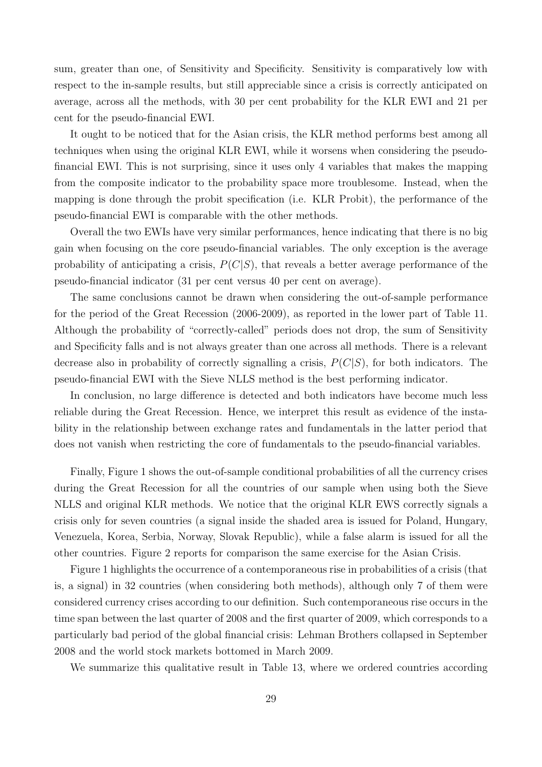sum, greater than one, of Sensitivity and Specificity. Sensitivity is comparatively low with respect to the in-sample results, but still appreciable since a crisis is correctly anticipated on average, across all the methods, with 30 per cent probability for the KLR EWI and 21 per cent for the pseudo-financial EWI.

It ought to be noticed that for the Asian crisis, the KLR method performs best among all techniques when using the original KLR EWI, while it worsens when considering the pseudo-financial EWI. This is not surprising, since it uses only 4 variables that makes the mapping from the composite indicator to the probability space more troublesome. Instead, when the mapping is done through the probit specification (i.e. KLR Probit), the performance of the pseudo-financial EWI is comparable with the other methods.

Overall the two EWIs have very similar performances, hence indicating that there is no big gain when focusing on the core pseudo-financial variables. The only exception is the average probability of anticipating a crisis, $P(C|S)$, that reveals a better average performance of the pseudo-financial indicator (31 per cent versus 40 per cent on average).

The same conclusions cannot be drawn when considering the out-of-sample performance for the period of the Great Recession (2006-2009), as reported in the lower part of Table 11. Although the probability of "correctly-called" periods does not drop, the sum of Sensitivity and Specificity falls and is not always greater than one across all methods. There is a relevant decrease also in probability of correctly signalling a crisis, $P(C|S)$, for both indicators. The pseudo-financial EWI with the Sieve NLLS method is the best performing indicator.

In conclusion, no large difference is detected and both indicators have become much less reliable during the Great Recession. Hence, we interpret this result as evidence of the instability in the relationship between exchange rates and fundamentals in the latter period that does not vanish when restricting the core of fundamentals to the pseudo-financial variables.

Finally, Figure 1 shows the out-of-sample conditional probabilities of all the currency crises during the Great Recession for all the countries of our sample when using both the Sieve NLLS and original KLR methods. We notice that the original KLR EWS correctly signals a crisis only for seven countries (a signal inside the shaded area is issued for Poland, Hungary, Venezuela, Korea, Serbia, Norway, Slovak Republic), while a false alarm is issued for all the other countries. Figure 2 reports for comparison the same exercise for the Asian Crisis.

Figure 1 highlights the occurrence of a contemporaneous rise in probabilities of a crisis (that is, a signal) in 32 countries (when considering both methods), although only 7 of them were considered currency crises according to our definition. Such contemporaneous rise occurs in the time span between the last quarter of 2008 and the first quarter of 2009, which corresponds to a particularly bad period of the global financial crisis: Lehman Brothers collapsed in September 2008 and the world stock markets bottomed in March 2009.

We summarize this qualitative result in Table 13, where we ordered countries according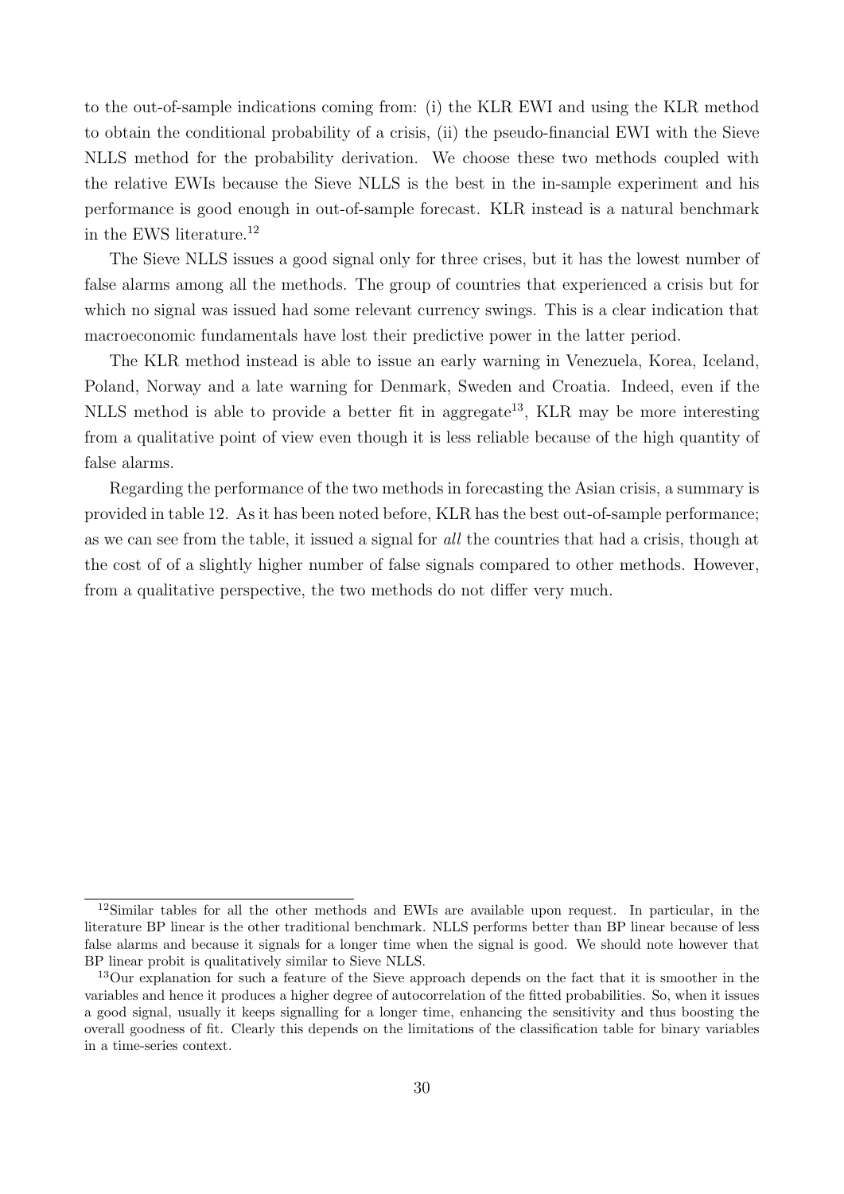to the out-of-sample indications coming from: (i) the KLR EWI and using the KLR method to obtain the conditional probability of a crisis, (ii) the pseudo-financial EWI with the Sieve NLLS method for the probability derivation. We choose these two methods coupled with the relative EWIs because the Sieve NLLS is the best in the in-sample experiment and his performance is good enough in out-of-sample forecast. KLR instead is a natural benchmark in the EWS literature.[12]

The Sieve NLLS issues a good signal only for three crises, but it has the lowest number of false alarms among all the methods. The group of countries that experienced a crisis but for which no signal was issued had some relevant currency swings. This is a clear indication that macroeconomic fundamentals have lost their predictive power in the latter period.

The KLR method instead is able to issue an early warning in Venezuela, Korea, Iceland, Poland, Norway and a late warning for Denmark, Sweden and Croatia. Indeed, even if the NLLS method is able to provide a better fit in aggregate[13], KLR may be more interesting from a qualitative point of view even though it is less reliable because of the high quantity of false alarms.

Regarding the performance of the two methods in forecasting the Asian crisis, a summary is provided in table 12. As it has been noted before, KLR has the best out-of-sample performance; as we can see from the table, it issued a signal for *all* the countries that had a crisis, though at the cost of of a slightly higher number of false signals compared to other methods. However, from a qualitative perspective, the two methods do not differ very much.

[12]Similar tables for all the other methods and EWIs are available upon request. In particular, in the literature BP linear is the other traditional benchmark. NLLS performs better than BP linear because of less false alarms and because it signals for a longer time when the signal is good. We should note however that BP linear probit is qualitatively similar to Sieve NLLS.

[13]Our explanation for such a feature of the Sieve approach depends on the fact that it is smoother in the variables and hence it produces a higher degree of autocorrelation of the fitted probabilities. So, when it issues a good signal, usually it keeps signalling for a longer time, enhancing the sensitivity and thus boosting the overall goodness of fit. Clearly this depends on the limitations of the classification table for binary variables in a time-series context.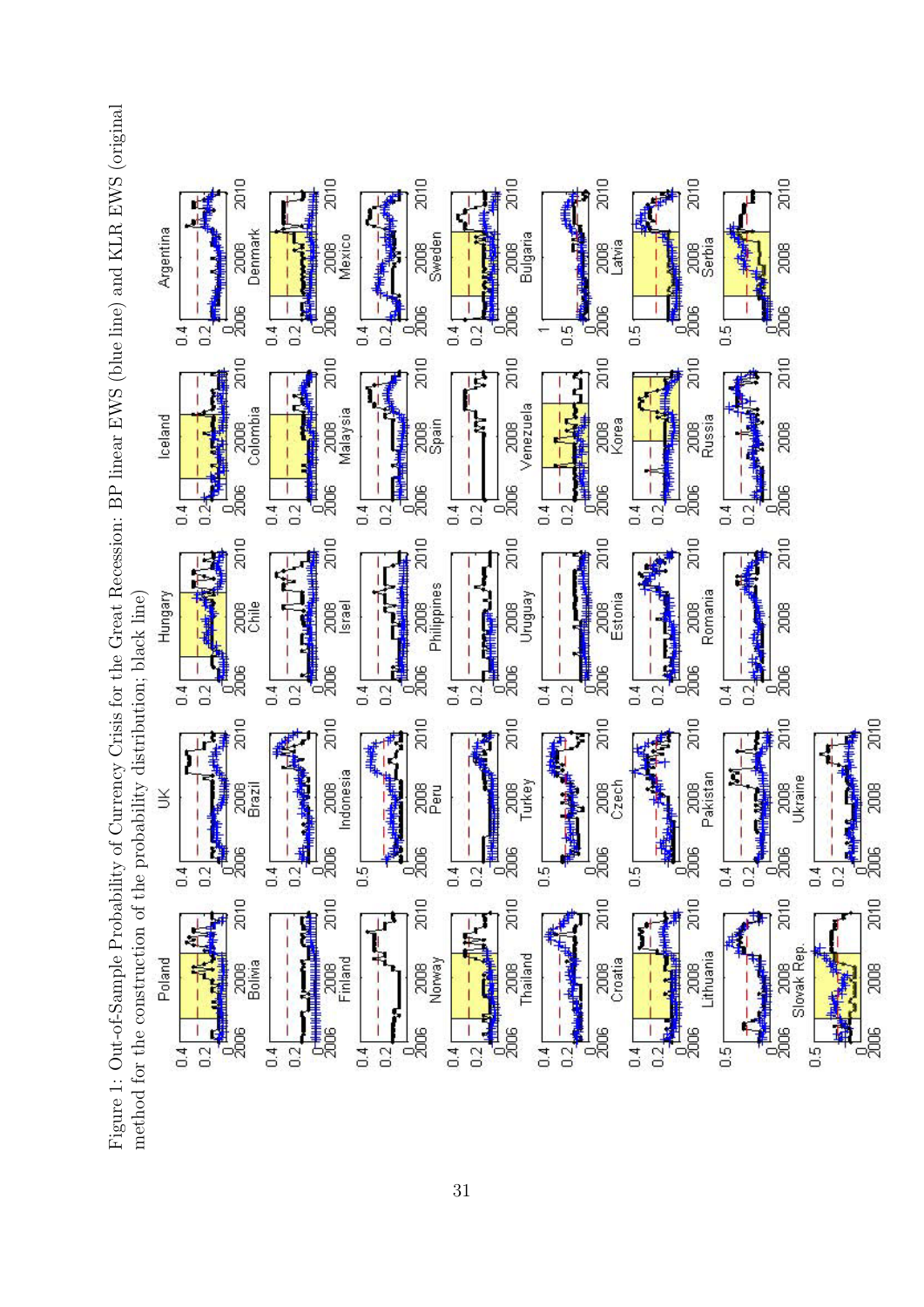Figure 1: Out-of-Sample Probability of Currency Crisis for the Great Recession: BP linear EWS (blue line) and KLR EWS (original method for the construction of the probability distribution; black line)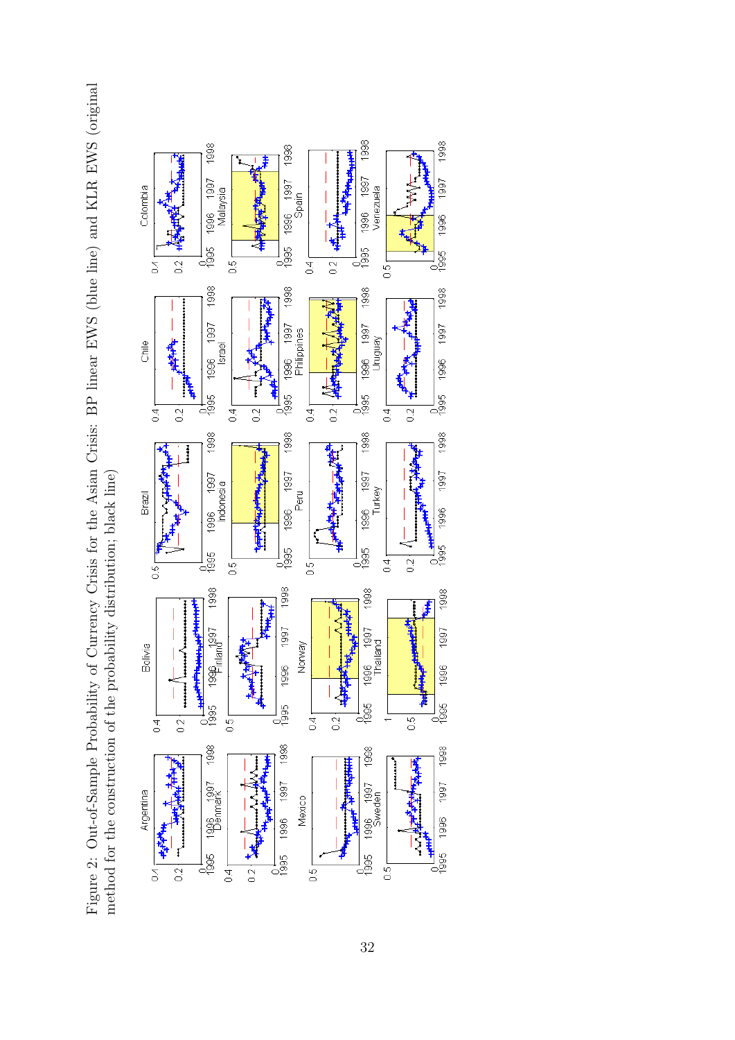Figure 2: Out-of-Sample Probability of Currency Crisis for the Asian Crisis: BP linear EWS (blue line) and KLR EWS (original method for the construction of the probability distribution; black line)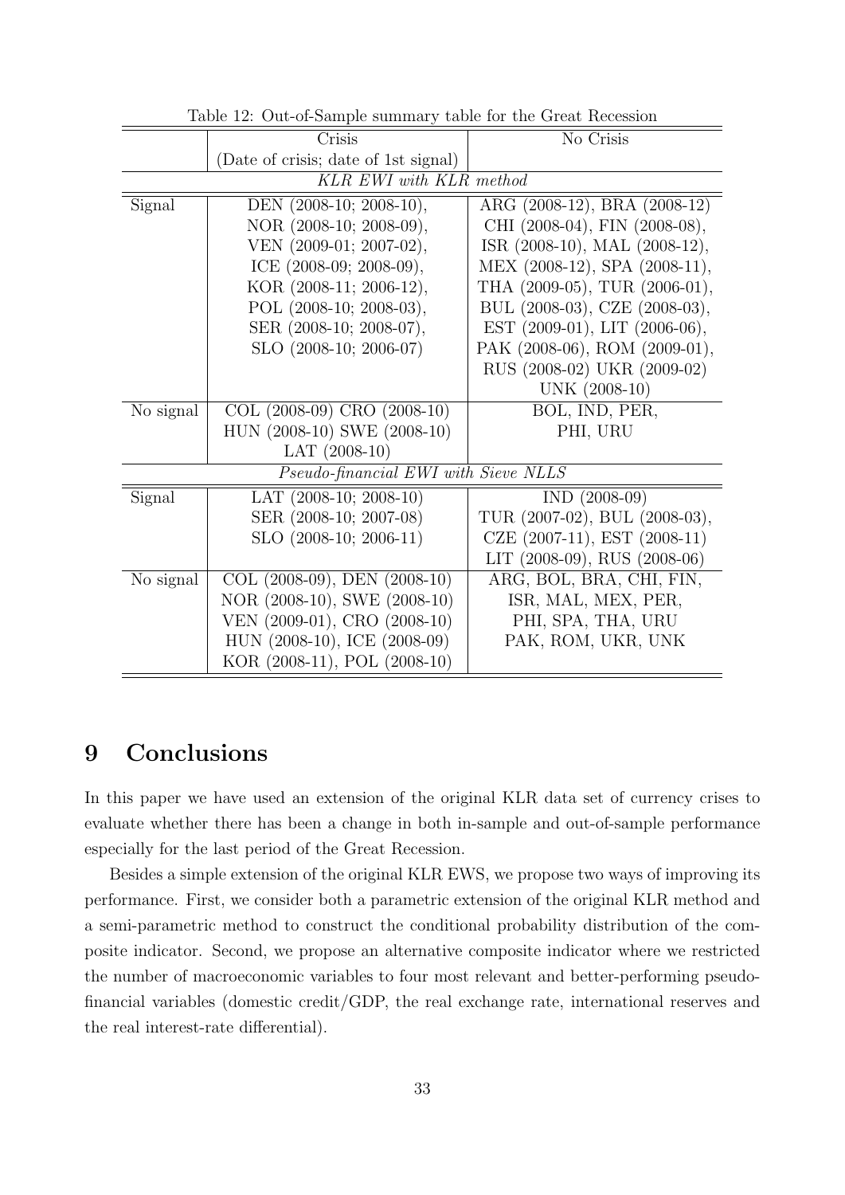Table 12: Out-of-Sample summary table for the Great Recession

| | Crisis (Date of crisis; date of 1st signal) | No Crisis |
|---|---|---|
| *KLR EWI with KLR method* | | |
| Signal | DEN (2008-10; 2008-10), NOR (2008-10; 2008-09), VEN (2009-01; 2007-02), ICE (2008-09; 2008-09), KOR (2008-11; 2006-12), POL (2008-10; 2008-03), SER (2008-10; 2008-07), SLO (2008-10; 2006-07) | ARG (2008-12), BRA (2008-12) CHI (2008-04), FIN (2008-08), ISR (2008-10), MAL (2008-12), MEX (2008-12), SPA (2008-11), THA (2009-05), TUR (2006-01), BUL (2008-03), CZE (2008-03), EST (2009-01), LIT (2006-06), PAK (2008-06), ROM (2009-01), RUS (2008-02) UKR (2009-02) UNK (2008-10) |
| No signal | COL (2008-09) CRO (2008-10) HUN (2008-10) SWE (2008-10) LAT (2008-10) | BOL, IND, PER, PHI, URU |
| *Pseudo-financial EWI with Sieve NLLS* | | |
| Signal | LAT (2008-10; 2008-10) SER (2008-10; 2007-08) SLO (2008-10; 2006-11) | IND (2008-09) TUR (2007-02), BUL (2008-03), CZE (2007-11), EST (2008-11) LIT (2008-09), RUS (2008-06) |
| No signal | COL (2008-09), DEN (2008-10) NOR (2008-10), SWE (2008-10) VEN (2009-01), CRO (2008-10) HUN (2008-10), ICE (2008-09) KOR (2008-11), POL (2008-10) | ARG, BOL, BRA, CHI, FIN, ISR, MAL, MEX, PER, PHI, SPA, THA, URU PAK, ROM, UKR, UNK |

# 9 Conclusions

In this paper we have used an extension of the original KLR data set of currency crises to evaluate whether there has been a change in both in-sample and out-of-sample performance especially for the last period of the Great Recession.

Besides a simple extension of the original KLR EWS, we propose two ways of improving its performance. First, we consider both a parametric extension of the original KLR method and a semi-parametric method to construct the conditional probability distribution of the composite indicator. Second, we propose an alternative composite indicator where we restricted the number of macroeconomic variables to four most relevant and better-performing pseudo-financial variables (domestic credit/GDP, the real exchange rate, international reserves and the real interest-rate differential).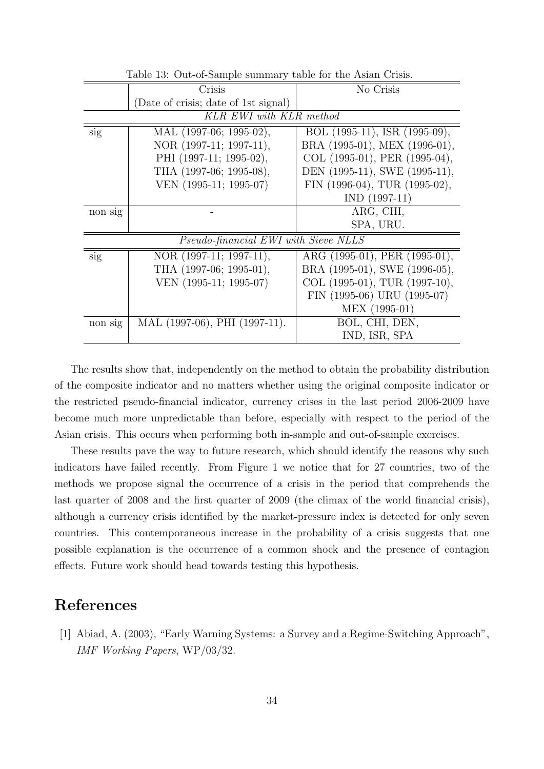Table 13: Out-of-Sample summary table for the Asian Crisis.

| | Crisis (Date of crisis; date of 1st signal) | No Crisis |
|---|---|---|
| *KLR EWI with KLR method* | | |
| sig | MAL (1997-06; 1995-02), NOR (1997-11; 1997-11), PHI (1997-11; 1995-02), THA (1997-06; 1995-08), VEN (1995-11; 1995-07) | BOL (1995-11), ISR (1995-09), BRA (1995-01), MEX (1996-01), COL (1995-01), PER (1995-04), DEN (1995-11), SWE (1995-11), FIN (1996-04), TUR (1995-02), IND (1997-11) |
| non sig | - | ARG, CHI, SPA, URU. |
| *Pseudo-financial EWI with Sieve NLLS* | | |
| sig | NOR (1997-11; 1997-11), THA (1997-06; 1995-01), VEN (1995-11; 1995-07) | ARG (1995-01), PER (1995-01), BRA (1995-01), SWE (1996-05), COL (1995-01), TUR (1997-10), FIN (1995-06) URU (1995-07) MEX (1995-01) |
| non sig | MAL (1997-06), PHI (1997-11). | BOL, CHI, DEN, IND, ISR, SPA |

The results show that, independently on the method to obtain the probability distribution of the composite indicator and no matters whether using the original composite indicator or the restricted pseudo-financial indicator, currency crises in the last period 2006-2009 have become much more unpredictable than before, especially with respect to the period of the Asian crisis. This occurs when performing both in-sample and out-of-sample exercises.

These results pave the way to future research, which should identify the reasons why such indicators have failed recently. From Figure 1 we notice that for 27 countries, two of the methods we propose signal the occurrence of a crisis in the period that comprehends the last quarter of 2008 and the first quarter of 2009 (the climax of the world financial crisis), although a currency crisis identified by the market-pressure index is detected for only seven countries. This contemporaneous increase in the probability of a crisis suggests that one possible explanation is the occurrence of a common shock and the presence of contagion effects. Future work should head towards testing this hypothesis.

# References

[1] Abiad, A. (2003), "Early Warning Systems: a Survey and a Regime-Switching Approach", *IMF Working Papers*, WP/03/32.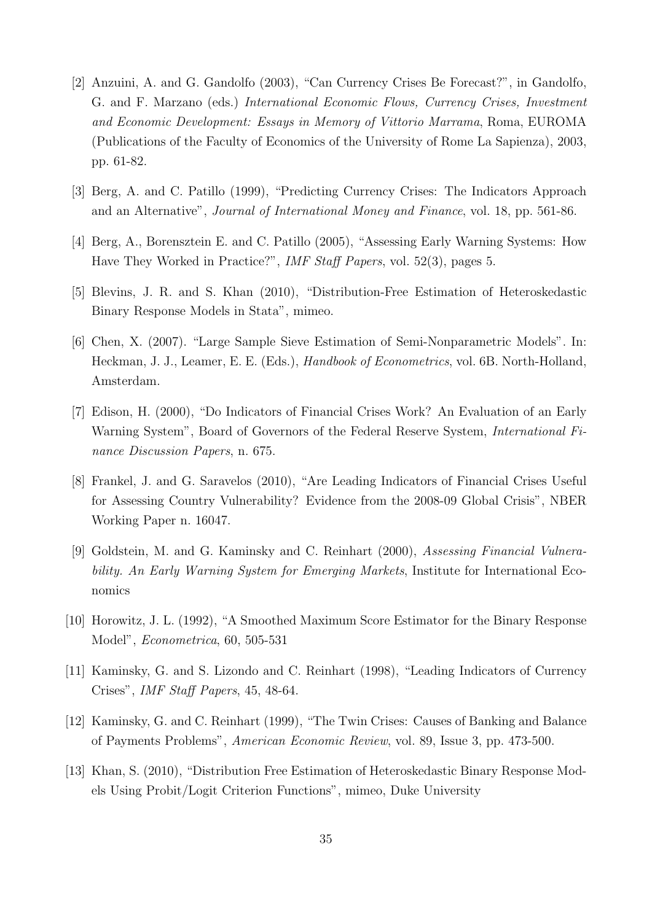[2] Anzuini, A. and G. Gandolfo (2003), "Can Currency Crises Be Forecast?", in Gandolfo, G. and F. Marzano (eds.) *International Economic Flows, Currency Crises, Investment and Economic Development: Essays in Memory of Vittorio Marrama*, Roma, EUROMA (Publications of the Faculty of Economics of the University of Rome La Sapienza), 2003, pp. 61-82.

[3] Berg, A. and C. Patillo (1999), "Predicting Currency Crises: The Indicators Approach and an Alternative", *Journal of International Money and Finance*, vol. 18, pp. 561-86.

[4] Berg, A., Borensztein E. and C. Patillo (2005), "Assessing Early Warning Systems: How Have They Worked in Practice?", *IMF Staff Papers*, vol. 52(3), pages 5.

[5] Blevins, J. R. and S. Khan (2010), "Distribution-Free Estimation of Heteroskedastic Binary Response Models in Stata", mimeo.

[6] Chen, X. (2007). "Large Sample Sieve Estimation of Semi-Nonparametric Models". In: Heckman, J. J., Leamer, E. E. (Eds.), *Handbook of Econometrics*, vol. 6B. North-Holland, Amsterdam.

[7] Edison, H. (2000), "Do Indicators of Financial Crises Work? An Evaluation of an Early Warning System", Board of Governors of the Federal Reserve System, *International Finance Discussion Papers*, n. 675.

[8] Frankel, J. and G. Saravelos (2010), "Are Leading Indicators of Financial Crises Useful for Assessing Country Vulnerability? Evidence from the 2008-09 Global Crisis", NBER Working Paper n. 16047.

[9] Goldstein, M. and G. Kaminsky and C. Reinhart (2000), *Assessing Financial Vulnerability. An Early Warning System for Emerging Markets*, Institute for International Economics

[10] Horowitz, J. L. (1992), "A Smoothed Maximum Score Estimator for the Binary Response Model", *Econometrica*, 60, 505-531

[11] Kaminsky, G. and S. Lizondo and C. Reinhart (1998), "Leading Indicators of Currency Crises", *IMF Staff Papers*, 45, 48-64.

[12] Kaminsky, G. and C. Reinhart (1999), "The Twin Crises: Causes of Banking and Balance of Payments Problems", *American Economic Review*, vol. 89, Issue 3, pp. 473-500.

[13] Khan, S. (2010), "Distribution Free Estimation of Heteroskedastic Binary Response Models Using Probit/Logit Criterion Functions", mimeo, Duke University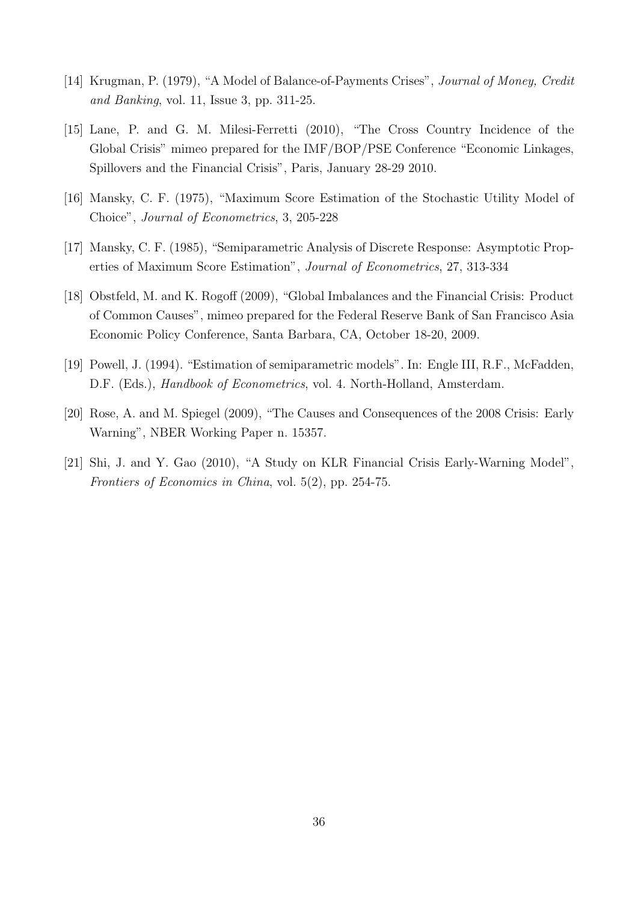[14] Krugman, P. (1979), "A Model of Balance-of-Payments Crises", *Journal of Money, Credit and Banking*, vol. 11, Issue 3, pp. 311-25.

[15] Lane, P. and G. M. Milesi-Ferretti (2010), "The Cross Country Incidence of the Global Crisis" mimeo prepared for the IMF/BOP/PSE Conference "Economic Linkages, Spillovers and the Financial Crisis", Paris, January 28-29 2010.

[16] Mansky, C. F. (1975), "Maximum Score Estimation of the Stochastic Utility Model of Choice", *Journal of Econometrics*, 3, 205-228

[17] Mansky, C. F. (1985), "Semiparametric Analysis of Discrete Response: Asymptotic Properties of Maximum Score Estimation", *Journal of Econometrics*, 27, 313-334

[18] Obstfeld, M. and K. Rogoff (2009), "Global Imbalances and the Financial Crisis: Product of Common Causes", mimeo prepared for the Federal Reserve Bank of San Francisco Asia Economic Policy Conference, Santa Barbara, CA, October 18-20, 2009.

[19] Powell, J. (1994). "Estimation of semiparametric models". In: Engle III, R.F., McFadden, D.F. (Eds.), *Handbook of Econometrics*, vol. 4. North-Holland, Amsterdam.

[20] Rose, A. and M. Spiegel (2009), "The Causes and Consequences of the 2008 Crisis: Early Warning", NBER Working Paper n. 15357.

[21] Shi, J. and Y. Gao (2010), "A Study on KLR Financial Crisis Early-Warning Model", *Frontiers of Economics in China*, vol. 5(2), pp. 254-75.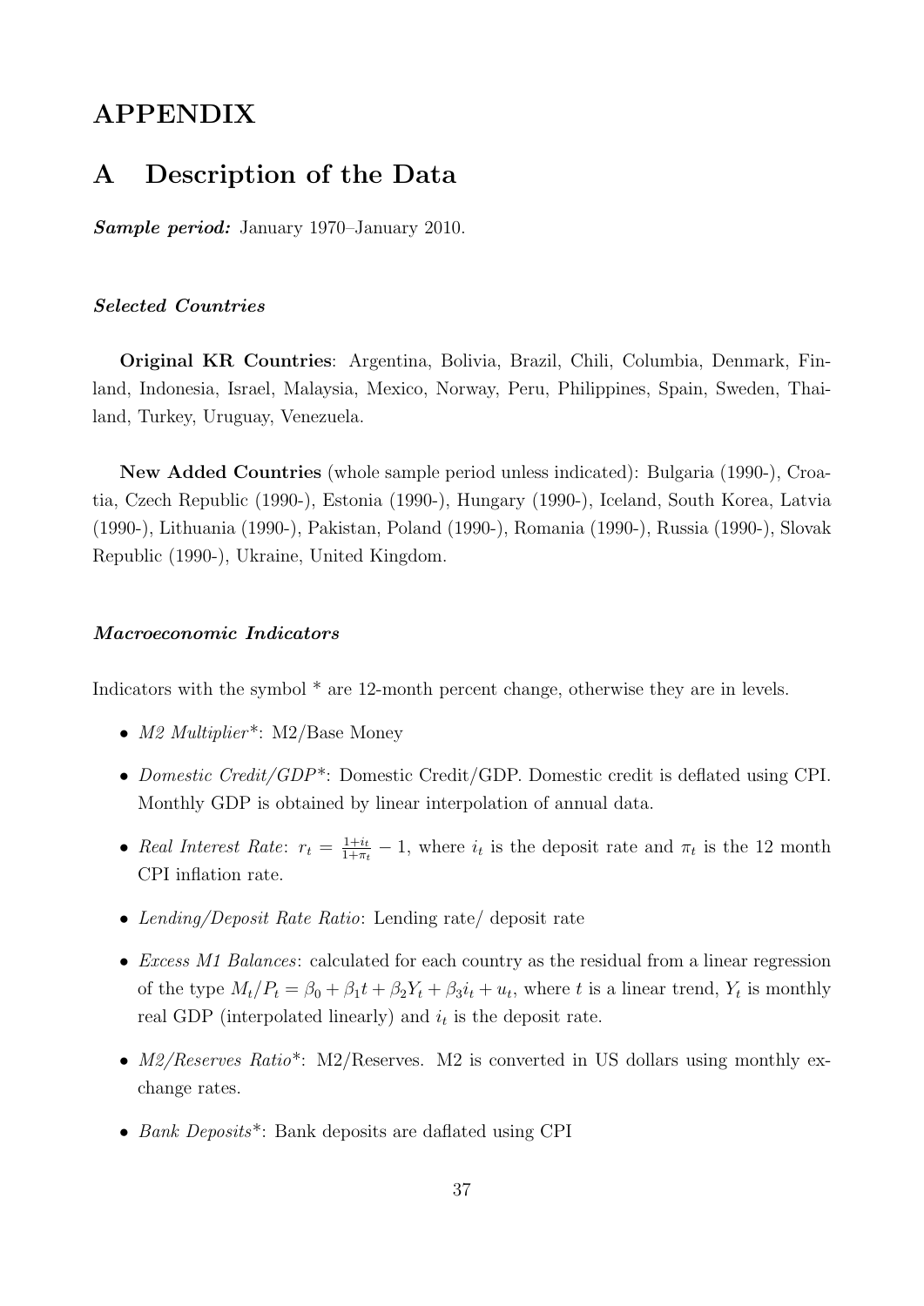# APPENDIX

## A Description of the Data

***Sample period:*** January 1970–January 2010.

### *Selected Countries*

**Original KR Countries**: Argentina, Bolivia, Brazil, Chili, Columbia, Denmark, Finland, Indonesia, Israel, Malaysia, Mexico, Norway, Peru, Philippines, Spain, Sweden, Thailand, Turkey, Uruguay, Venezuela.

**New Added Countries** (whole sample period unless indicated): Bulgaria (1990-), Croatia, Czech Republic (1990-), Estonia (1990-), Hungary (1990-), Iceland, South Korea, Latvia (1990-), Lithuania (1990-), Pakistan, Poland (1990-), Romania (1990-), Russia (1990-), Slovak Republic (1990-), Ukraine, United Kingdom.

### *Macroeconomic Indicators*

Indicators with the symbol * are 12-month percent change, otherwise they are in levels.

- *M2 Multiplier**: M2/Base Money
- *Domestic Credit/GDP**: Domestic Credit/GDP. Domestic credit is deflated using CPI. Monthly GDP is obtained by linear interpolation of annual data.
- *Real Interest Rate*: $r_t = \frac{1+i_t}{1+\pi_t} - 1$, where $i_t$ is the deposit rate and $\pi_t$ is the 12 month CPI inflation rate.
- *Lending/Deposit Rate Ratio*: Lending rate/ deposit rate
- *Excess M1 Balances*: calculated for each country as the residual from a linear regression of the type $M_t/P_t = \beta_0 + \beta_1 t + \beta_2 Y_t + \beta_3 i_t + u_t$, where $t$ is a linear trend, $Y_t$ is monthly real GDP (interpolated linearly) and $i_t$ is the deposit rate.
- *M2/Reserves Ratio**: M2/Reserves. M2 is converted in US dollars using monthly exchange rates.
- *Bank Deposits**: Bank deposits are daflated using CPI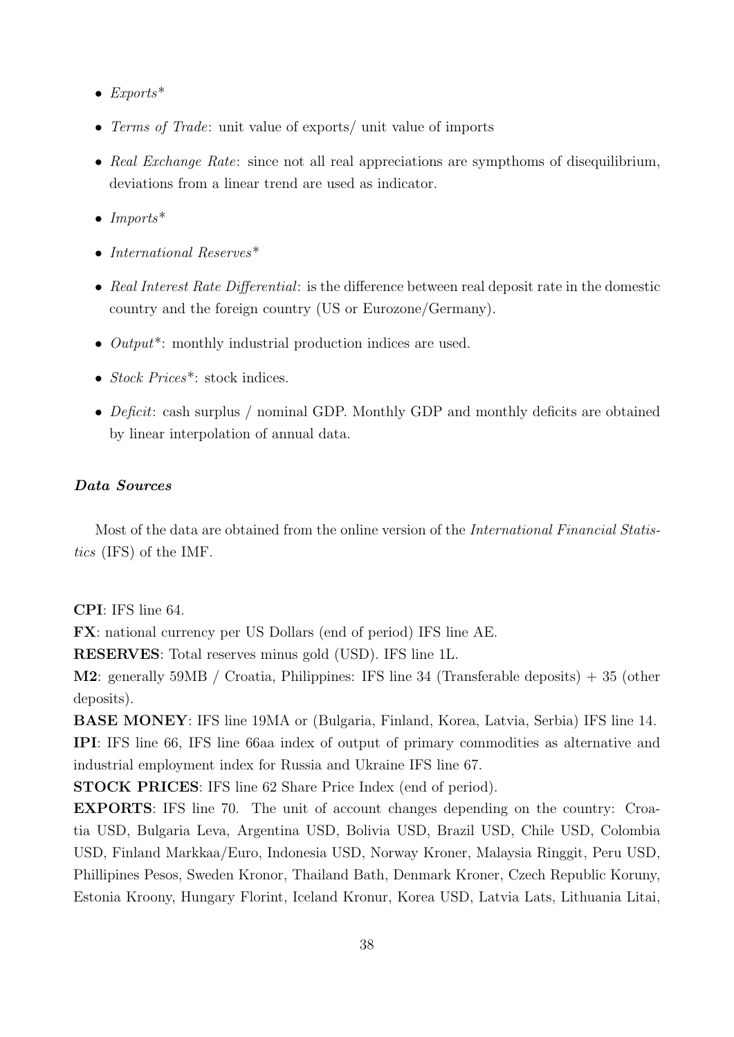- *Exports*\*
- *Terms of Trade*: unit value of exports/ unit value of imports
- *Real Exchange Rate*: since not all real appreciations are sympthoms of disequilibrium, deviations from a linear trend are used as indicator.
- *Imports*\*
- *International Reserves*\*
- *Real Interest Rate Differential*: is the difference between real deposit rate in the domestic country and the foreign country (US or Eurozone/Germany).
- *Output*\*: monthly industrial production indices are used.
- *Stock Prices*\*: stock indices.
- *Deficit*: cash surplus / nominal GDP. Monthly GDP and monthly deficits are obtained by linear interpolation of annual data.

***Data Sources***

Most of the data are obtained from the online version of the *International Financial Statistics* (IFS) of the IMF.

**CPI**: IFS line 64.
**FX**: national currency per US Dollars (end of period) IFS line AE.
**RESERVES**: Total reserves minus gold (USD). IFS line 1L.
**M2**: generally 59MB / Croatia, Philippines: IFS line 34 (Transferable deposits) + 35 (other deposits).
**BASE MONEY**: IFS line 19MA or (Bulgaria, Finland, Korea, Latvia, Serbia) IFS line 14.
**IPI**: IFS line 66, IFS line 66aa index of output of primary commodities as alternative and industrial employment index for Russia and Ukraine IFS line 67.
**STOCK PRICES**: IFS line 62 Share Price Index (end of period).
**EXPORTS**: IFS line 70. The unit of account changes depending on the country: Croatia USD, Bulgaria Leva, Argentina USD, Bolivia USD, Brazil USD, Chile USD, Colombia USD, Finland Markkaa/Euro, Indonesia USD, Norway Kroner, Malaysia Ringgit, Peru USD, Phillipines Pesos, Sweden Kronor, Thailand Bath, Denmark Kroner, Czech Republic Koruny, Estonia Kroony, Hungary Florint, Iceland Kronur, Korea USD, Latvia Lats, Lithuania Litai,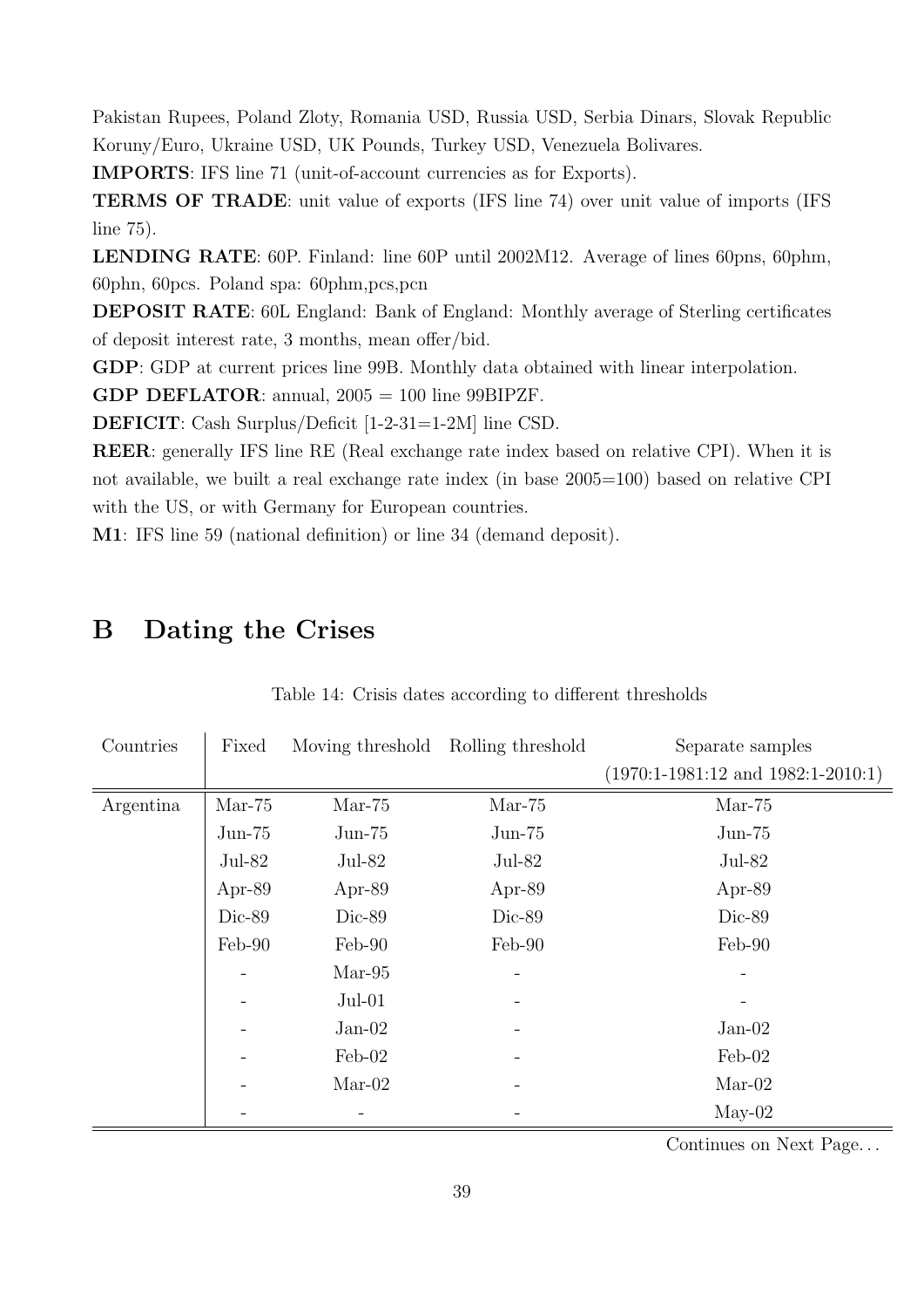Pakistan Rupees, Poland Zloty, Romania USD, Russia USD, Serbia Dinars, Slovak Republic Koruny/Euro, Ukraine USD, UK Pounds, Turkey USD, Venezuela Bolivares.

**IMPORTS**: IFS line 71 (unit-of-account currencies as for Exports).

**TERMS OF TRADE**: unit value of exports (IFS line 74) over unit value of imports (IFS line 75).

**LENDING RATE**: 60P. Finland: line 60P until 2002M12. Average of lines 60pns, 60phm, 60phn, 60pcs. Poland spa: 60phm,pcs,pcn

**DEPOSIT RATE**: 60L England: Bank of England: Monthly average of Sterling certificates of deposit interest rate, 3 months, mean offer/bid.

**GDP**: GDP at current prices line 99B. Monthly data obtained with linear interpolation.

**GDP DEFLATOR**: annual, 2005 = 100 line 99BIPZF.

**DEFICIT**: Cash Surplus/Deficit [1-2-31=1-2M] line CSD.

**REER**: generally IFS line RE (Real exchange rate index based on relative CPI). When it is not available, we built a real exchange rate index (in base 2005=100) based on relative CPI with the US, or with Germany for European countries.

**M1**: IFS line 59 (national definition) or line 34 (demand deposit).

## B Dating the Crises

Table 14: Crisis dates according to different thresholds

| Countries | Fixed | Moving threshold | Rolling threshold | Separate samples (1970:1-1981:12 and 1982:1-2010:1) |
|---|---|---|---|---|
| Argentina | Mar-75 | Mar-75 | Mar-75 | Mar-75 |
| | Jun-75 | Jun-75 | Jun-75 | Jun-75 |
| | Jul-82 | Jul-82 | Jul-82 | Jul-82 |
| | Apr-89 | Apr-89 | Apr-89 | Apr-89 |
| | Dic-89 | Dic-89 | Dic-89 | Dic-89 |
| | Feb-90 | Feb-90 | Feb-90 | Feb-90 |
| | - | Mar-95 | - | - |
| | - | Jul-01 | - | - |
| | - | Jan-02 | - | Jan-02 |
| | - | Feb-02 | - | Feb-02 |
| | - | Mar-02 | - | Mar-02 |
| | - | - | - | May-02 |

Continues on Next Page…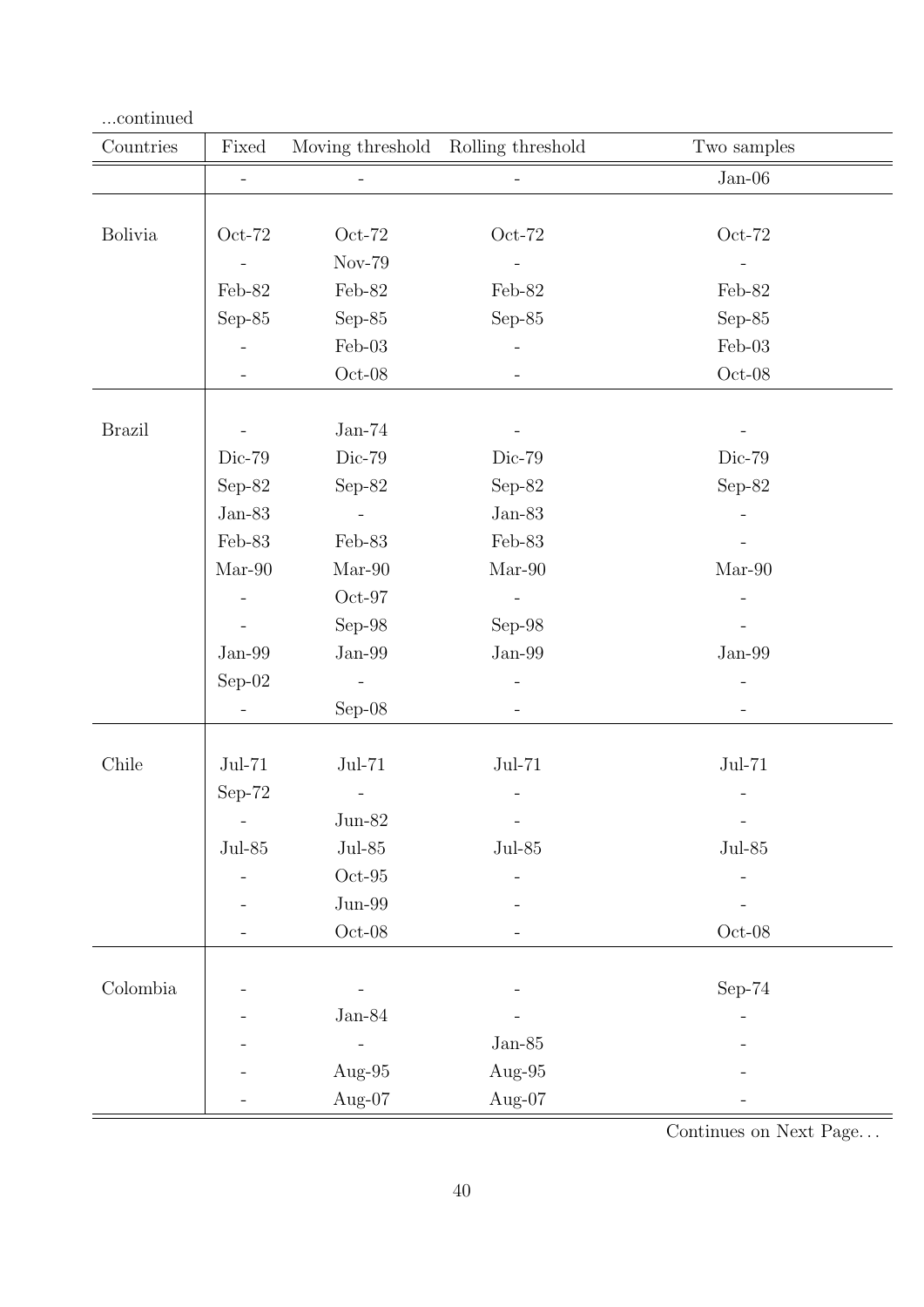...continued

| Countries | Fixed | Moving threshold | Rolling threshold | Two samples |
|---|---|---|---|---|
| | - | - | - | Jan-06 |
| Bolivia | Oct-72 | Oct-72 | Oct-72 | Oct-72 |
| | - | Nov-79 | - | - |
| | Feb-82 | Feb-82 | Feb-82 | Feb-82 |
| | Sep-85 | Sep-85 | Sep-85 | Sep-85 |
| | - | Feb-03 | - | Feb-03 |
| | - | Oct-08 | - | Oct-08 |
| Brazil | - | Jan-74 | - | - |
| | Dic-79 | Dic-79 | Dic-79 | Dic-79 |
| | Sep-82 | Sep-82 | Sep-82 | Sep-82 |
| | Jan-83 | - | Jan-83 | - |
| | Feb-83 | Feb-83 | Feb-83 | - |
| | Mar-90 | Mar-90 | Mar-90 | Mar-90 |
| | - | Oct-97 | - | - |
| | - | Sep-98 | Sep-98 | - |
| | Jan-99 | Jan-99 | Jan-99 | Jan-99 |
| | Sep-02 | - | - | - |
| | - | Sep-08 | - | - |
| Chile | Jul-71 | Jul-71 | Jul-71 | Jul-71 |
| | Sep-72 | - | - | - |
| | - | Jun-82 | - | - |
| | Jul-85 | Jul-85 | Jul-85 | Jul-85 |
| | - | Oct-95 | - | - |
| | - | Jun-99 | - | - |
| | - | Oct-08 | - | Oct-08 |
| Colombia | - | - | - | Sep-74 |
| | - | Jan-84 | - | - |
| | - | - | Jan-85 | - |
| | - | Aug-95 | Aug-95 | - |
| | - | Aug-07 | Aug-07 | - |

Continues on Next Page...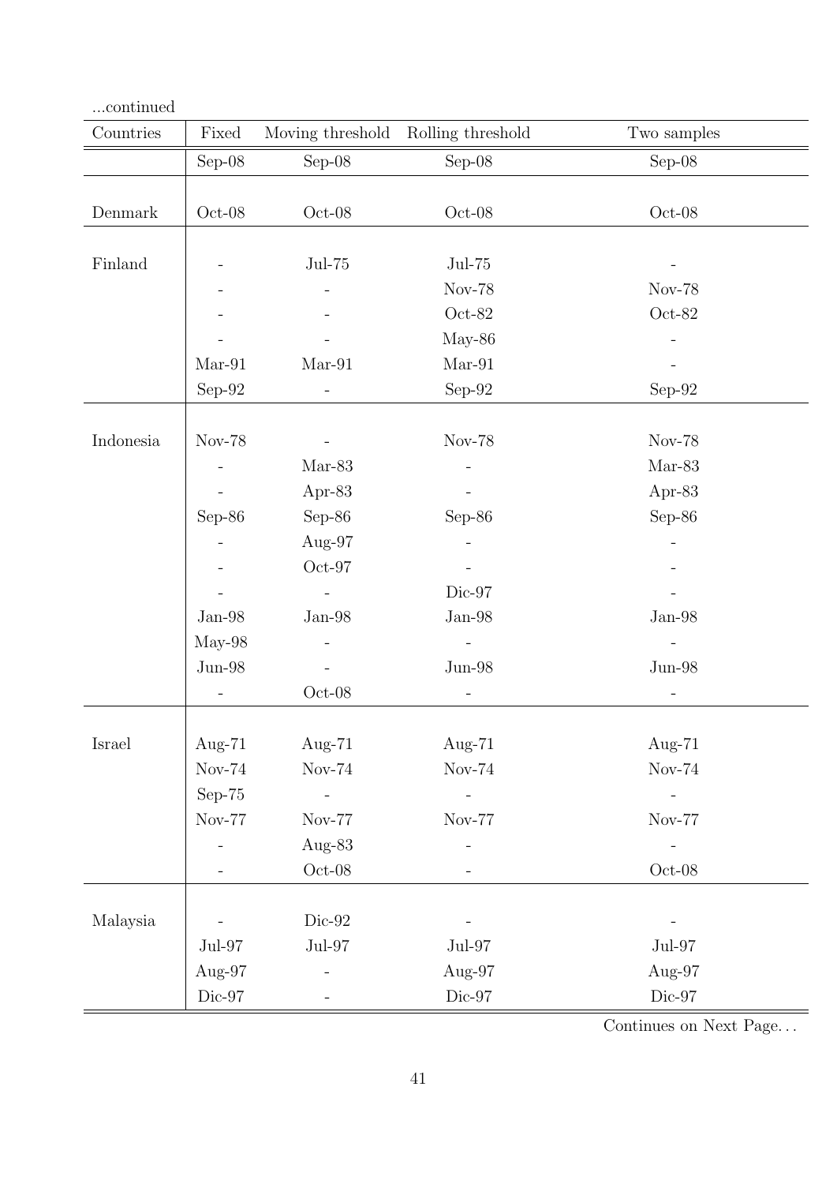...continued

| Countries | Fixed | Moving threshold | Rolling threshold | Two samples |
|---|---|---|---|---|
| | Sep-08 | Sep-08 | Sep-08 | Sep-08 |
| Denmark | Oct-08 | Oct-08 | Oct-08 | Oct-08 |
| Finland | - | Jul-75 | Jul-75 | - |
| | - | - | Nov-78 | Nov-78 |
| | - | - | Oct-82 | Oct-82 |
| | - | - | May-86 | - |
| | Mar-91 | Mar-91 | Mar-91 | - |
| | Sep-92 | - | Sep-92 | Sep-92 |
| Indonesia | Nov-78 | - | Nov-78 | Nov-78 |
| | - | Mar-83 | - | Mar-83 |
| | - | Apr-83 | - | Apr-83 |
| | Sep-86 | Sep-86 | Sep-86 | Sep-86 |
| | - | Aug-97 | - | - |
| | - | Oct-97 | - | - |
| | - | - | Dic-97 | - |
| | Jan-98 | Jan-98 | Jan-98 | Jan-98 |
| | May-98 | - | - | - |
| | Jun-98 | - | Jun-98 | Jun-98 |
| | - | Oct-08 | - | - |
| Israel | Aug-71 | Aug-71 | Aug-71 | Aug-71 |
| | Nov-74 | Nov-74 | Nov-74 | Nov-74 |
| | Sep-75 | - | - | - |
| | Nov-77 | Nov-77 | Nov-77 | Nov-77 |
| | - | Aug-83 | - | - |
| | - | Oct-08 | - | Oct-08 |
| Malaysia | - | Dic-92 | - | - |
| | Jul-97 | Jul-97 | Jul-97 | Jul-97 |
| | Aug-97 | - | Aug-97 | Aug-97 |
| | Dic-97 | - | Dic-97 | Dic-97 |

Continues on Next Page...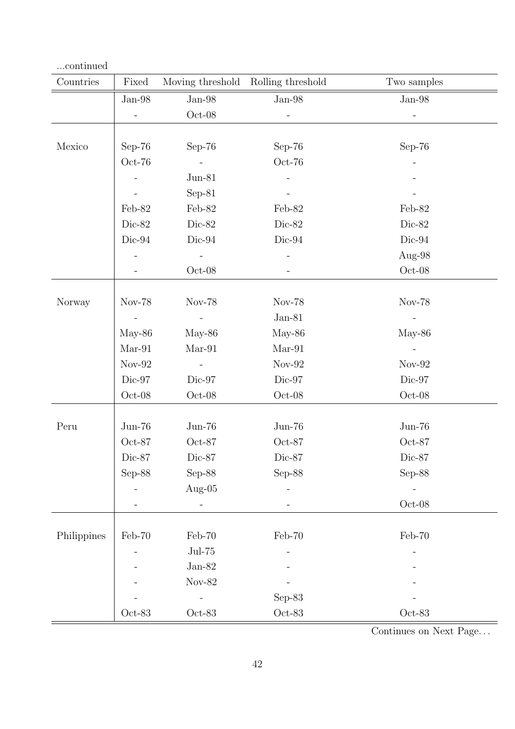...continued

| Countries | Fixed | Moving threshold | Rolling threshold | Two samples |
|---|---|---|---|---|
| | Jan-98 | Jan-98 | Jan-98 | Jan-98 |
| | - | Oct-08 | - | - |
| Mexico | Sep-76 | Sep-76 | Sep-76 | Sep-76 |
| | Oct-76 | - | Oct-76 | - |
| | - | Jun-81 | - | - |
| | - | Sep-81 | - | - |
| | Feb-82 | Feb-82 | Feb-82 | Feb-82 |
| | Dic-82 | Dic-82 | Dic-82 | Dic-82 |
| | Dic-94 | Dic-94 | Dic-94 | Dic-94 |
| | - | - | - | Aug-98 |
| | - | Oct-08 | - | Oct-08 |
| Norway | Nov-78 | Nov-78 | Nov-78 | Nov-78 |
| | - | - | Jan-81 | - |
| | May-86 | May-86 | May-86 | May-86 |
| | Mar-91 | Mar-91 | Mar-91 | - |
| | Nov-92 | - | Nov-92 | Nov-92 |
| | Dic-97 | Dic-97 | Dic-97 | Dic-97 |
| | Oct-08 | Oct-08 | Oct-08 | Oct-08 |
| Peru | Jun-76 | Jun-76 | Jun-76 | Jun-76 |
| | Oct-87 | Oct-87 | Oct-87 | Oct-87 |
| | Dic-87 | Dic-87 | Dic-87 | Dic-87 |
| | Sep-88 | Sep-88 | Sep-88 | Sep-88 |
| | - | Aug-05 | - | - |
| | - | - | - | Oct-08 |
| Philippines | Feb-70 | Feb-70 | Feb-70 | Feb-70 |
| | - | Jul-75 | - | - |
| | - | Jan-82 | - | - |
| | - | Nov-82 | - | - |
| | - | - | Sep-83 | - |
| | Oct-83 | Oct-83 | Oct-83 | Oct-83 |

Continues on Next Page...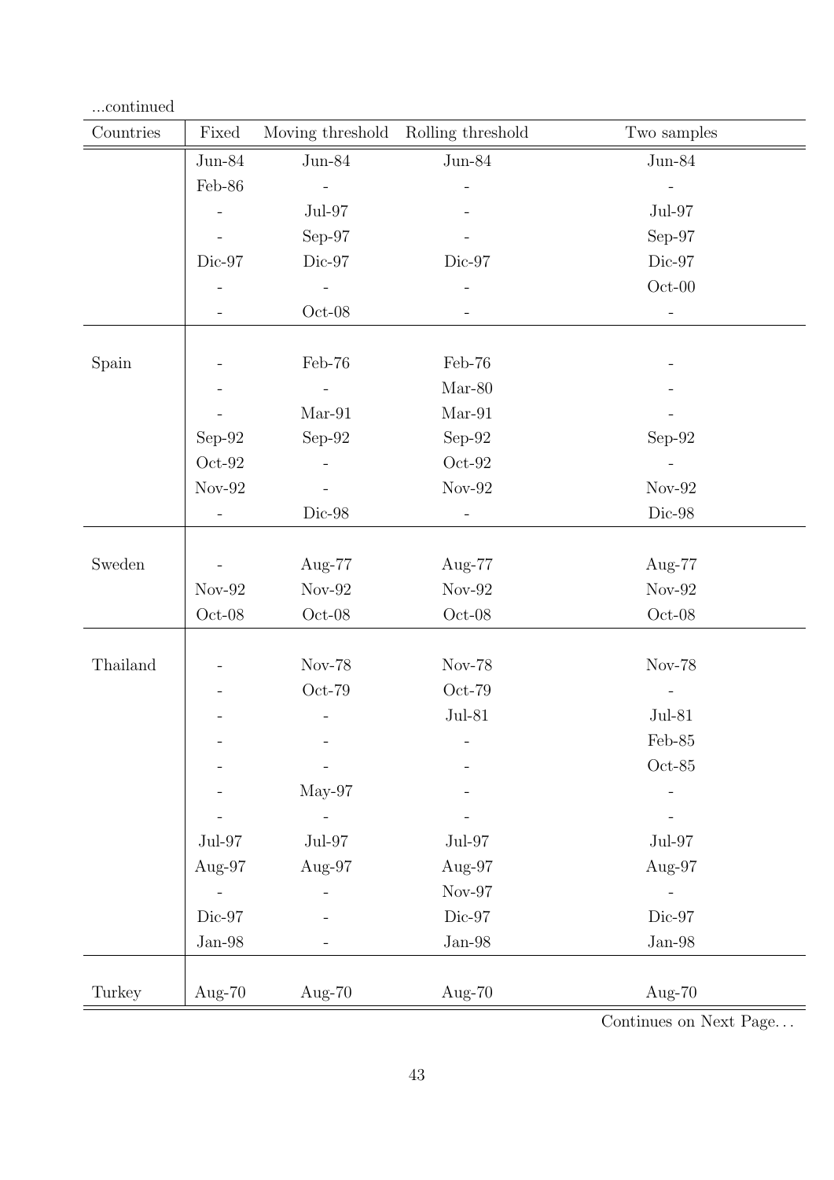...continued

| Countries | Fixed | Moving threshold | Rolling threshold | Two samples |
|---|---|---|---|---|
| | Jun-84 | Jun-84 | Jun-84 | Jun-84 |
| | Feb-86 | - | - | - |
| | - | Jul-97 | - | Jul-97 |
| | - | Sep-97 | - | Sep-97 |
| | Dic-97 | Dic-97 | Dic-97 | Dic-97 |
| | - | - | - | Oct-00 |
| | - | Oct-08 | - | - |
| Spain | - | Feb-76 | Feb-76 | - |
| | - | - | Mar-80 | - |
| | - | Mar-91 | Mar-91 | - |
| | Sep-92 | Sep-92 | Sep-92 | Sep-92 |
| | Oct-92 | - | Oct-92 | - |
| | Nov-92 | - | Nov-92 | Nov-92 |
| | - | Dic-98 | - | Dic-98 |
| Sweden | - | Aug-77 | Aug-77 | Aug-77 |
| | Nov-92 | Nov-92 | Nov-92 | Nov-92 |
| | Oct-08 | Oct-08 | Oct-08 | Oct-08 |
| Thailand | - | Nov-78 | Nov-78 | Nov-78 |
| | - | Oct-79 | Oct-79 | - |
| | - | - | Jul-81 | Jul-81 |
| | - | - | - | Feb-85 |
| | - | - | - | Oct-85 |
| | - | May-97 | - | - |
| | - | - | - | - |
| | Jul-97 | Jul-97 | Jul-97 | Jul-97 |
| | Aug-97 | Aug-97 | Aug-97 | Aug-97 |
| | - | - | Nov-97 | - |
| | Dic-97 | - | Dic-97 | Dic-97 |
| | Jan-98 | - | Jan-98 | Jan-98 |
| Turkey | Aug-70 | Aug-70 | Aug-70 | Aug-70 |

Continues on Next Page...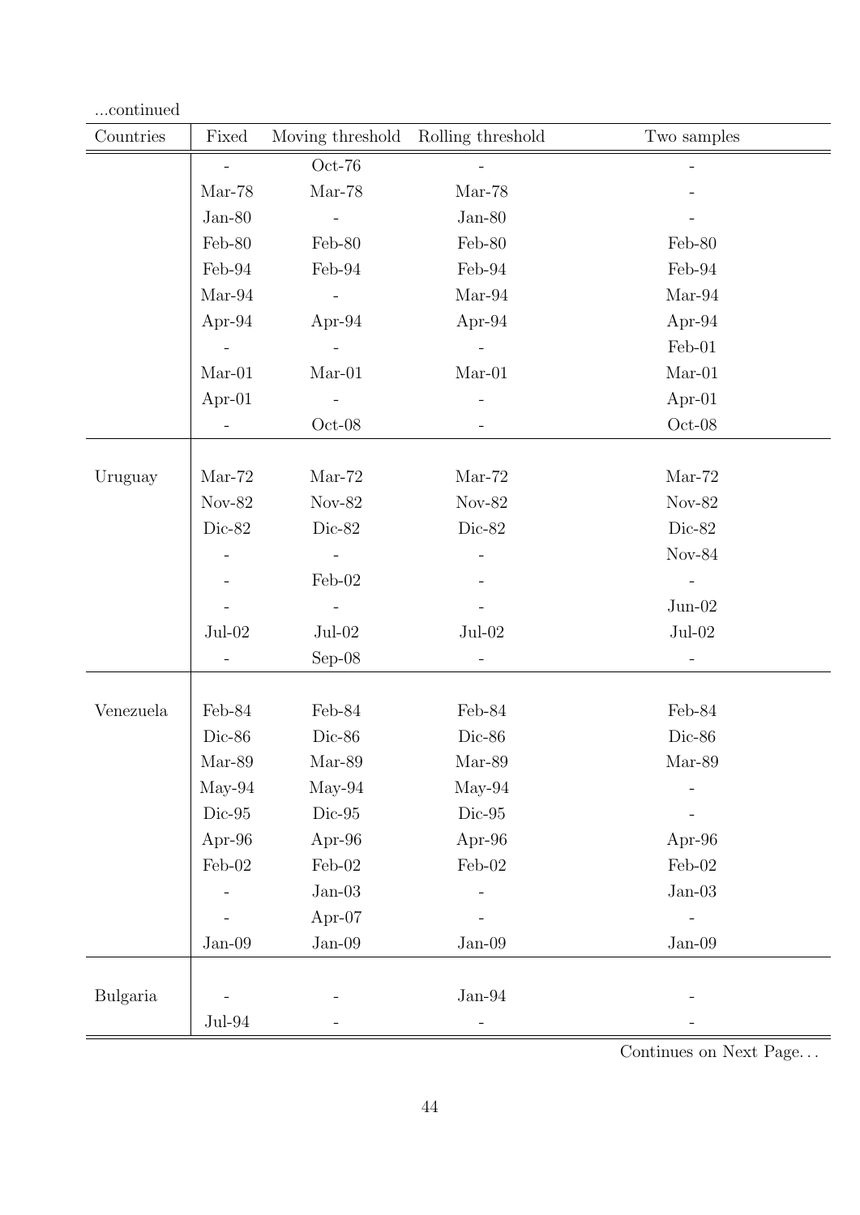...continued

| Countries | Fixed | Moving threshold | Rolling threshold | Two samples |
|---|---|---|---|---|
| | - | Oct-76 | - | - |
| | Mar-78 | Mar-78 | Mar-78 | - |
| | Jan-80 | - | Jan-80 | - |
| | Feb-80 | Feb-80 | Feb-80 | Feb-80 |
| | Feb-94 | Feb-94 | Feb-94 | Feb-94 |
| | Mar-94 | - | Mar-94 | Mar-94 |
| | Apr-94 | Apr-94 | Apr-94 | Apr-94 |
| | - | - | - | Feb-01 |
| | Mar-01 | Mar-01 | Mar-01 | Mar-01 |
| | Apr-01 | - | - | Apr-01 |
| | - | Oct-08 | - | Oct-08 |
| Uruguay | Mar-72 | Mar-72 | Mar-72 | Mar-72 |
| | Nov-82 | Nov-82 | Nov-82 | Nov-82 |
| | Dic-82 | Dic-82 | Dic-82 | Dic-82 |
| | - | - | - | Nov-84 |
| | - | Feb-02 | - | - |
| | - | - | - | Jun-02 |
| | Jul-02 | Jul-02 | Jul-02 | Jul-02 |
| | - | Sep-08 | - | - |
| Venezuela | Feb-84 | Feb-84 | Feb-84 | Feb-84 |
| | Dic-86 | Dic-86 | Dic-86 | Dic-86 |
| | Mar-89 | Mar-89 | Mar-89 | Mar-89 |
| | May-94 | May-94 | May-94 | - |
| | Dic-95 | Dic-95 | Dic-95 | - |
| | Apr-96 | Apr-96 | Apr-96 | Apr-96 |
| | Feb-02 | Feb-02 | Feb-02 | Feb-02 |
| | - | Jan-03 | - | Jan-03 |
| | - | Apr-07 | - | - |
| | Jan-09 | Jan-09 | Jan-09 | Jan-09 |
| Bulgaria | - | - | Jan-94 | - |
| | Jul-94 | - | - | - |

Continues on Next Page...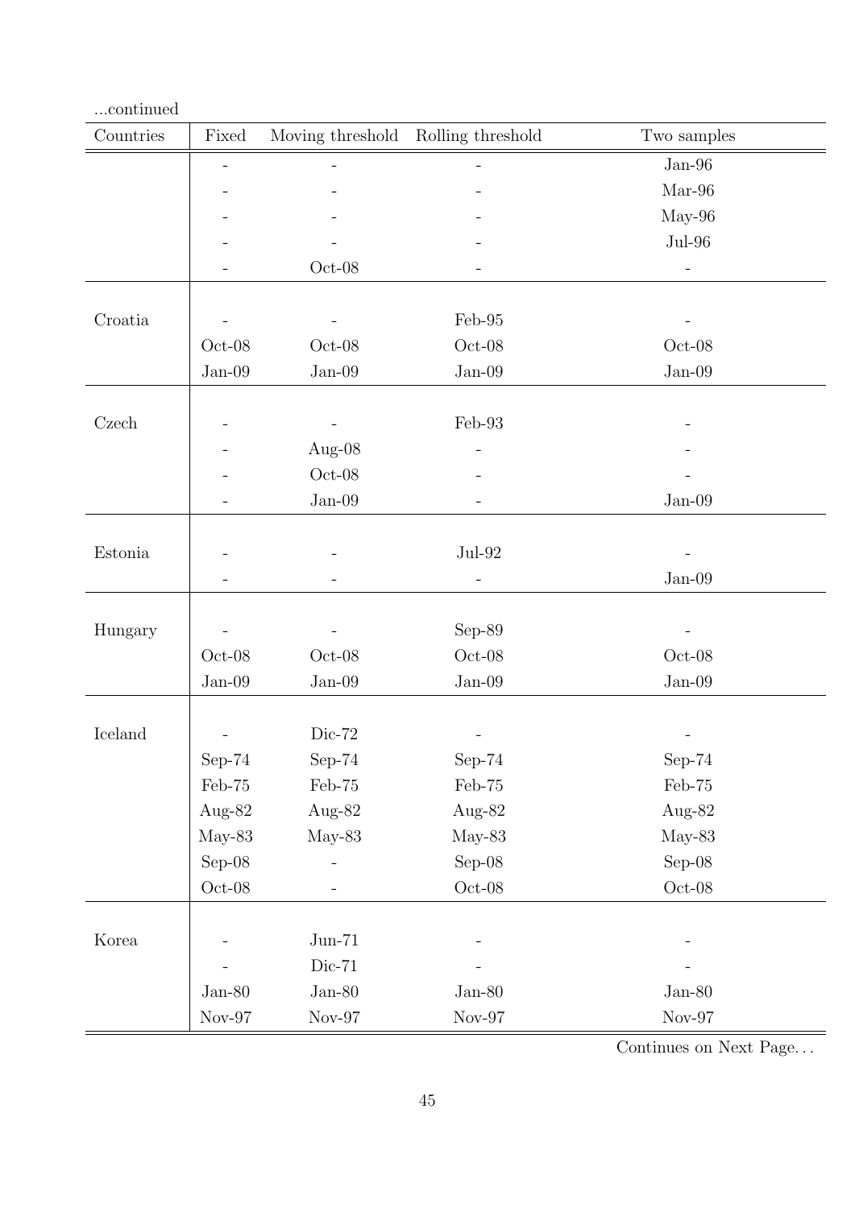...continued

| Countries | Fixed | Moving threshold | Rolling threshold | Two samples |
|---|---|---|---|---|
| | - | - | - | Jan-96 |
| | - | - | - | Mar-96 |
| | - | - | - | May-96 |
| | - | - | - | Jul-96 |
| | - | Oct-08 | - | - |
| Croatia | - | - | Feb-95 | - |
| | Oct-08 | Oct-08 | Oct-08 | Oct-08 |
| | Jan-09 | Jan-09 | Jan-09 | Jan-09 |
| Czech | - | - | Feb-93 | - |
| | - | Aug-08 | - | - |
| | - | Oct-08 | - | - |
| | - | Jan-09 | - | Jan-09 |
| Estonia | - | - | Jul-92 | - |
| | - | - | - | Jan-09 |
| Hungary | - | - | Sep-89 | - |
| | Oct-08 | Oct-08 | Oct-08 | Oct-08 |
| | Jan-09 | Jan-09 | Jan-09 | Jan-09 |
| Iceland | - | Dic-72 | - | - |
| | Sep-74 | Sep-74 | Sep-74 | Sep-74 |
| | Feb-75 | Feb-75 | Feb-75 | Feb-75 |
| | Aug-82 | Aug-82 | Aug-82 | Aug-82 |
| | May-83 | May-83 | May-83 | May-83 |
| | Sep-08 | - | Sep-08 | Sep-08 |
| | Oct-08 | - | Oct-08 | Oct-08 |
| Korea | - | Jun-71 | - | - |
| | - | Dic-71 | - | - |
| | Jan-80 | Jan-80 | Jan-80 | Jan-80 |
| | Nov-97 | Nov-97 | Nov-97 | Nov-97 |

Continues on Next Page...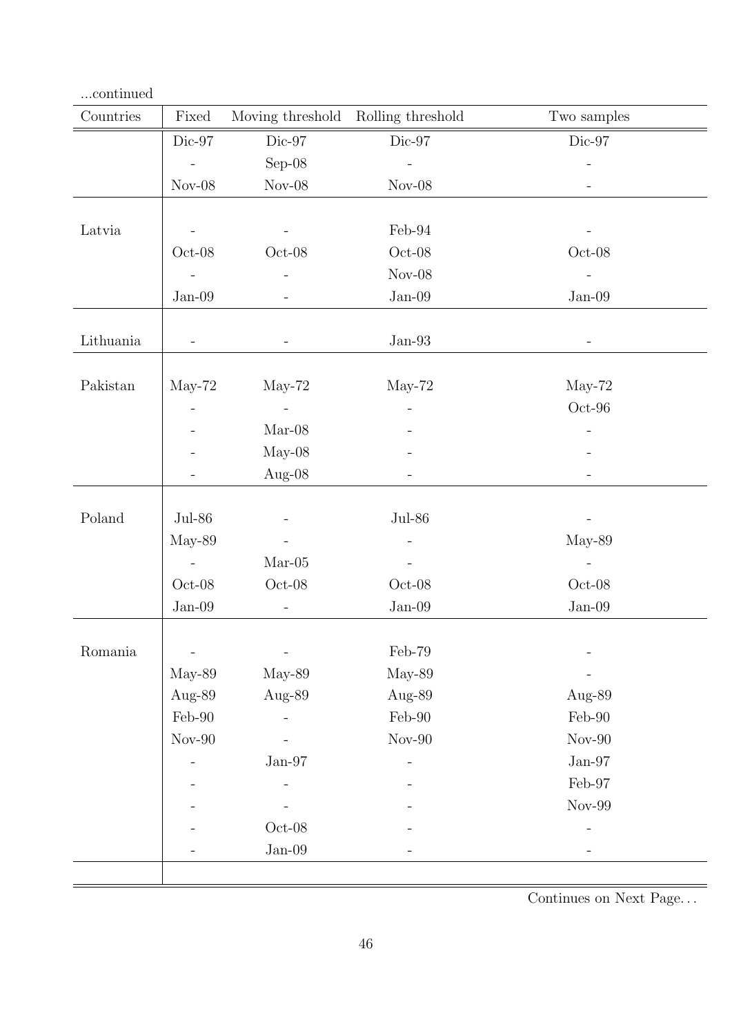...continued

| Countries | Fixed | Moving threshold | Rolling threshold | Two samples |
|---|---|---|---|---|
| | Dic-97 | Dic-97 | Dic-97 | Dic-97 |
| | - | Sep-08 | - | - |
| | Nov-08 | Nov-08 | Nov-08 | - |
| Latvia | - | - | Feb-94 | - |
| | Oct-08 | Oct-08 | Oct-08 | Oct-08 |
| | - | - | Nov-08 | - |
| | Jan-09 | - | Jan-09 | Jan-09 |
| Lithuania | - | - | Jan-93 | - |
| Pakistan | May-72 | May-72 | May-72 | May-72 |
| | - | - | - | Oct-96 |
| | - | Mar-08 | - | - |
| | - | May-08 | - | - |
| | - | Aug-08 | - | - |
| Poland | Jul-86 | - | Jul-86 | - |
| | May-89 | - | - | May-89 |
| | - | Mar-05 | - | - |
| | Oct-08 | Oct-08 | Oct-08 | Oct-08 |
| | Jan-09 | - | Jan-09 | Jan-09 |
| Romania | - | - | Feb-79 | - |
| | May-89 | May-89 | May-89 | - |
| | Aug-89 | Aug-89 | Aug-89 | Aug-89 |
| | Feb-90 | - | Feb-90 | Feb-90 |
| | Nov-90 | - | Nov-90 | Nov-90 |
| | - | Jan-97 | - | Jan-97 |
| | - | - | - | Feb-97 |
| | - | - | - | Nov-99 |
| | - | Oct-08 | - | - |
| | - | Jan-09 | - | - |

Continues on Next Page. . .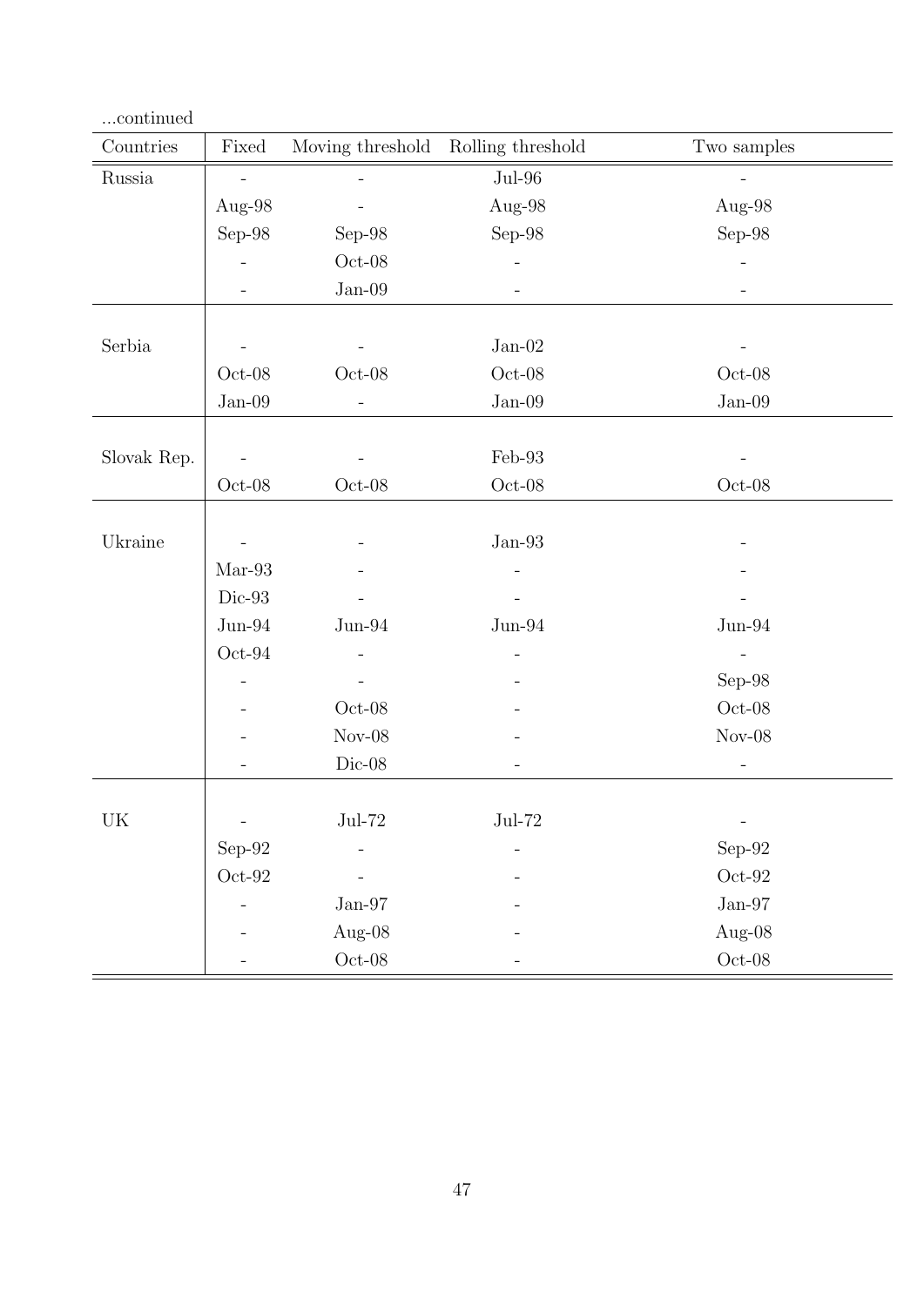...continued

| Countries | Fixed | Moving threshold | Rolling threshold | Two samples |
|---|---|---|---|---|
| Russia | - | - | Jul-96 | - |
| | Aug-98 | - | Aug-98 | Aug-98 |
| | Sep-98 | Sep-98 | Sep-98 | Sep-98 |
| | - | Oct-08 | - | - |
| | - | Jan-09 | - | - |
| Serbia | - | - | Jan-02 | - |
| | Oct-08 | Oct-08 | Oct-08 | Oct-08 |
| | Jan-09 | - | Jan-09 | Jan-09 |
| Slovak Rep. | - | - | Feb-93 | - |
| | Oct-08 | Oct-08 | Oct-08 | Oct-08 |
| Ukraine | - | - | Jan-93 | - |
| | Mar-93 | - | - | - |
| | Dic-93 | - | - | - |
| | Jun-94 | Jun-94 | Jun-94 | Jun-94 |
| | Oct-94 | - | - | - |
| | - | - | - | Sep-98 |
| | - | Oct-08 | - | Oct-08 |
| | - | Nov-08 | - | Nov-08 |
| | - | Dic-08 | - | - |
| UK | - | Jul-72 | Jul-72 | - |
| | Sep-92 | - | - | Sep-92 |
| | Oct-92 | - | - | Oct-92 |
| | - | Jan-97 | - | Jan-97 |
| | - | Aug-08 | - | Aug-08 |
| | - | Oct-08 | - | Oct-08 |